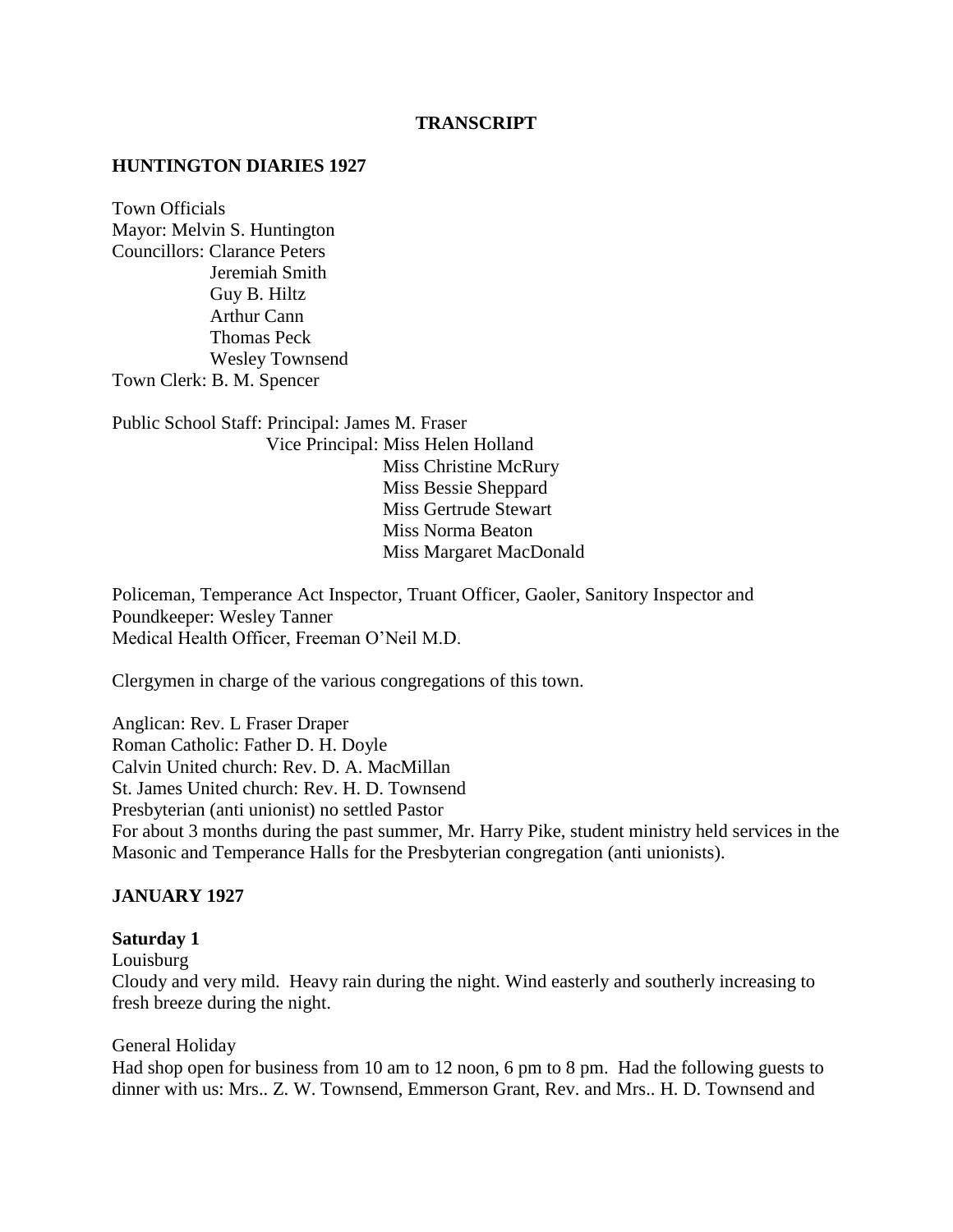**TRANSCRIPT**

**HUNTINGTON DIARIES 1927**

Town Officials
Mayor: Melvin S. Huntington
Councillors: Clarance Peters
Jeremiah Smith
Guy B. Hiltz
Arthur Cann
Thomas Peck
Wesley Townsend
Town Clerk: B. M. Spencer

Public School Staff: Principal: James M. Fraser
Vice Principal: Miss Helen Holland
Miss Christine McRury
Miss Bessie Sheppard
Miss Gertrude Stewart
Miss Norma Beaton
Miss Margaret MacDonald

Policeman, Temperance Act Inspector, Truant Officer, Gaoler, Sanitory Inspector and Poundkeeper: Wesley Tanner
Medical Health Officer, Freeman O'Neil M.D.

Clergymen in charge of the various congregations of this town.

Anglican: Rev. L Fraser Draper
Roman Catholic: Father D. H. Doyle
Calvin United church: Rev. D. A. MacMillan
St. James United church: Rev. H. D. Townsend
Presbyterian (anti unionist) no settled Pastor
For about 3 months during the past summer, Mr. Harry Pike, student ministry held services in the Masonic and Temperance Halls for the Presbyterian congregation (anti unionists).

**JANUARY 1927**

**Saturday 1**
Louisburg
Cloudy and very mild. Heavy rain during the night. Wind easterly and southerly increasing to fresh breeze during the night.

General Holiday
Had shop open for business from 10 am to 12 noon, 6 pm to 8 pm. Had the following guests to dinner with us: Mrs.. Z. W. Townsend, Emmerson Grant, Rev. and Mrs.. H. D. Townsend and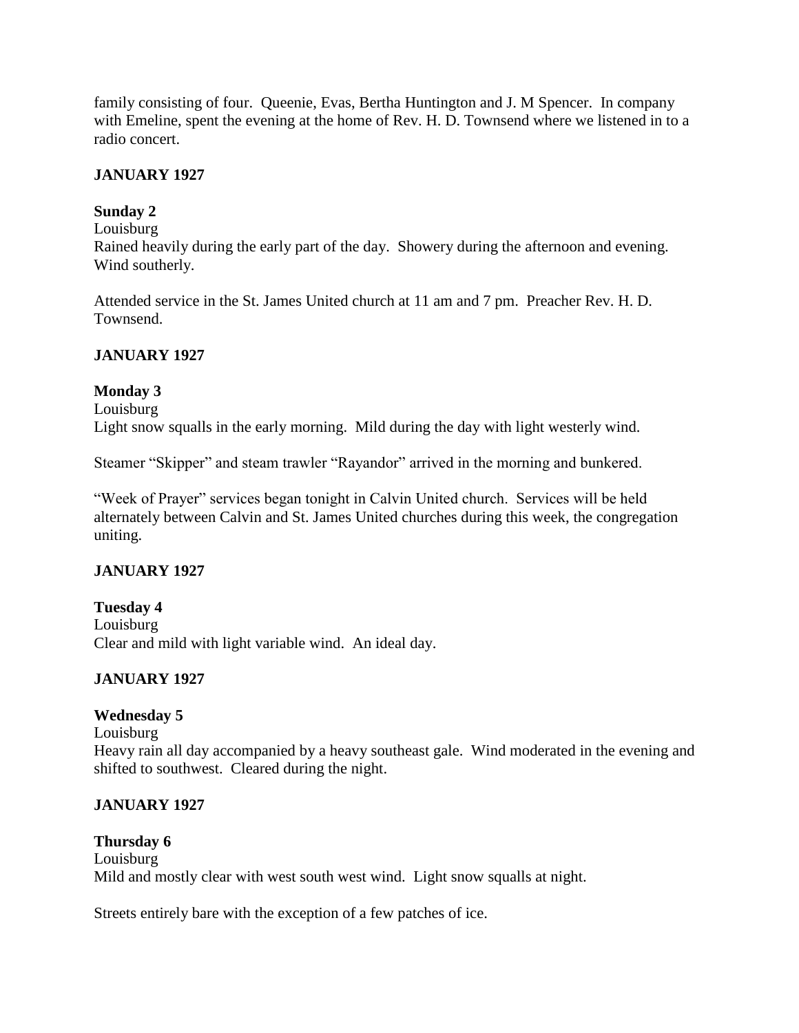family consisting of four. Queenie, Evas, Bertha Huntington and J. M Spencer. In company with Emeline, spent the evening at the home of Rev. H. D. Townsend where we listened in to a radio concert.

**JANUARY 1927**

**Sunday 2**

Louisburg

Rained heavily during the early part of the day. Showery during the afternoon and evening. Wind southerly.

Attended service in the St. James United church at 11 am and 7 pm. Preacher Rev. H. D. Townsend.

**JANUARY 1927**

**Monday 3**

Louisburg

Light snow squalls in the early morning. Mild during the day with light westerly wind.

Steamer "Skipper" and steam trawler "Rayandor" arrived in the morning and bunkered.

"Week of Prayer" services began tonight in Calvin United church. Services will be held alternately between Calvin and St. James United churches during this week, the congregation uniting.

**JANUARY 1927**

**Tuesday 4**

Louisburg

Clear and mild with light variable wind. An ideal day.

**JANUARY 1927**

**Wednesday 5**

Louisburg

Heavy rain all day accompanied by a heavy southeast gale. Wind moderated in the evening and shifted to southwest. Cleared during the night.

**JANUARY 1927**

**Thursday 6**

Louisburg

Mild and mostly clear with west south west wind. Light snow squalls at night.

Streets entirely bare with the exception of a few patches of ice.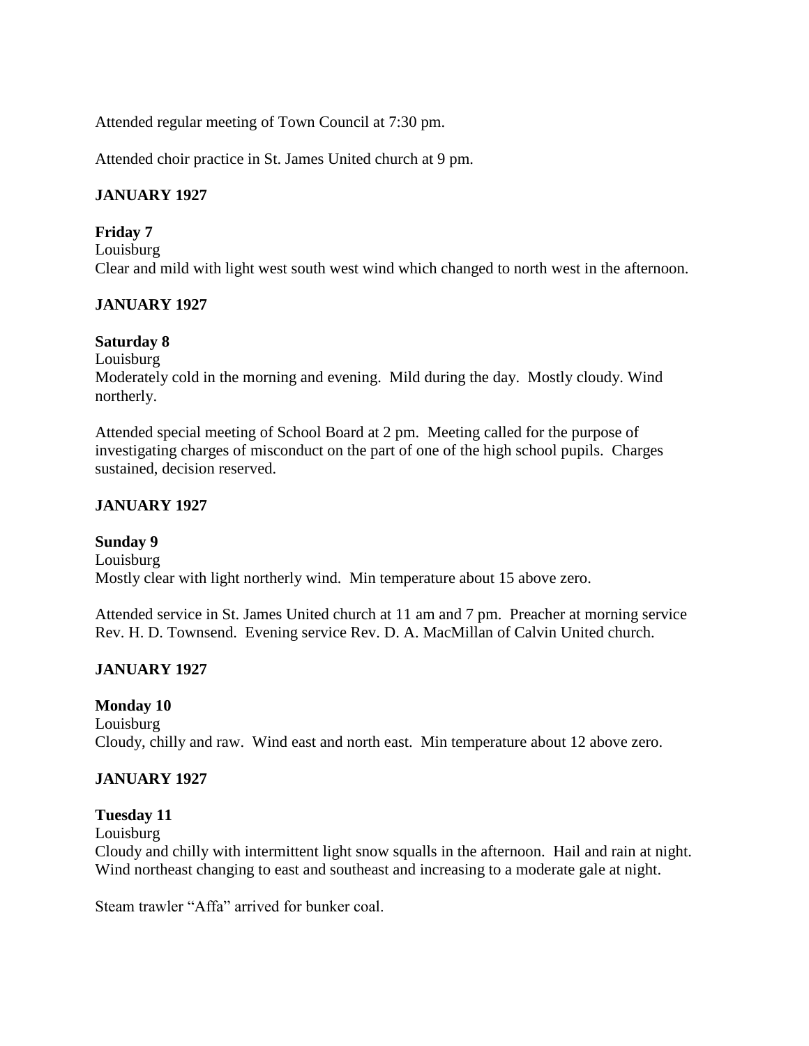Attended regular meeting of Town Council at 7:30 pm.

Attended choir practice in St. James United church at 9 pm.

**JANUARY 1927**

**Friday 7**
Louisburg
Clear and mild with light west south west wind which changed to north west in the afternoon.

**JANUARY 1927**

**Saturday 8**
Louisburg
Moderately cold in the morning and evening. Mild during the day. Mostly cloudy. Wind northerly.

Attended special meeting of School Board at 2 pm. Meeting called for the purpose of investigating charges of misconduct on the part of one of the high school pupils. Charges sustained, decision reserved.

**JANUARY 1927**

**Sunday 9**
Louisburg
Mostly clear with light northerly wind. Min temperature about 15 above zero.

Attended service in St. James United church at 11 am and 7 pm. Preacher at morning service Rev. H. D. Townsend. Evening service Rev. D. A. MacMillan of Calvin United church.

**JANUARY 1927**

**Monday 10**
Louisburg
Cloudy, chilly and raw. Wind east and north east. Min temperature about 12 above zero.

**JANUARY 1927**

**Tuesday 11**
Louisburg
Cloudy and chilly with intermittent light snow squalls in the afternoon. Hail and rain at night. Wind northeast changing to east and southeast and increasing to a moderate gale at night.

Steam trawler "Affa" arrived for bunker coal.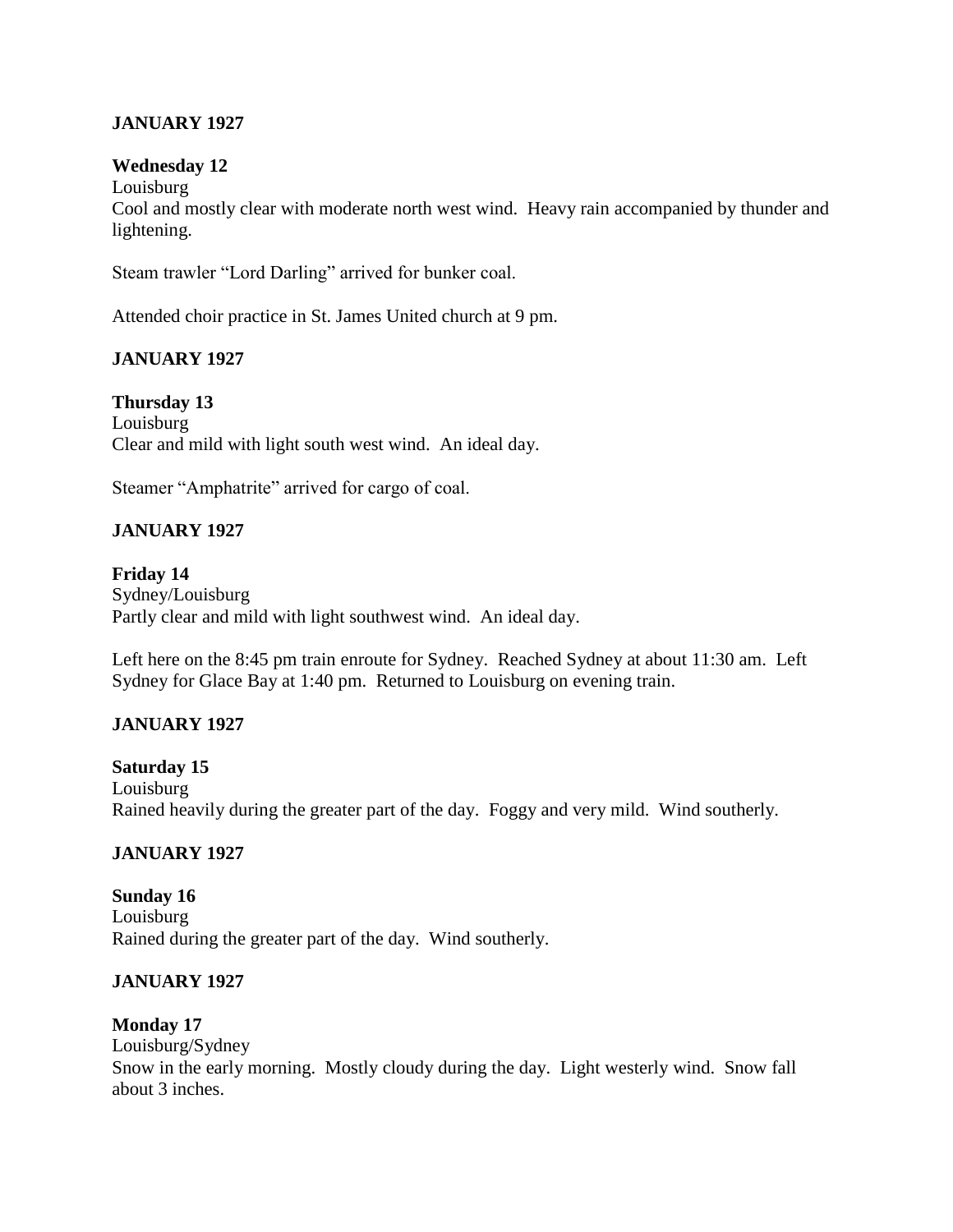**JANUARY 1927**

**Wednesday 12**

Louisburg

Cool and mostly clear with moderate north west wind. Heavy rain accompanied by thunder and lightening.

Steam trawler "Lord Darling" arrived for bunker coal.

Attended choir practice in St. James United church at 9 pm.

**JANUARY 1927**

**Thursday 13**

Louisburg

Clear and mild with light south west wind. An ideal day.

Steamer "Amphatrite" arrived for cargo of coal.

**JANUARY 1927**

**Friday 14**

Sydney/Louisburg

Partly clear and mild with light southwest wind. An ideal day.

Left here on the 8:45 pm train enroute for Sydney. Reached Sydney at about 11:30 am. Left Sydney for Glace Bay at 1:40 pm. Returned to Louisburg on evening train.

**JANUARY 1927**

**Saturday 15**

Louisburg

Rained heavily during the greater part of the day. Foggy and very mild. Wind southerly.

**JANUARY 1927**

**Sunday 16**

Louisburg

Rained during the greater part of the day. Wind southerly.

**JANUARY 1927**

**Monday 17**

Louisburg/Sydney

Snow in the early morning. Mostly cloudy during the day. Light westerly wind. Snow fall about 3 inches.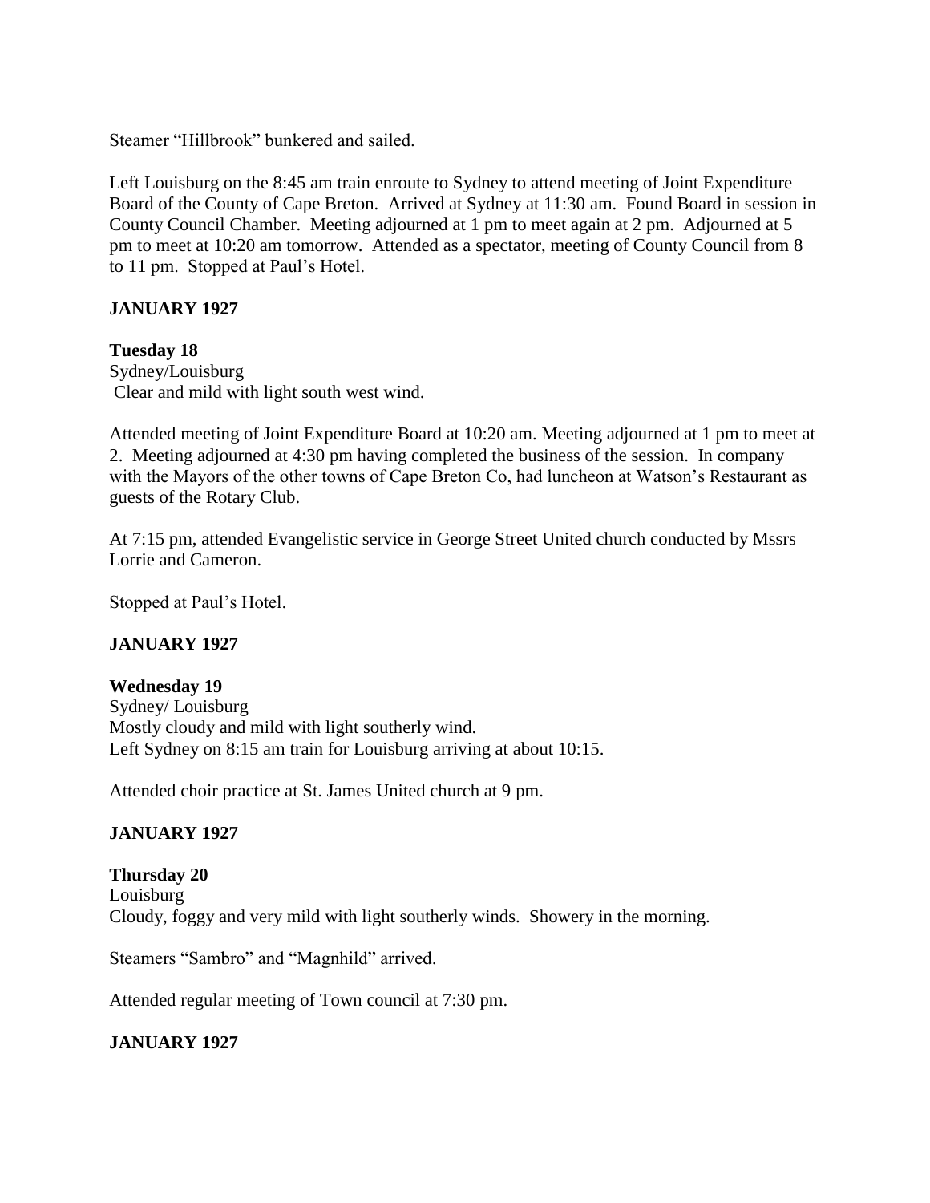Steamer "Hillbrook" bunkered and sailed.

Left Louisburg on the 8:45 am train enroute to Sydney to attend meeting of Joint Expenditure Board of the County of Cape Breton. Arrived at Sydney at 11:30 am. Found Board in session in County Council Chamber. Meeting adjourned at 1 pm to meet again at 2 pm. Adjourned at 5 pm to meet at 10:20 am tomorrow. Attended as a spectator, meeting of County Council from 8 to 11 pm. Stopped at Paul's Hotel.

**JANUARY 1927**

**Tuesday 18**
Sydney/Louisburg
Clear and mild with light south west wind.

Attended meeting of Joint Expenditure Board at 10:20 am. Meeting adjourned at 1 pm to meet at 2. Meeting adjourned at 4:30 pm having completed the business of the session. In company with the Mayors of the other towns of Cape Breton Co, had luncheon at Watson's Restaurant as guests of the Rotary Club.

At 7:15 pm, attended Evangelistic service in George Street United church conducted by Mssrs Lorrie and Cameron.

Stopped at Paul's Hotel.

**JANUARY 1927**

**Wednesday 19**
Sydney/ Louisburg
Mostly cloudy and mild with light southerly wind.
Left Sydney on 8:15 am train for Louisburg arriving at about 10:15.

Attended choir practice at St. James United church at 9 pm.

**JANUARY 1927**

**Thursday 20**
Louisburg
Cloudy, foggy and very mild with light southerly winds. Showery in the morning.

Steamers "Sambro" and "Magnhild" arrived.

Attended regular meeting of Town council at 7:30 pm.

**JANUARY 1927**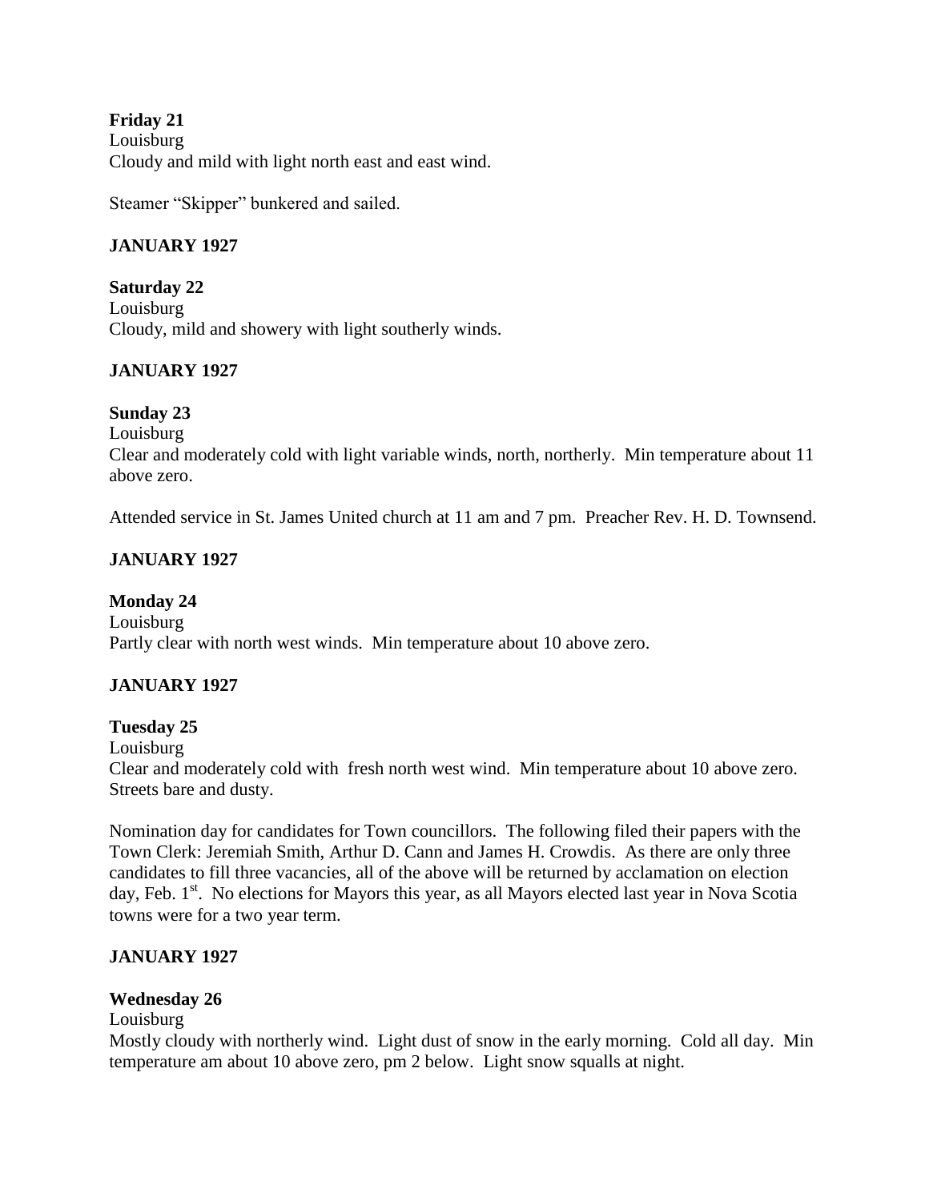**Friday 21**
Louisburg
Cloudy and mild with light north east and east wind.

Steamer "Skipper" bunkered and sailed.

## JANUARY 1927

**Saturday 22**
Louisburg
Cloudy, mild and showery with light southerly winds.

## JANUARY 1927

**Sunday 23**
Louisburg
Clear and moderately cold with light variable winds, north, northerly. Min temperature about 11 above zero.

Attended service in St. James United church at 11 am and 7 pm. Preacher Rev. H. D. Townsend.

## JANUARY 1927

**Monday 24**
Louisburg
Partly clear with north west winds. Min temperature about 10 above zero.

## JANUARY 1927

**Tuesday 25**
Louisburg
Clear and moderately cold with fresh north west wind. Min temperature about 10 above zero. Streets bare and dusty.

Nomination day for candidates for Town councillors. The following filed their papers with the Town Clerk: Jeremiah Smith, Arthur D. Cann and James H. Crowdis. As there are only three candidates to fill three vacancies, all of the above will be returned by acclamation on election day, Feb. 1st. No elections for Mayors this year, as all Mayors elected last year in Nova Scotia towns were for a two year term.

## JANUARY 1927

**Wednesday 26**
Louisburg
Mostly cloudy with northerly wind. Light dust of snow in the early morning. Cold all day. Min temperature am about 10 above zero, pm 2 below. Light snow squalls at night.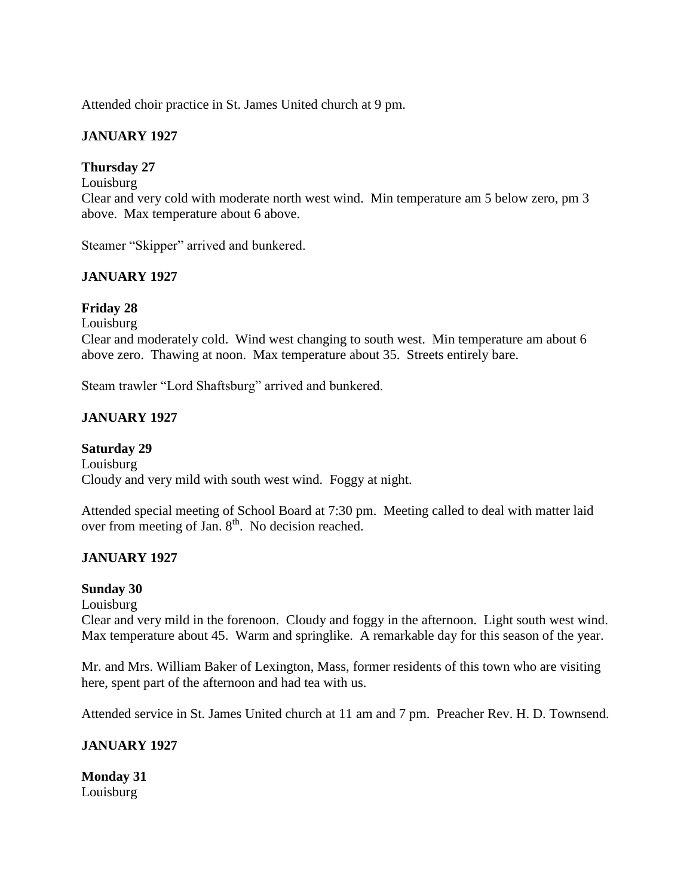Attended choir practice in St. James United church at 9 pm.

**JANUARY 1927**

**Thursday 27**

Louisburg

Clear and very cold with moderate north west wind. Min temperature am 5 below zero, pm 3 above. Max temperature about 6 above.

Steamer "Skipper" arrived and bunkered.

**JANUARY 1927**

**Friday 28**

Louisburg

Clear and moderately cold. Wind west changing to south west. Min temperature am about 6 above zero. Thawing at noon. Max temperature about 35. Streets entirely bare.

Steam trawler "Lord Shaftsburg" arrived and bunkered.

**JANUARY 1927**

**Saturday 29**

Louisburg

Cloudy and very mild with south west wind. Foggy at night.

Attended special meeting of School Board at 7:30 pm. Meeting called to deal with matter laid over from meeting of Jan. 8th. No decision reached.

**JANUARY 1927**

**Sunday 30**

Louisburg

Clear and very mild in the forenoon. Cloudy and foggy in the afternoon. Light south west wind. Max temperature about 45. Warm and springlike. A remarkable day for this season of the year.

Mr. and Mrs. William Baker of Lexington, Mass, former residents of this town who are visiting here, spent part of the afternoon and had tea with us.

Attended service in St. James United church at 11 am and 7 pm. Preacher Rev. H. D. Townsend.

**JANUARY 1927**

**Monday 31**

Louisburg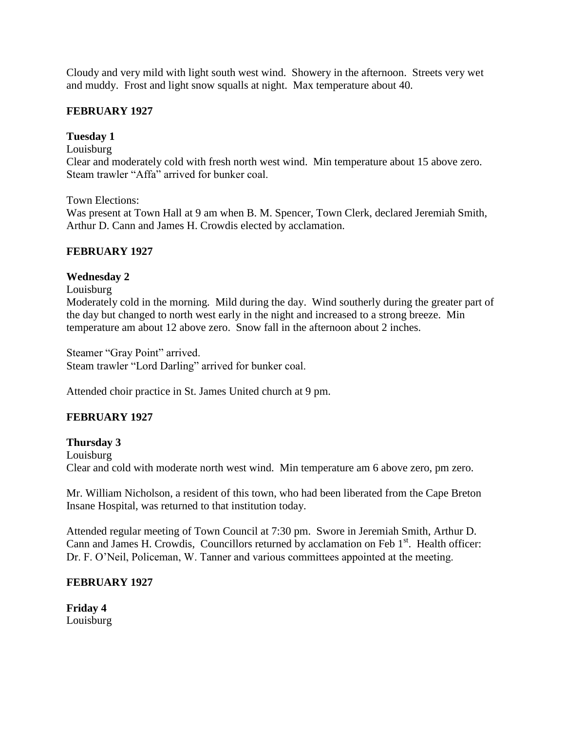Cloudy and very mild with light south west wind. Showery in the afternoon. Streets very wet and muddy. Frost and light snow squalls at night. Max temperature about 40.

**FEBRUARY 1927**

**Tuesday 1**

Louisburg

Clear and moderately cold with fresh north west wind. Min temperature about 15 above zero. Steam trawler "Affa" arrived for bunker coal.

Town Elections:

Was present at Town Hall at 9 am when B. M. Spencer, Town Clerk, declared Jeremiah Smith, Arthur D. Cann and James H. Crowdis elected by acclamation.

**FEBRUARY 1927**

**Wednesday 2**

Louisburg

Moderately cold in the morning. Mild during the day. Wind southerly during the greater part of the day but changed to north west early in the night and increased to a strong breeze. Min temperature am about 12 above zero. Snow fall in the afternoon about 2 inches.

Steamer "Gray Point" arrived.

Steam trawler "Lord Darling" arrived for bunker coal.

Attended choir practice in St. James United church at 9 pm.

**FEBRUARY 1927**

**Thursday 3**

Louisburg

Clear and cold with moderate north west wind. Min temperature am 6 above zero, pm zero.

Mr. William Nicholson, a resident of this town, who had been liberated from the Cape Breton Insane Hospital, was returned to that institution today.

Attended regular meeting of Town Council at 7:30 pm. Swore in Jeremiah Smith, Arthur D. Cann and James H. Crowdis, Councillors returned by acclamation on Feb 1st. Health officer: Dr. F. O'Neil, Policeman, W. Tanner and various committees appointed at the meeting.

**FEBRUARY 1927**

**Friday 4**

Louisburg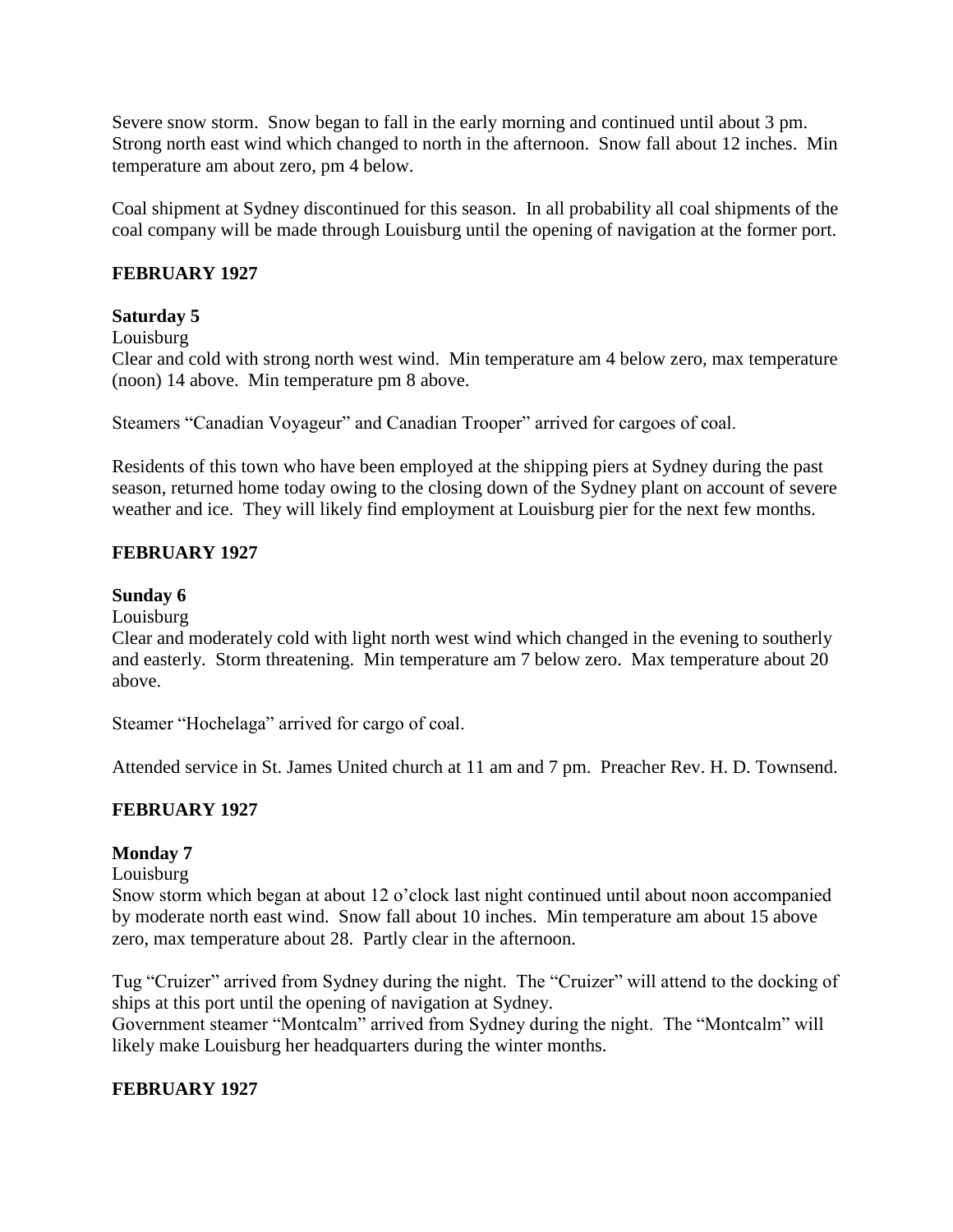Severe snow storm. Snow began to fall in the early morning and continued until about 3 pm. Strong north east wind which changed to north in the afternoon. Snow fall about 12 inches. Min temperature am about zero, pm 4 below.

Coal shipment at Sydney discontinued for this season. In all probability all coal shipments of the coal company will be made through Louisburg until the opening of navigation at the former port.

**FEBRUARY 1927**

**Saturday 5**

Louisburg

Clear and cold with strong north west wind. Min temperature am 4 below zero, max temperature (noon) 14 above. Min temperature pm 8 above.

Steamers "Canadian Voyageur" and Canadian Trooper" arrived for cargoes of coal.

Residents of this town who have been employed at the shipping piers at Sydney during the past season, returned home today owing to the closing down of the Sydney plant on account of severe weather and ice. They will likely find employment at Louisburg pier for the next few months.

**FEBRUARY 1927**

**Sunday 6**

Louisburg

Clear and moderately cold with light north west wind which changed in the evening to southerly and easterly. Storm threatening. Min temperature am 7 below zero. Max temperature about 20 above.

Steamer "Hochelaga" arrived for cargo of coal.

Attended service in St. James United church at 11 am and 7 pm. Preacher Rev. H. D. Townsend.

**FEBRUARY 1927**

**Monday 7**

Louisburg

Snow storm which began at about 12 o'clock last night continued until about noon accompanied by moderate north east wind. Snow fall about 10 inches. Min temperature am about 15 above zero, max temperature about 28. Partly clear in the afternoon.

Tug "Cruizer" arrived from Sydney during the night. The "Cruizer" will attend to the docking of ships at this port until the opening of navigation at Sydney.

Government steamer "Montcalm" arrived from Sydney during the night. The "Montcalm" will likely make Louisburg her headquarters during the winter months.

**FEBRUARY 1927**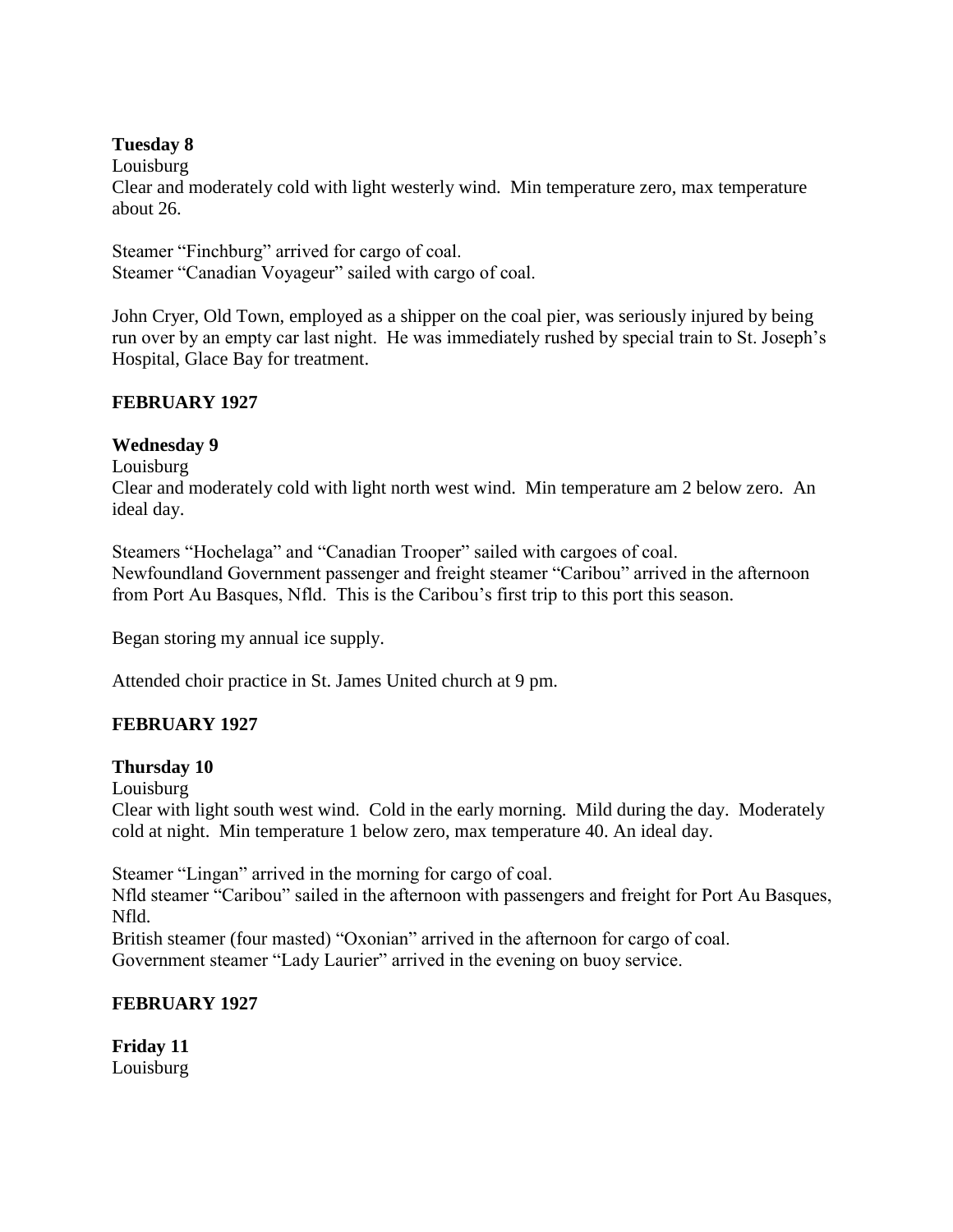**Tuesday 8**

Louisburg

Clear and moderately cold with light westerly wind. Min temperature zero, max temperature about 26.

Steamer “Finchburg” arrived for cargo of coal.
Steamer “Canadian Voyageur” sailed with cargo of coal.

John Cryer, Old Town, employed as a shipper on the coal pier, was seriously injured by being run over by an empty car last night. He was immediately rushed by special train to St. Joseph’s Hospital, Glace Bay for treatment.

**FEBRUARY 1927**

**Wednesday 9**

Louisburg

Clear and moderately cold with light north west wind. Min temperature am 2 below zero. An ideal day.

Steamers “Hochelaga” and “Canadian Trooper” sailed with cargoes of coal.
Newfoundland Government passenger and freight steamer “Caribou” arrived in the afternoon from Port Au Basques, Nfld. This is the Caribou’s first trip to this port this season.

Began storing my annual ice supply.

Attended choir practice in St. James United church at 9 pm.

**FEBRUARY 1927**

**Thursday 10**

Louisburg

Clear with light south west wind. Cold in the early morning. Mild during the day. Moderately cold at night. Min temperature 1 below zero, max temperature 40. An ideal day.

Steamer “Lingan” arrived in the morning for cargo of coal.
Nfld steamer “Caribou” sailed in the afternoon with passengers and freight for Port Au Basques, Nfld.
British steamer (four masted) “Oxonian” arrived in the afternoon for cargo of coal.
Government steamer “Lady Laurier” arrived in the evening on buoy service.

**FEBRUARY 1927**

**Friday 11**

Louisburg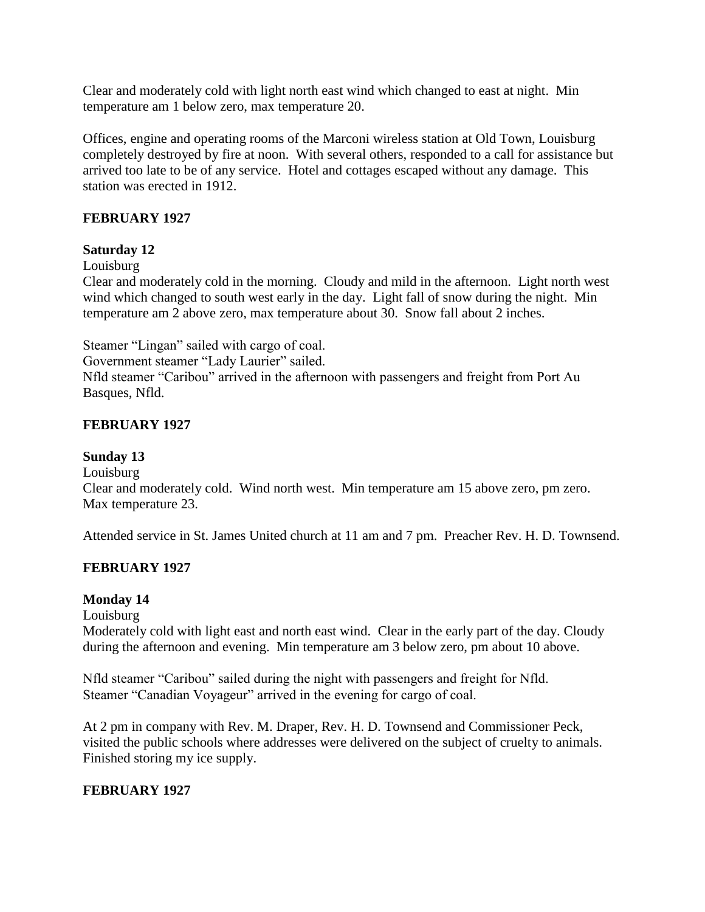Clear and moderately cold with light north east wind which changed to east at night. Min temperature am 1 below zero, max temperature 20.

Offices, engine and operating rooms of the Marconi wireless station at Old Town, Louisburg completely destroyed by fire at noon. With several others, responded to a call for assistance but arrived too late to be of any service. Hotel and cottages escaped without any damage. This station was erected in 1912.

**FEBRUARY 1927**

**Saturday 12**

Louisburg

Clear and moderately cold in the morning. Cloudy and mild in the afternoon. Light north west wind which changed to south west early in the day. Light fall of snow during the night. Min temperature am 2 above zero, max temperature about 30. Snow fall about 2 inches.

Steamer "Lingan" sailed with cargo of coal.
Government steamer "Lady Laurier" sailed.
Nfld steamer "Caribou" arrived in the afternoon with passengers and freight from Port Au Basques, Nfld.

**FEBRUARY 1927**

**Sunday 13**

Louisburg

Clear and moderately cold. Wind north west. Min temperature am 15 above zero, pm zero. Max temperature 23.

Attended service in St. James United church at 11 am and 7 pm. Preacher Rev. H. D. Townsend.

**FEBRUARY 1927**

**Monday 14**

Louisburg

Moderately cold with light east and north east wind. Clear in the early part of the day. Cloudy during the afternoon and evening. Min temperature am 3 below zero, pm about 10 above.

Nfld steamer "Caribou" sailed during the night with passengers and freight for Nfld.
Steamer "Canadian Voyageur" arrived in the evening for cargo of coal.

At 2 pm in company with Rev. M. Draper, Rev. H. D. Townsend and Commissioner Peck, visited the public schools where addresses were delivered on the subject of cruelty to animals. Finished storing my ice supply.

**FEBRUARY 1927**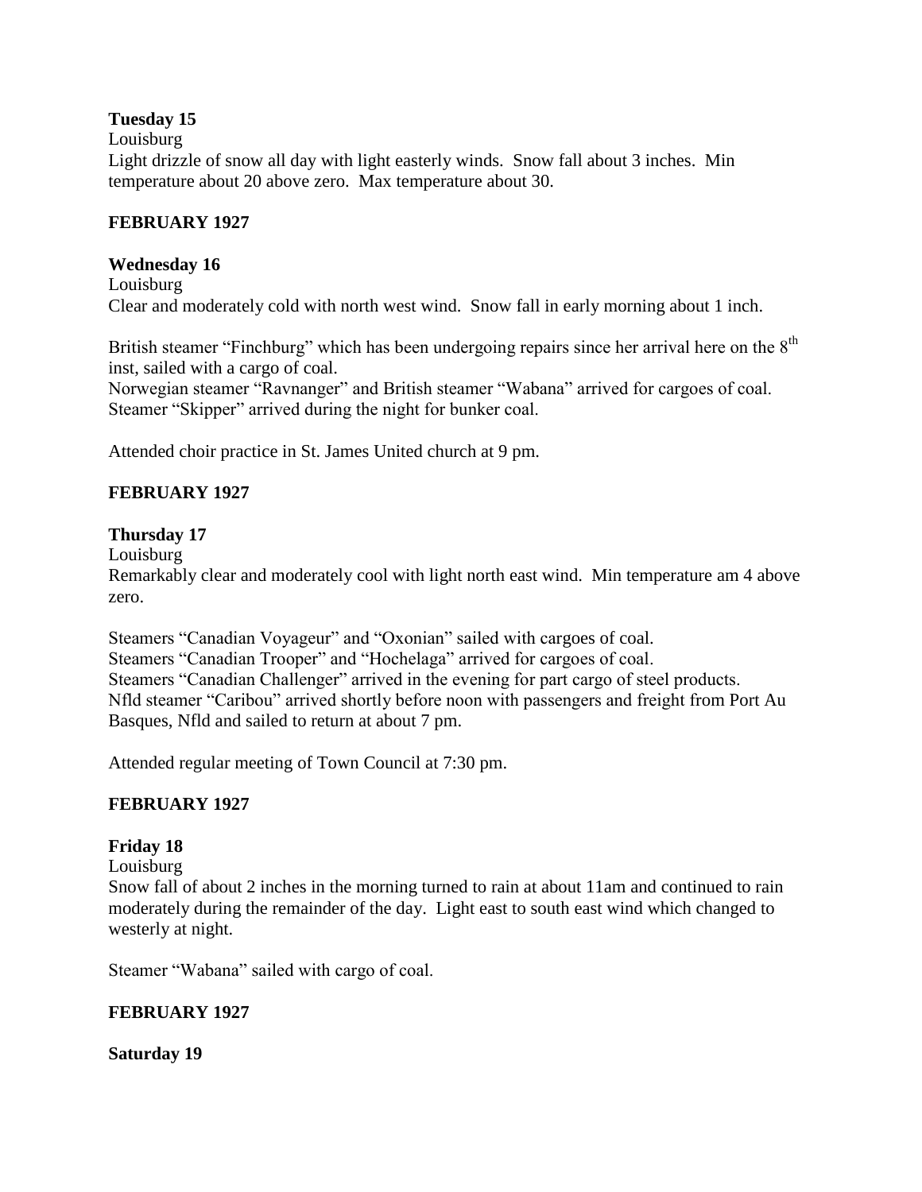**Tuesday 15**

Louisburg

Light drizzle of snow all day with light easterly winds. Snow fall about 3 inches. Min temperature about 20 above zero. Max temperature about 30.

**FEBRUARY 1927**

**Wednesday 16**

Louisburg

Clear and moderately cold with north west wind. Snow fall in early morning about 1 inch.

British steamer "Finchburg" which has been undergoing repairs since her arrival here on the 8th inst, sailed with a cargo of coal.

Norwegian steamer "Ravnanger" and British steamer "Wabana" arrived for cargoes of coal.

Steamer "Skipper" arrived during the night for bunker coal.

Attended choir practice in St. James United church at 9 pm.

**FEBRUARY 1927**

**Thursday 17**

Louisburg

Remarkably clear and moderately cool with light north east wind. Min temperature am 4 above zero.

Steamers "Canadian Voyageur" and "Oxonian" sailed with cargoes of coal.

Steamers "Canadian Trooper" and "Hochelaga" arrived for cargoes of coal.

Steamers "Canadian Challenger" arrived in the evening for part cargo of steel products.

Nfld steamer "Caribou" arrived shortly before noon with passengers and freight from Port Au Basques, Nfld and sailed to return at about 7 pm.

Attended regular meeting of Town Council at 7:30 pm.

**FEBRUARY 1927**

**Friday 18**

Louisburg

Snow fall of about 2 inches in the morning turned to rain at about 11am and continued to rain moderately during the remainder of the day. Light east to south east wind which changed to westerly at night.

Steamer "Wabana" sailed with cargo of coal.

**FEBRUARY 1927**

**Saturday 19**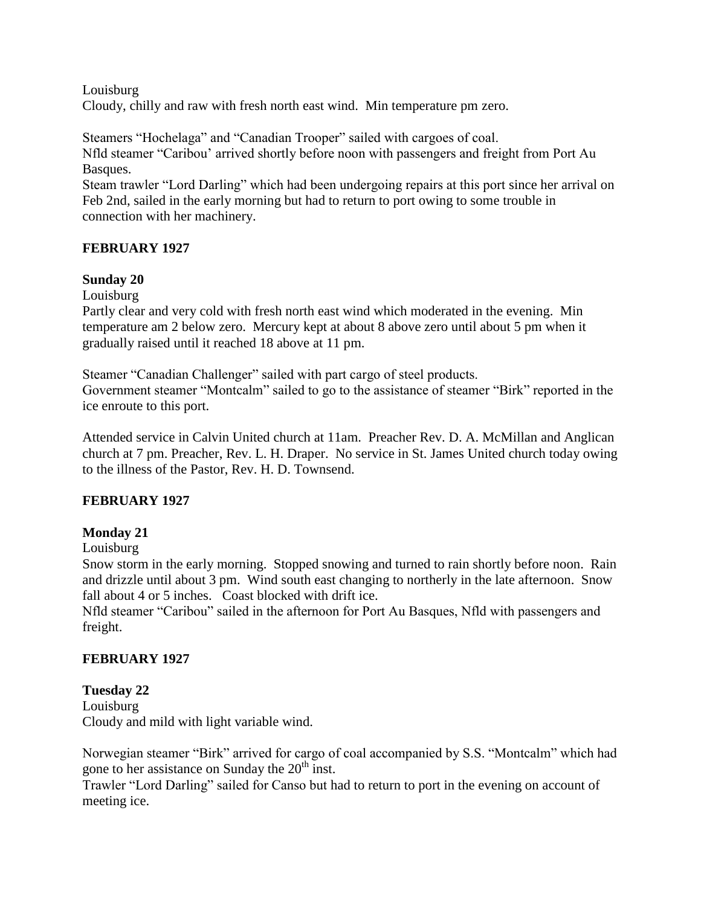Louisburg

Cloudy, chilly and raw with fresh north east wind. Min temperature pm zero.

Steamers "Hochelaga" and "Canadian Trooper" sailed with cargoes of coal.

Nfld steamer "Caribou' arrived shortly before noon with passengers and freight from Port Au Basques.

Steam trawler "Lord Darling" which had been undergoing repairs at this port since her arrival on Feb 2nd, sailed in the early morning but had to return to port owing to some trouble in connection with her machinery.

## FEBRUARY 1927

### Sunday 20

Louisburg

Partly clear and very cold with fresh north east wind which moderated in the evening. Min temperature am 2 below zero. Mercury kept at about 8 above zero until about 5 pm when it gradually raised until it reached 18 above at 11 pm.

Steamer "Canadian Challenger" sailed with part cargo of steel products.

Government steamer "Montcalm" sailed to go to the assistance of steamer "Birk" reported in the ice enroute to this port.

Attended service in Calvin United church at 11am. Preacher Rev. D. A. McMillan and Anglican church at 7 pm. Preacher, Rev. L. H. Draper. No service in St. James United church today owing to the illness of the Pastor, Rev. H. D. Townsend.

## FEBRUARY 1927

### Monday 21

Louisburg

Snow storm in the early morning. Stopped snowing and turned to rain shortly before noon. Rain and drizzle until about 3 pm. Wind south east changing to northerly in the late afternoon. Snow fall about 4 or 5 inches. Coast blocked with drift ice.

Nfld steamer "Caribou" sailed in the afternoon for Port Au Basques, Nfld with passengers and freight.

## FEBRUARY 1927

### Tuesday 22

Louisburg

Cloudy and mild with light variable wind.

Norwegian steamer "Birk" arrived for cargo of coal accompanied by S.S. "Montcalm" which had gone to her assistance on Sunday the 20th inst.

Trawler "Lord Darling" sailed for Canso but had to return to port in the evening on account of meeting ice.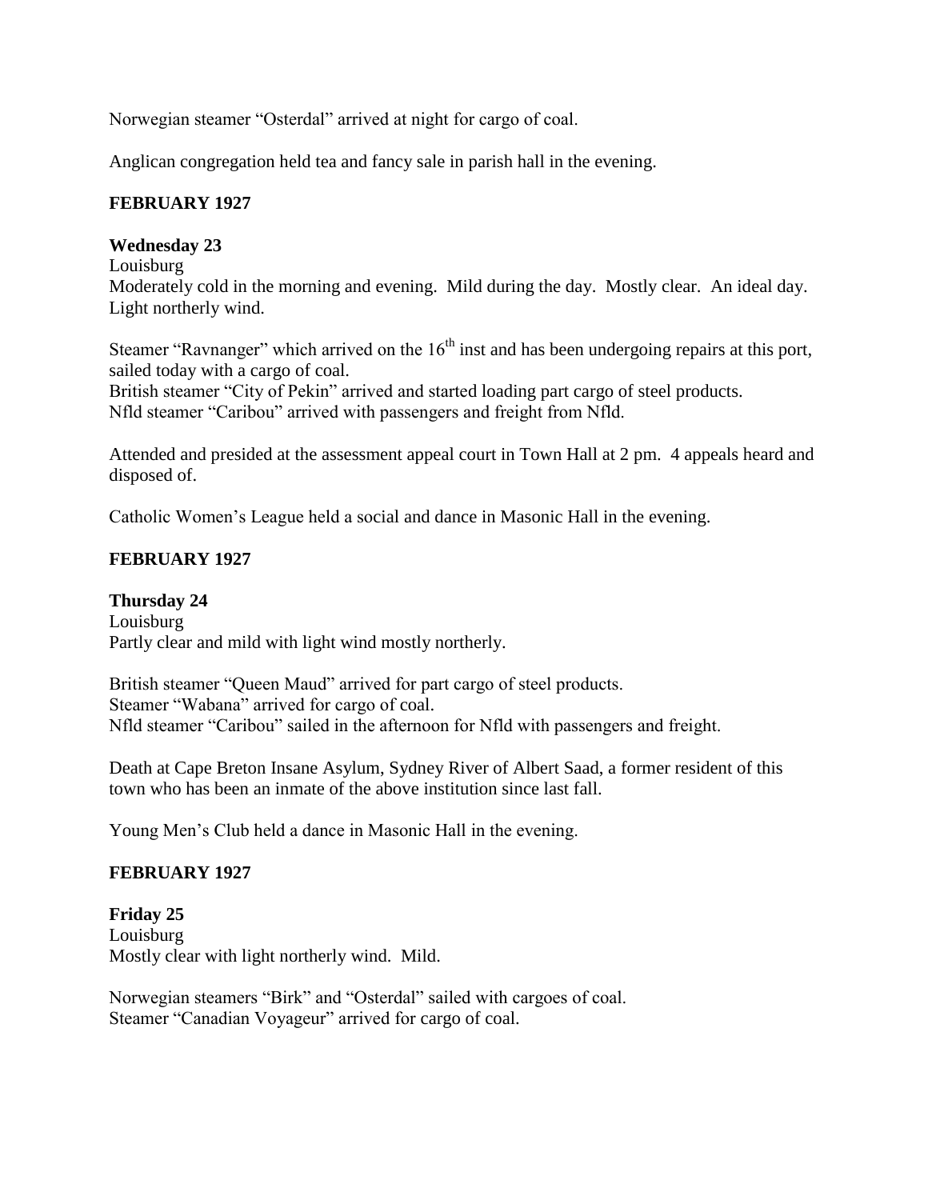Norwegian steamer "Osterdal" arrived at night for cargo of coal.

Anglican congregation held tea and fancy sale in parish hall in the evening.

**FEBRUARY 1927**

**Wednesday 23**
Louisburg
Moderately cold in the morning and evening. Mild during the day. Mostly clear. An ideal day. Light northerly wind.

Steamer "Ravnanger" which arrived on the 16th inst and has been undergoing repairs at this port, sailed today with a cargo of coal.
British steamer "City of Pekin" arrived and started loading part cargo of steel products.
Nfld steamer "Caribou" arrived with passengers and freight from Nfld.

Attended and presided at the assessment appeal court in Town Hall at 2 pm. 4 appeals heard and disposed of.

Catholic Women's League held a social and dance in Masonic Hall in the evening.

**FEBRUARY 1927**

**Thursday 24**
Louisburg
Partly clear and mild with light wind mostly northerly.

British steamer "Queen Maud" arrived for part cargo of steel products.
Steamer "Wabana" arrived for cargo of coal.
Nfld steamer "Caribou" sailed in the afternoon for Nfld with passengers and freight.

Death at Cape Breton Insane Asylum, Sydney River of Albert Saad, a former resident of this town who has been an inmate of the above institution since last fall.

Young Men's Club held a dance in Masonic Hall in the evening.

**FEBRUARY 1927**

**Friday 25**
Louisburg
Mostly clear with light northerly wind. Mild.

Norwegian steamers "Birk" and "Osterdal" sailed with cargoes of coal.
Steamer "Canadian Voyageur" arrived for cargo of coal.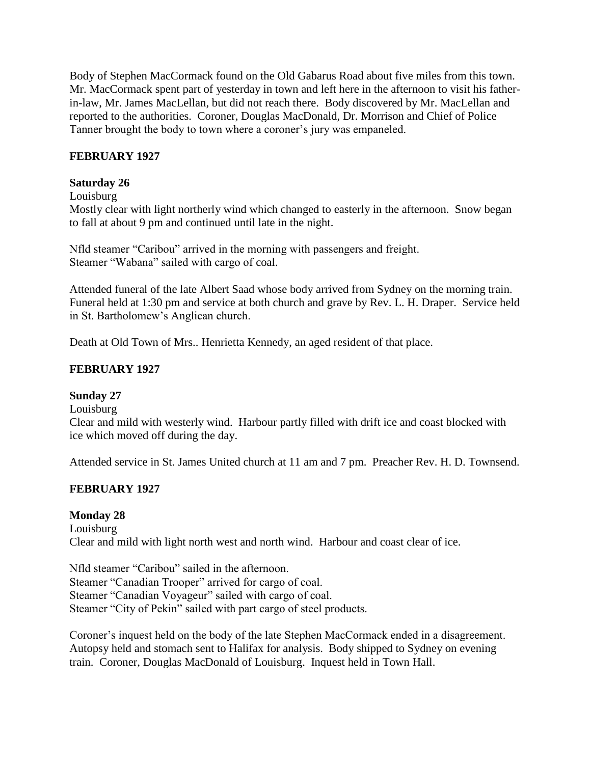Body of Stephen MacCormack found on the Old Gabarus Road about five miles from this town. Mr. MacCormack spent part of yesterday in town and left here in the afternoon to visit his father-in-law, Mr. James MacLellan, but did not reach there. Body discovered by Mr. MacLellan and reported to the authorities. Coroner, Douglas MacDonald, Dr. Morrison and Chief of Police Tanner brought the body to town where a coroner's jury was empaneled.

## FEBRUARY 1927

### Saturday 26

Louisburg

Mostly clear with light northerly wind which changed to easterly in the afternoon. Snow began to fall at about 9 pm and continued until late in the night.

Nfld steamer "Caribou" arrived in the morning with passengers and freight.
Steamer "Wabana" sailed with cargo of coal.

Attended funeral of the late Albert Saad whose body arrived from Sydney on the morning train. Funeral held at 1:30 pm and service at both church and grave by Rev. L. H. Draper. Service held in St. Bartholomew's Anglican church.

Death at Old Town of Mrs.. Henrietta Kennedy, an aged resident of that place.

## FEBRUARY 1927

### Sunday 27

Louisburg

Clear and mild with westerly wind. Harbour partly filled with drift ice and coast blocked with ice which moved off during the day.

Attended service in St. James United church at 11 am and 7 pm. Preacher Rev. H. D. Townsend.

## FEBRUARY 1927

### Monday 28

Louisburg

Clear and mild with light north west and north wind. Harbour and coast clear of ice.

Nfld steamer "Caribou" sailed in the afternoon.
Steamer "Canadian Trooper" arrived for cargo of coal.
Steamer "Canadian Voyageur" sailed with cargo of coal.
Steamer "City of Pekin" sailed with part cargo of steel products.

Coroner's inquest held on the body of the late Stephen MacCormack ended in a disagreement. Autopsy held and stomach sent to Halifax for analysis. Body shipped to Sydney on evening train. Coroner, Douglas MacDonald of Louisburg. Inquest held in Town Hall.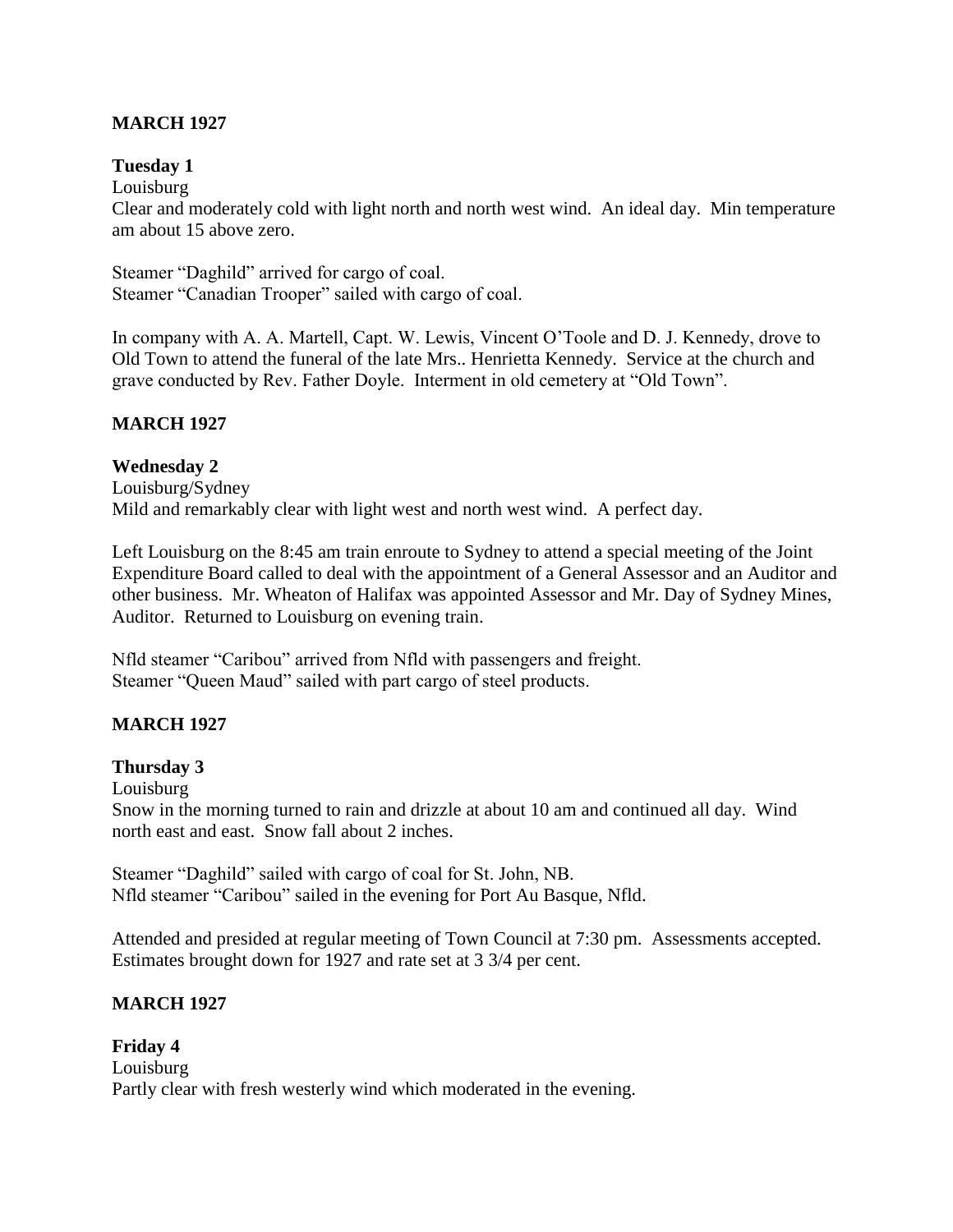**MARCH 1927**

**Tuesday 1**

Louisburg

Clear and moderately cold with light north and north west wind. An ideal day. Min temperature am about 15 above zero.

Steamer "Daghild" arrived for cargo of coal.
Steamer "Canadian Trooper" sailed with cargo of coal.

In company with A. A. Martell, Capt. W. Lewis, Vincent O'Toole and D. J. Kennedy, drove to Old Town to attend the funeral of the late Mrs.. Henrietta Kennedy. Service at the church and grave conducted by Rev. Father Doyle. Interment in old cemetery at "Old Town".

**MARCH 1927**

**Wednesday 2**

Louisburg/Sydney

Mild and remarkably clear with light west and north west wind. A perfect day.

Left Louisburg on the 8:45 am train enroute to Sydney to attend a special meeting of the Joint Expenditure Board called to deal with the appointment of a General Assessor and an Auditor and other business. Mr. Wheaton of Halifax was appointed Assessor and Mr. Day of Sydney Mines, Auditor. Returned to Louisburg on evening train.

Nfld steamer "Caribou" arrived from Nfld with passengers and freight.
Steamer "Queen Maud" sailed with part cargo of steel products.

**MARCH 1927**

**Thursday 3**

Louisburg

Snow in the morning turned to rain and drizzle at about 10 am and continued all day. Wind north east and east. Snow fall about 2 inches.

Steamer "Daghild" sailed with cargo of coal for St. John, NB.
Nfld steamer "Caribou" sailed in the evening for Port Au Basque, Nfld.

Attended and presided at regular meeting of Town Council at 7:30 pm. Assessments accepted. Estimates brought down for 1927 and rate set at 3 3/4 per cent.

**MARCH 1927**

**Friday 4**

Louisburg

Partly clear with fresh westerly wind which moderated in the evening.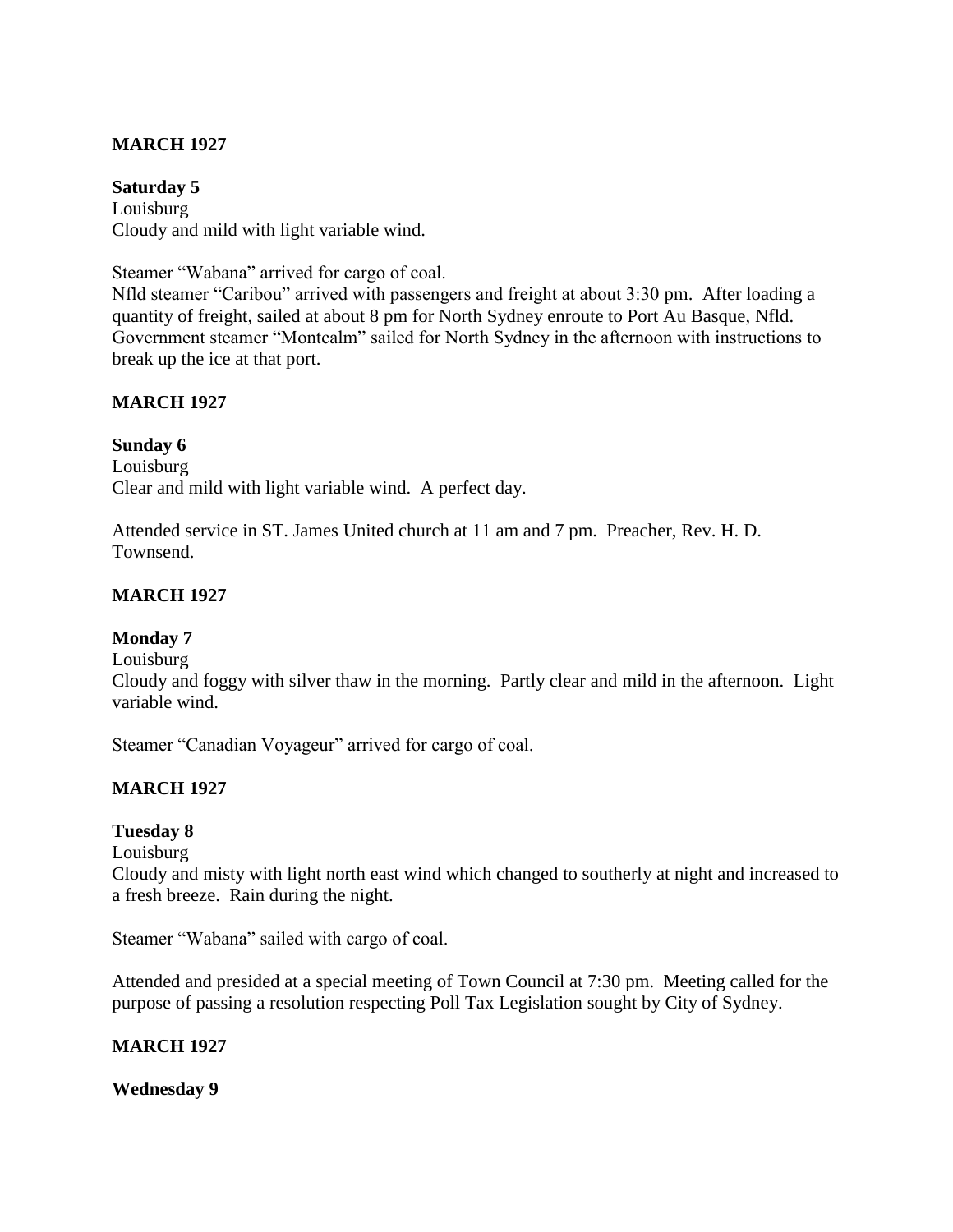**MARCH 1927**

**Saturday 5**

Louisburg

Cloudy and mild with light variable wind.

Steamer "Wabana" arrived for cargo of coal.

Nfld steamer "Caribou" arrived with passengers and freight at about 3:30 pm. After loading a quantity of freight, sailed at about 8 pm for North Sydney enroute to Port Au Basque, Nfld.

Government steamer "Montcalm" sailed for North Sydney in the afternoon with instructions to break up the ice at that port.

**MARCH 1927**

**Sunday 6**

Louisburg

Clear and mild with light variable wind. A perfect day.

Attended service in ST. James United church at 11 am and 7 pm. Preacher, Rev. H. D. Townsend.

**MARCH 1927**

**Monday 7**

Louisburg

Cloudy and foggy with silver thaw in the morning. Partly clear and mild in the afternoon. Light variable wind.

Steamer "Canadian Voyageur" arrived for cargo of coal.

**MARCH 1927**

**Tuesday 8**

Louisburg

Cloudy and misty with light north east wind which changed to southerly at night and increased to a fresh breeze. Rain during the night.

Steamer "Wabana" sailed with cargo of coal.

Attended and presided at a special meeting of Town Council at 7:30 pm. Meeting called for the purpose of passing a resolution respecting Poll Tax Legislation sought by City of Sydney.

**MARCH 1927**

**Wednesday 9**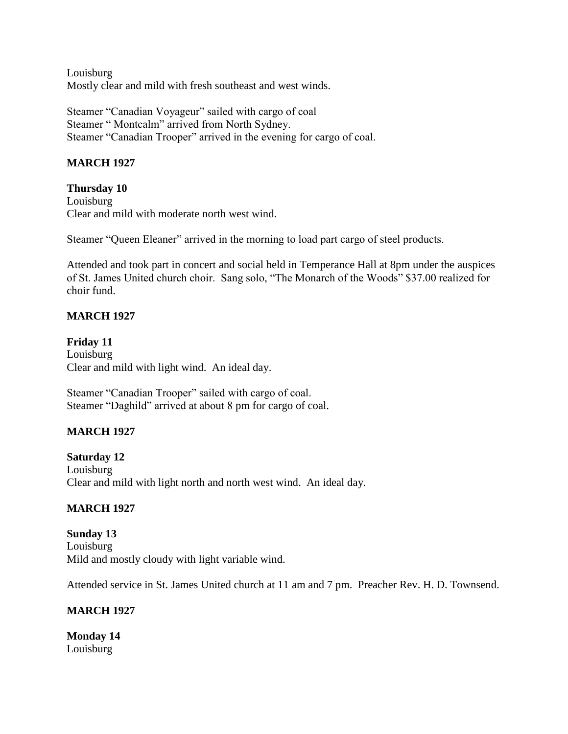Louisburg
Mostly clear and mild with fresh southeast and west winds.

Steamer "Canadian Voyageur" sailed with cargo of coal
Steamer " Montcalm" arrived from North Sydney.
Steamer "Canadian Trooper" arrived in the evening for cargo of coal.

**MARCH 1927**

**Thursday 10**
Louisburg
Clear and mild with moderate north west wind.

Steamer "Queen Eleaner" arrived in the morning to load part cargo of steel products.

Attended and took part in concert and social held in Temperance Hall at 8pm under the auspices of St. James United church choir. Sang solo, "The Monarch of the Woods" $37.00 realized for choir fund.

**MARCH 1927**

**Friday 11**
Louisburg
Clear and mild with light wind. An ideal day.

Steamer "Canadian Trooper" sailed with cargo of coal.
Steamer "Daghild" arrived at about 8 pm for cargo of coal.

**MARCH 1927**

**Saturday 12**
Louisburg
Clear and mild with light north and north west wind. An ideal day.

**MARCH 1927**

**Sunday 13**
Louisburg
Mild and mostly cloudy with light variable wind.

Attended service in St. James United church at 11 am and 7 pm. Preacher Rev. H. D. Townsend.

**MARCH 1927**

**Monday 14**
Louisburg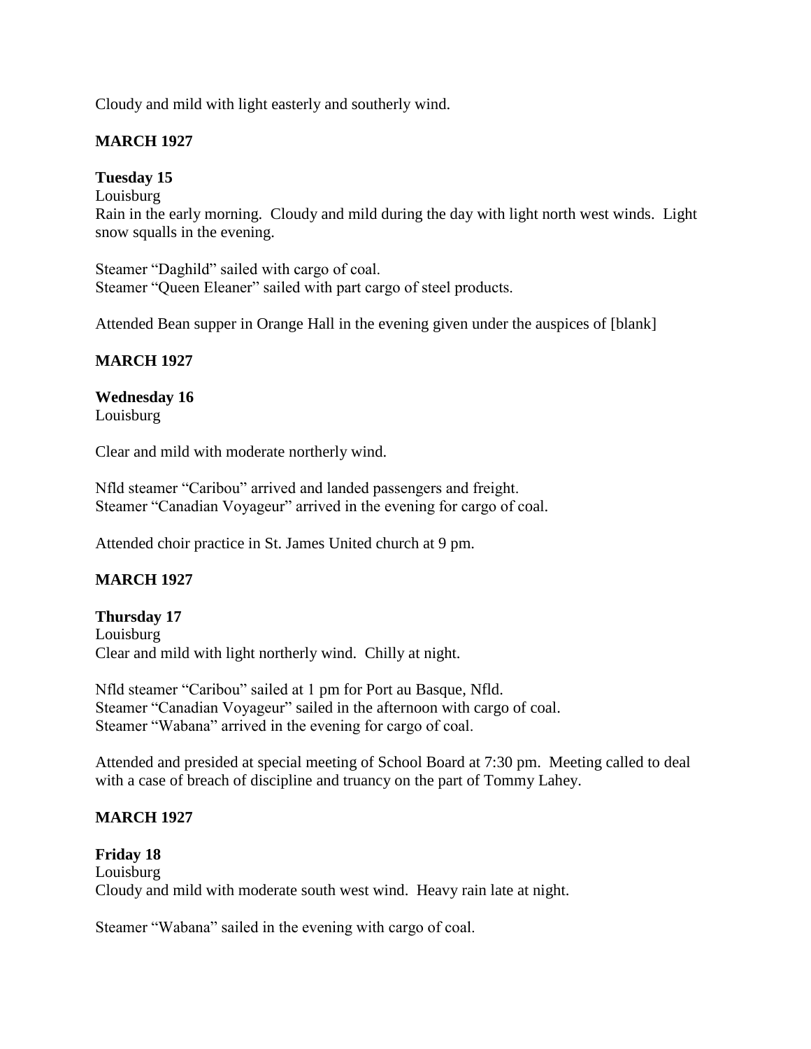Cloudy and mild with light easterly and southerly wind.

**MARCH 1927**

**Tuesday 15**
Louisburg
Rain in the early morning. Cloudy and mild during the day with light north west winds. Light snow squalls in the evening.

Steamer "Daghild" sailed with cargo of coal.
Steamer "Queen Eleaner" sailed with part cargo of steel products.

Attended Bean supper in Orange Hall in the evening given under the auspices of [blank]

**MARCH 1927**

**Wednesday 16**
Louisburg

Clear and mild with moderate northerly wind.

Nfld steamer "Caribou" arrived and landed passengers and freight.
Steamer "Canadian Voyageur" arrived in the evening for cargo of coal.

Attended choir practice in St. James United church at 9 pm.

**MARCH 1927**

**Thursday 17**
Louisburg
Clear and mild with light northerly wind. Chilly at night.

Nfld steamer "Caribou" sailed at 1 pm for Port au Basque, Nfld.
Steamer "Canadian Voyageur" sailed in the afternoon with cargo of coal.
Steamer "Wabana" arrived in the evening for cargo of coal.

Attended and presided at special meeting of School Board at 7:30 pm. Meeting called to deal with a case of breach of discipline and truancy on the part of Tommy Lahey.

**MARCH 1927**

**Friday 18**
Louisburg
Cloudy and mild with moderate south west wind. Heavy rain late at night.

Steamer "Wabana" sailed in the evening with cargo of coal.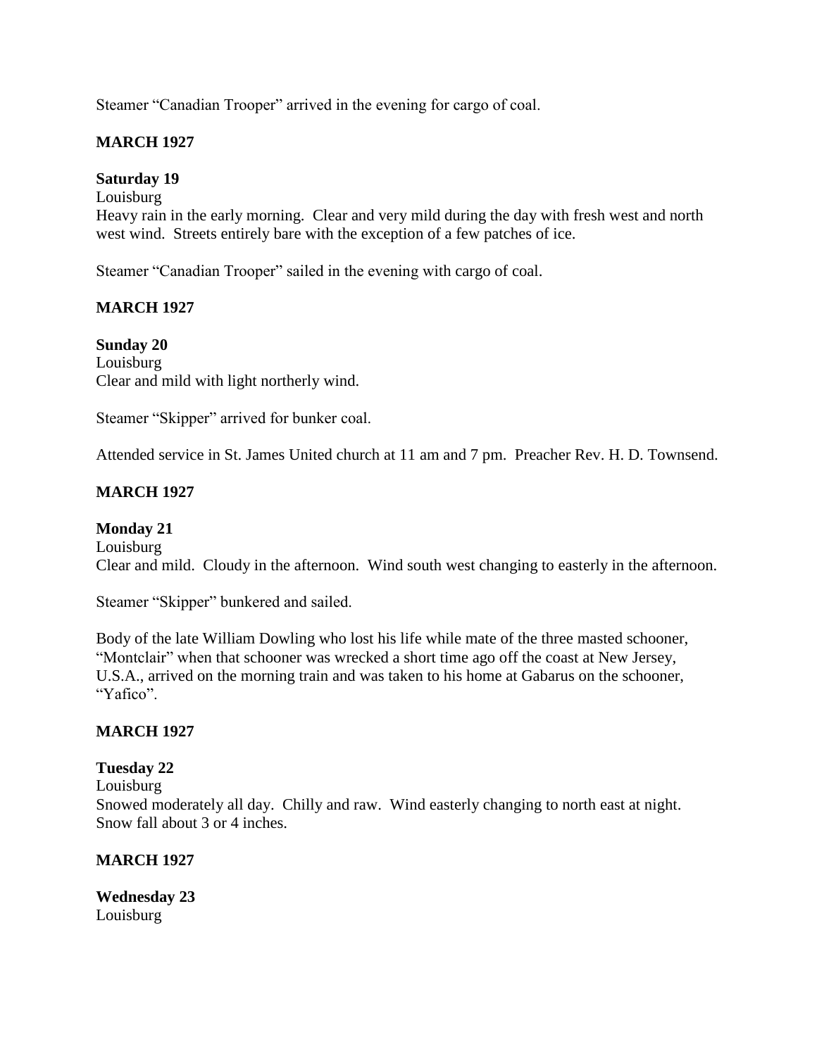Steamer "Canadian Trooper" arrived in the evening for cargo of coal.

**MARCH 1927**

**Saturday 19**

Louisburg

Heavy rain in the early morning. Clear and very mild during the day with fresh west and north west wind. Streets entirely bare with the exception of a few patches of ice.

Steamer "Canadian Trooper" sailed in the evening with cargo of coal.

**MARCH 1927**

**Sunday 20**

Louisburg

Clear and mild with light northerly wind.

Steamer "Skipper" arrived for bunker coal.

Attended service in St. James United church at 11 am and 7 pm. Preacher Rev. H. D. Townsend.

**MARCH 1927**

**Monday 21**

Louisburg

Clear and mild. Cloudy in the afternoon. Wind south west changing to easterly in the afternoon.

Steamer "Skipper" bunkered and sailed.

Body of the late William Dowling who lost his life while mate of the three masted schooner, "Montclair" when that schooner was wrecked a short time ago off the coast at New Jersey, U.S.A., arrived on the morning train and was taken to his home at Gabarus on the schooner, "Yafico".

**MARCH 1927**

**Tuesday 22**

Louisburg

Snowed moderately all day. Chilly and raw. Wind easterly changing to north east at night. Snow fall about 3 or 4 inches.

**MARCH 1927**

**Wednesday 23**

Louisburg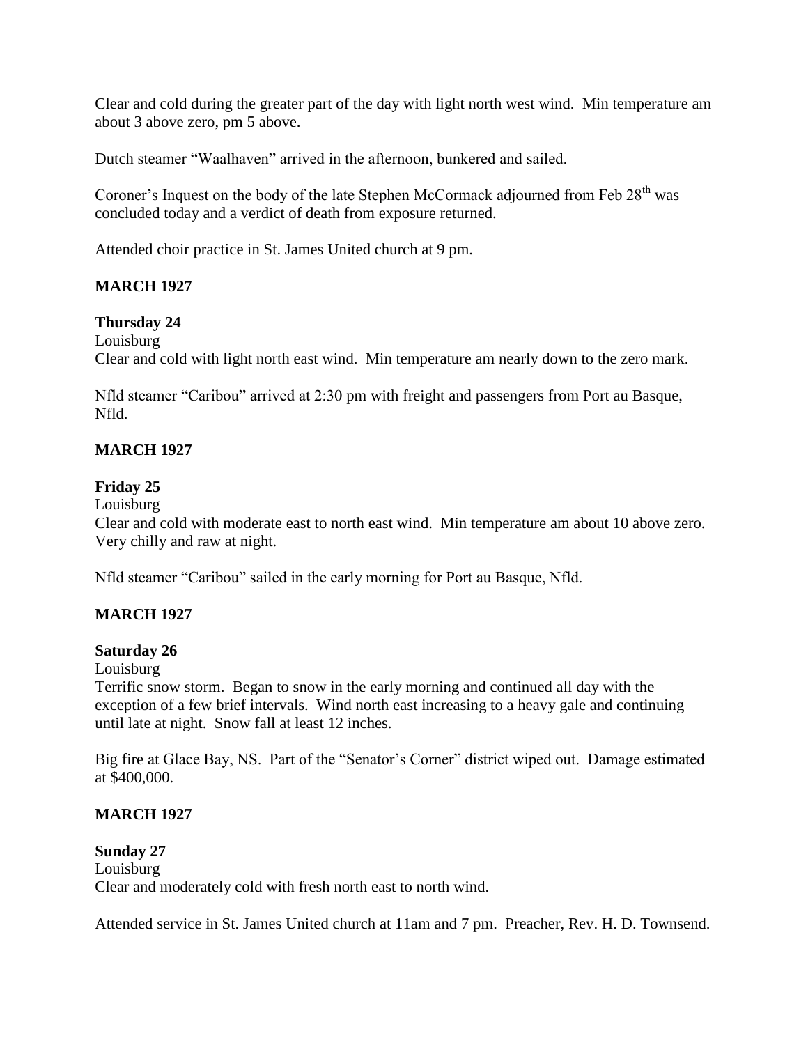Clear and cold during the greater part of the day with light north west wind. Min temperature am about 3 above zero, pm 5 above.

Dutch steamer "Waalhaven" arrived in the afternoon, bunkered and sailed.

Coroner's Inquest on the body of the late Stephen McCormack adjourned from Feb 28th was concluded today and a verdict of death from exposure returned.

Attended choir practice in St. James United church at 9 pm.

**MARCH 1927**

**Thursday 24**

Louisburg

Clear and cold with light north east wind. Min temperature am nearly down to the zero mark.

Nfld steamer "Caribou" arrived at 2:30 pm with freight and passengers from Port au Basque, Nfld.

**MARCH 1927**

**Friday 25**

Louisburg

Clear and cold with moderate east to north east wind. Min temperature am about 10 above zero. Very chilly and raw at night.

Nfld steamer "Caribou" sailed in the early morning for Port au Basque, Nfld.

**MARCH 1927**

**Saturday 26**

Louisburg

Terrific snow storm. Began to snow in the early morning and continued all day with the exception of a few brief intervals. Wind north east increasing to a heavy gale and continuing until late at night. Snow fall at least 12 inches.

Big fire at Glace Bay, NS. Part of the "Senator's Corner" district wiped out. Damage estimated at $400,000.

**MARCH 1927**

**Sunday 27**

Louisburg

Clear and moderately cold with fresh north east to north wind.

Attended service in St. James United church at 11am and 7 pm. Preacher, Rev. H. D. Townsend.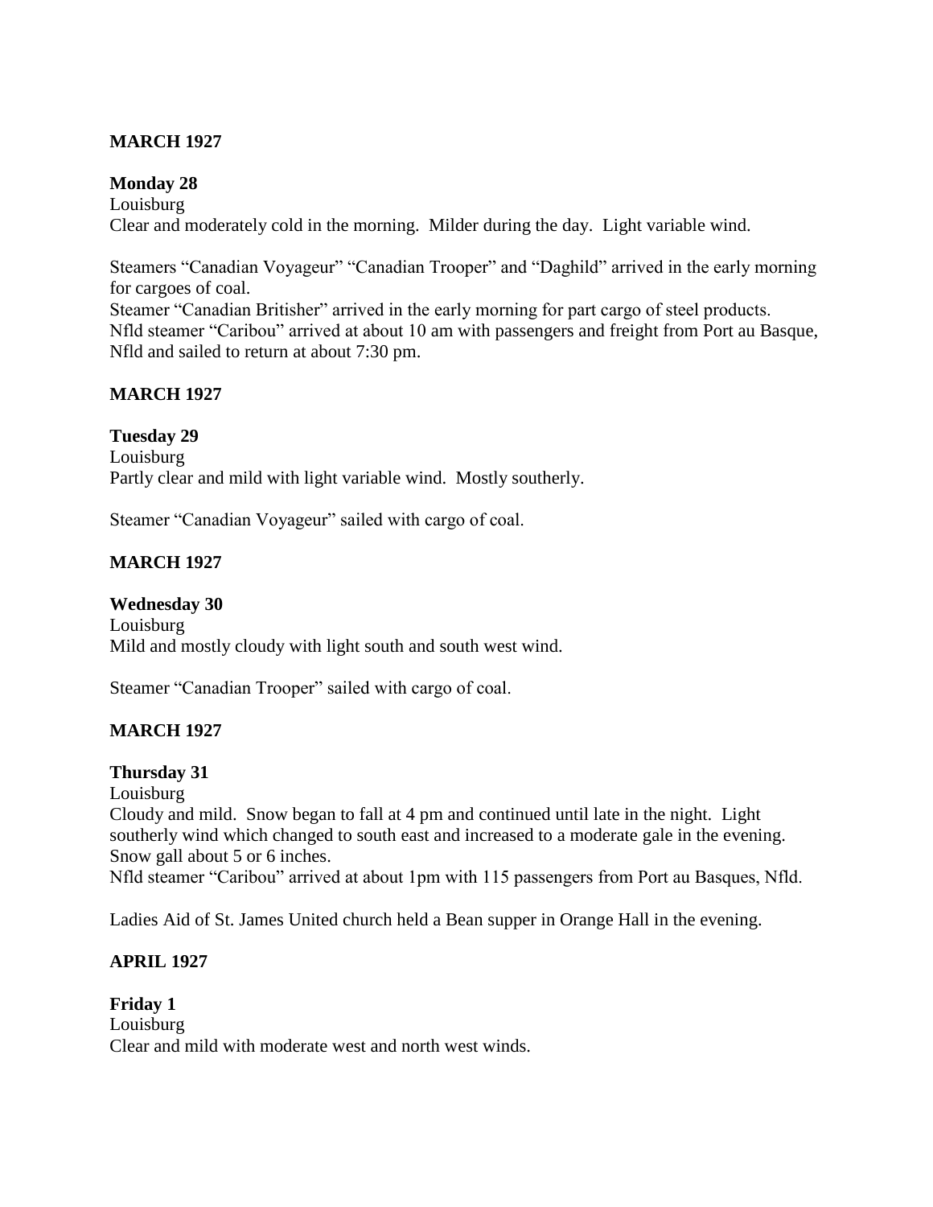**MARCH 1927**

**Monday 28**

Louisburg

Clear and moderately cold in the morning. Milder during the day. Light variable wind.

Steamers "Canadian Voyageur" "Canadian Trooper" and "Daghild" arrived in the early morning for cargoes of coal.

Steamer "Canadian Britisher" arrived in the early morning for part cargo of steel products.

Nfld steamer "Caribou" arrived at about 10 am with passengers and freight from Port au Basque, Nfld and sailed to return at about 7:30 pm.

**MARCH 1927**

**Tuesday 29**

Louisburg

Partly clear and mild with light variable wind. Mostly southerly.

Steamer "Canadian Voyageur" sailed with cargo of coal.

**MARCH 1927**

**Wednesday 30**

Louisburg

Mild and mostly cloudy with light south and south west wind.

Steamer "Canadian Trooper" sailed with cargo of coal.

**MARCH 1927**

**Thursday 31**

Louisburg

Cloudy and mild. Snow began to fall at 4 pm and continued until late in the night. Light southerly wind which changed to south east and increased to a moderate gale in the evening. Snow gall about 5 or 6 inches.

Nfld steamer "Caribou" arrived at about 1pm with 115 passengers from Port au Basques, Nfld.

Ladies Aid of St. James United church held a Bean supper in Orange Hall in the evening.

**APRIL 1927**

**Friday 1**

Louisburg

Clear and mild with moderate west and north west winds.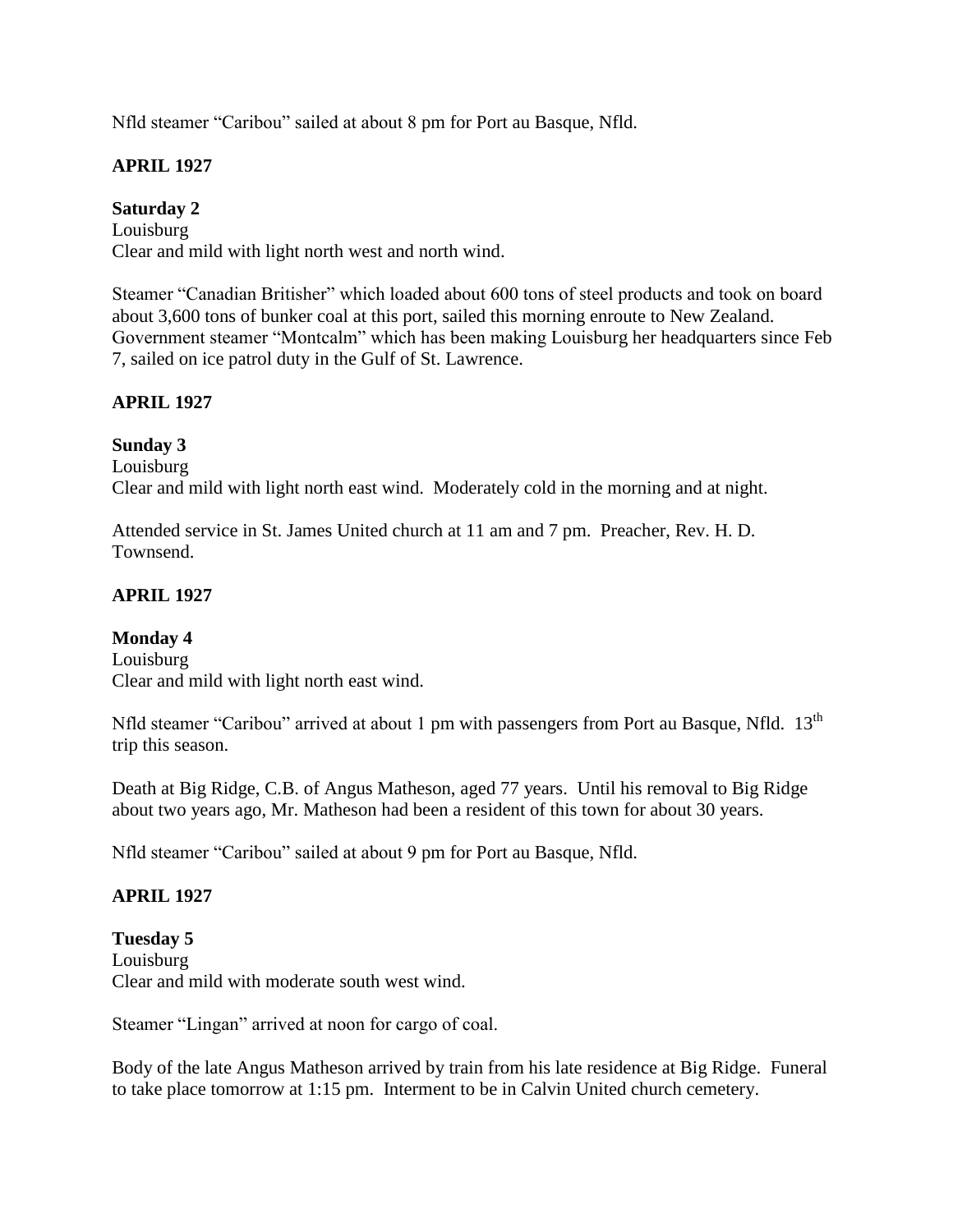Nfld steamer "Caribou" sailed at about 8 pm for Port au Basque, Nfld.

**APRIL 1927**

**Saturday 2**
Louisburg
Clear and mild with light north west and north wind.

Steamer "Canadian Britisher" which loaded about 600 tons of steel products and took on board about 3,600 tons of bunker coal at this port, sailed this morning enroute to New Zealand. Government steamer "Montcalm" which has been making Louisburg her headquarters since Feb 7, sailed on ice patrol duty in the Gulf of St. Lawrence.

**APRIL 1927**

**Sunday 3**
Louisburg
Clear and mild with light north east wind. Moderately cold in the morning and at night.

Attended service in St. James United church at 11 am and 7 pm. Preacher, Rev. H. D. Townsend.

**APRIL 1927**

**Monday 4**
Louisburg
Clear and mild with light north east wind.

Nfld steamer "Caribou" arrived at about 1 pm with passengers from Port au Basque, Nfld. 13th trip this season.

Death at Big Ridge, C.B. of Angus Matheson, aged 77 years. Until his removal to Big Ridge about two years ago, Mr. Matheson had been a resident of this town for about 30 years.

Nfld steamer "Caribou" sailed at about 9 pm for Port au Basque, Nfld.

**APRIL 1927**

**Tuesday 5**
Louisburg
Clear and mild with moderate south west wind.

Steamer "Lingan" arrived at noon for cargo of coal.

Body of the late Angus Matheson arrived by train from his late residence at Big Ridge. Funeral to take place tomorrow at 1:15 pm. Interment to be in Calvin United church cemetery.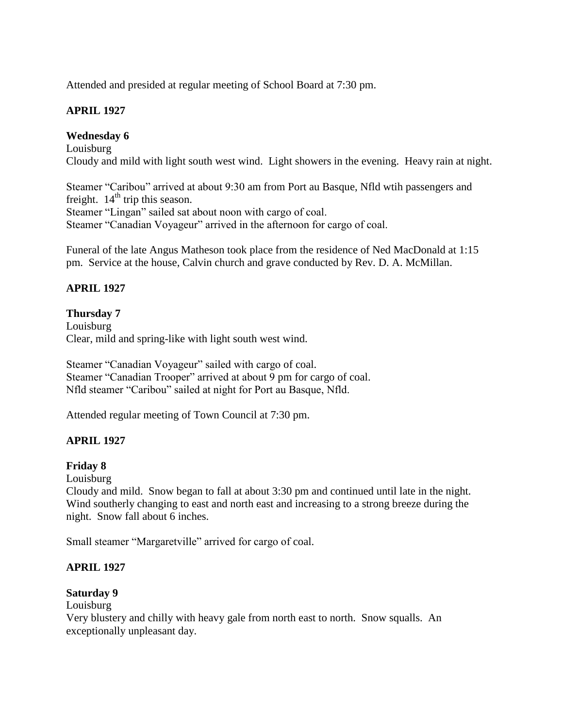Attended and presided at regular meeting of School Board at 7:30 pm.

**APRIL 1927**

**Wednesday 6**

Louisburg

Cloudy and mild with light south west wind. Light showers in the evening. Heavy rain at night.

Steamer "Caribou" arrived at about 9:30 am from Port au Basque, Nfld wtih passengers and freight. 14th trip this season.

Steamer "Lingan" sailed sat about noon with cargo of coal.

Steamer "Canadian Voyageur" arrived in the afternoon for cargo of coal.

Funeral of the late Angus Matheson took place from the residence of Ned MacDonald at 1:15 pm. Service at the house, Calvin church and grave conducted by Rev. D. A. McMillan.

**APRIL 1927**

**Thursday 7**

Louisburg

Clear, mild and spring-like with light south west wind.

Steamer "Canadian Voyageur" sailed with cargo of coal.

Steamer "Canadian Trooper" arrived at about 9 pm for cargo of coal.

Nfld steamer "Caribou" sailed at night for Port au Basque, Nfld.

Attended regular meeting of Town Council at 7:30 pm.

**APRIL 1927**

**Friday 8**

Louisburg

Cloudy and mild. Snow began to fall at about 3:30 pm and continued until late in the night. Wind southerly changing to east and north east and increasing to a strong breeze during the night. Snow fall about 6 inches.

Small steamer "Margaretville" arrived for cargo of coal.

**APRIL 1927**

**Saturday 9**

Louisburg

Very blustery and chilly with heavy gale from north east to north. Snow squalls. An exceptionally unpleasant day.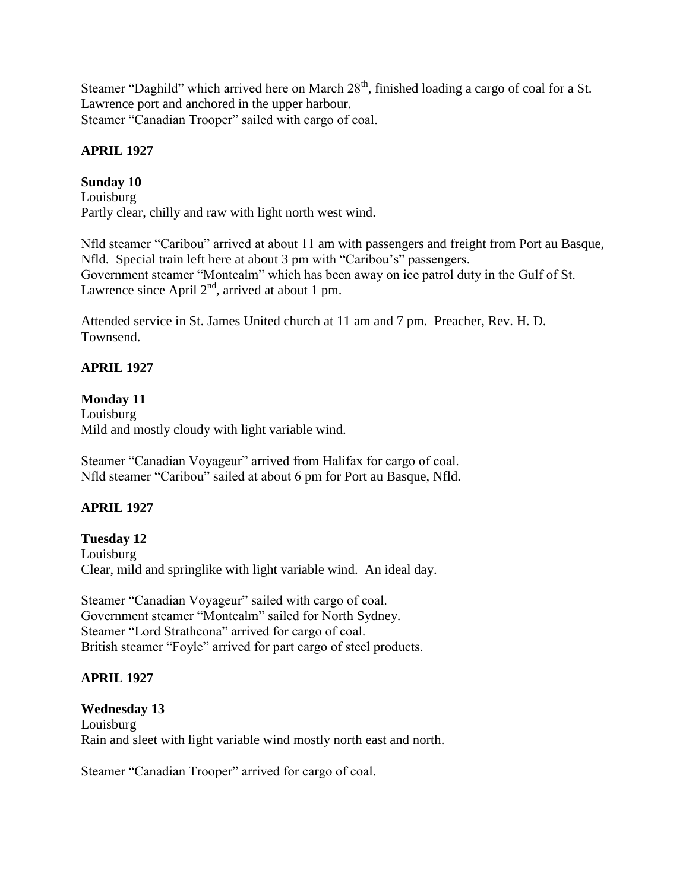Steamer "Daghild" which arrived here on March 28th, finished loading a cargo of coal for a St. Lawrence port and anchored in the upper harbour.
Steamer "Canadian Trooper" sailed with cargo of coal.

**APRIL 1927**

**Sunday 10**
Louisburg
Partly clear, chilly and raw with light north west wind.

Nfld steamer "Caribou" arrived at about 11 am with passengers and freight from Port au Basque, Nfld. Special train left here at about 3 pm with "Caribou's" passengers.
Government steamer "Montcalm" which has been away on ice patrol duty in the Gulf of St. Lawrence since April 2nd, arrived at about 1 pm.

Attended service in St. James United church at 11 am and 7 pm. Preacher, Rev. H. D. Townsend.

**APRIL 1927**

**Monday 11**
Louisburg
Mild and mostly cloudy with light variable wind.

Steamer "Canadian Voyageur" arrived from Halifax for cargo of coal.
Nfld steamer "Caribou" sailed at about 6 pm for Port au Basque, Nfld.

**APRIL 1927**

**Tuesday 12**
Louisburg
Clear, mild and springlike with light variable wind. An ideal day.

Steamer "Canadian Voyageur" sailed with cargo of coal.
Government steamer "Montcalm" sailed for North Sydney.
Steamer "Lord Strathcona" arrived for cargo of coal.
British steamer "Foyle" arrived for part cargo of steel products.

**APRIL 1927**

**Wednesday 13**
Louisburg
Rain and sleet with light variable wind mostly north east and north.

Steamer "Canadian Trooper" arrived for cargo of coal.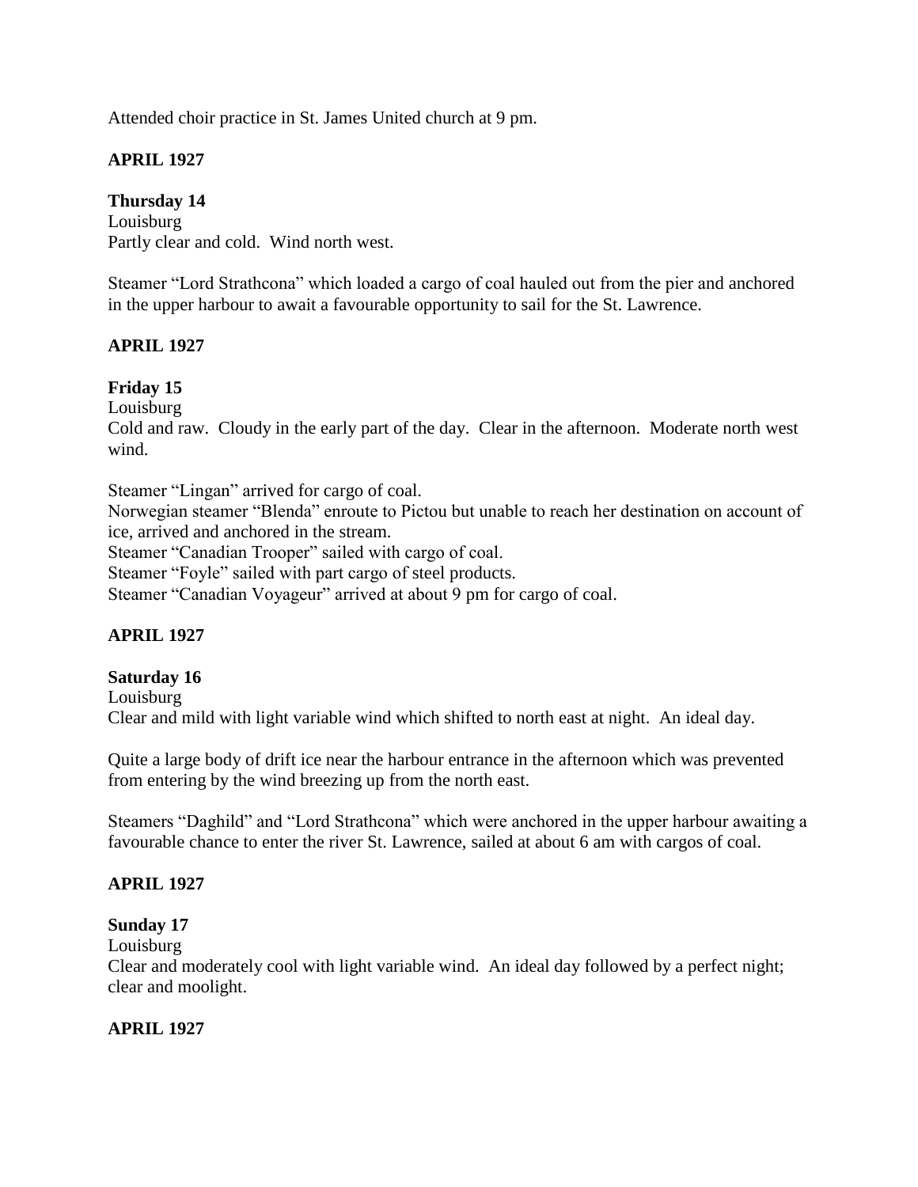Attended choir practice in St. James United church at 9 pm.

**APRIL 1927**

**Thursday 14**
Louisburg
Partly clear and cold. Wind north west.

Steamer "Lord Strathcona" which loaded a cargo of coal hauled out from the pier and anchored in the upper harbour to await a favourable opportunity to sail for the St. Lawrence.

**APRIL 1927**

**Friday 15**
Louisburg
Cold and raw. Cloudy in the early part of the day. Clear in the afternoon. Moderate north west wind.

Steamer "Lingan" arrived for cargo of coal.
Norwegian steamer "Blenda" enroute to Pictou but unable to reach her destination on account of ice, arrived and anchored in the stream.
Steamer "Canadian Trooper" sailed with cargo of coal.
Steamer "Foyle" sailed with part cargo of steel products.
Steamer "Canadian Voyageur" arrived at about 9 pm for cargo of coal.

**APRIL 1927**

**Saturday 16**
Louisburg
Clear and mild with light variable wind which shifted to north east at night. An ideal day.

Quite a large body of drift ice near the harbour entrance in the afternoon which was prevented from entering by the wind breezing up from the north east.

Steamers "Daghild" and "Lord Strathcona" which were anchored in the upper harbour awaiting a favourable chance to enter the river St. Lawrence, sailed at about 6 am with cargos of coal.

**APRIL 1927**

**Sunday 17**
Louisburg
Clear and moderately cool with light variable wind. An ideal day followed by a perfect night; clear and moolight.

**APRIL 1927**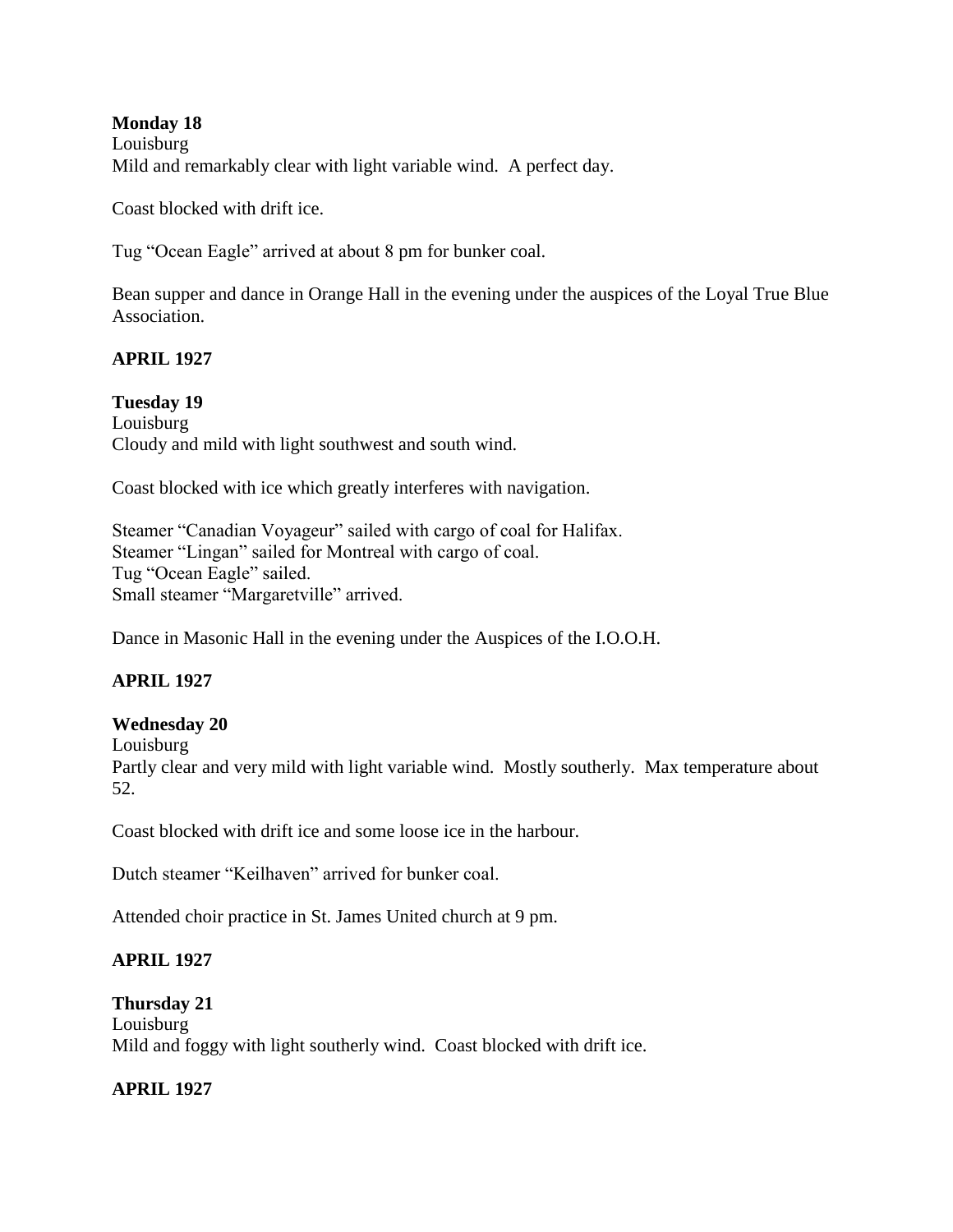**Monday 18**
Louisburg
Mild and remarkably clear with light variable wind. A perfect day.

Coast blocked with drift ice.

Tug "Ocean Eagle" arrived at about 8 pm for bunker coal.

Bean supper and dance in Orange Hall in the evening under the auspices of the Loyal True Blue Association.

**APRIL 1927**

**Tuesday 19**
Louisburg
Cloudy and mild with light southwest and south wind.

Coast blocked with ice which greatly interferes with navigation.

Steamer "Canadian Voyageur" sailed with cargo of coal for Halifax.
Steamer "Lingan" sailed for Montreal with cargo of coal.
Tug "Ocean Eagle" sailed.
Small steamer "Margaretville" arrived.

Dance in Masonic Hall in the evening under the Auspices of the I.O.O.H.

**APRIL 1927**

**Wednesday 20**
Louisburg
Partly clear and very mild with light variable wind. Mostly southerly. Max temperature about 52.

Coast blocked with drift ice and some loose ice in the harbour.

Dutch steamer "Keilhaven" arrived for bunker coal.

Attended choir practice in St. James United church at 9 pm.

**APRIL 1927**

**Thursday 21**
Louisburg
Mild and foggy with light southerly wind. Coast blocked with drift ice.

**APRIL 1927**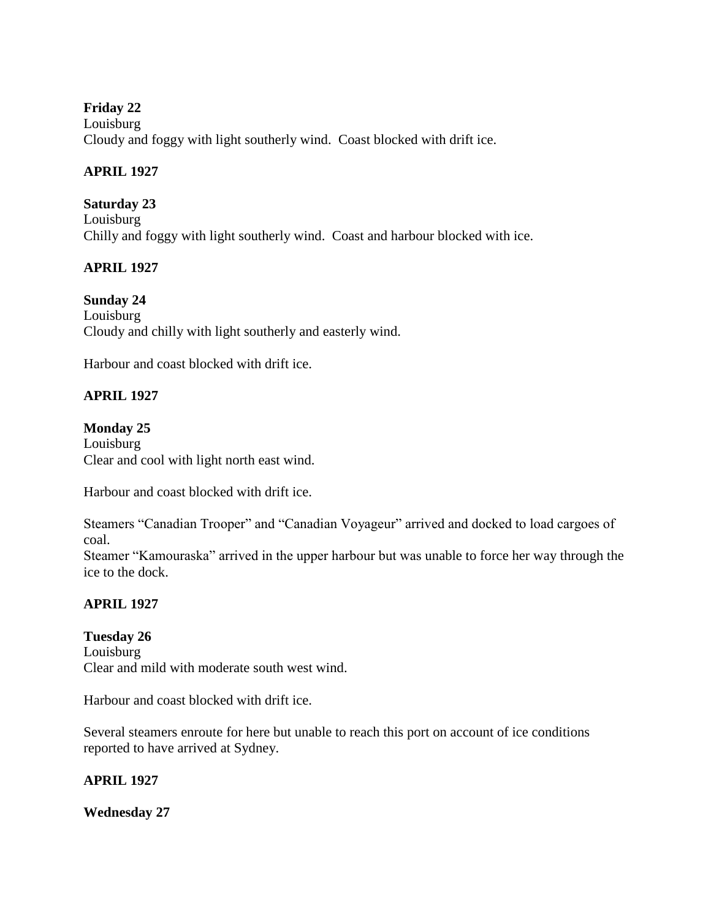**Friday 22**
Louisburg
Cloudy and foggy with light southerly wind.  Coast blocked with drift ice.

**APRIL 1927**

**Saturday 23**
Louisburg
Chilly and foggy with light southerly wind.  Coast and harbour blocked with ice.

**APRIL 1927**

**Sunday 24**
Louisburg
Cloudy and chilly with light southerly and easterly wind.

Harbour and coast blocked with drift ice.

**APRIL 1927**

**Monday 25**
Louisburg
Clear and cool with light north east wind.

Harbour and coast blocked with drift ice.

Steamers "Canadian Trooper" and "Canadian Voyageur" arrived and docked to load cargoes of coal.
Steamer "Kamouraska" arrived in the upper harbour but was unable to force her way through the ice to the dock.

**APRIL 1927**

**Tuesday 26**
Louisburg
Clear and mild with moderate south west wind.

Harbour and coast blocked with drift ice.

Several steamers enroute for here but unable to reach this port on account of ice conditions reported to have arrived at Sydney.

**APRIL 1927**

**Wednesday 27**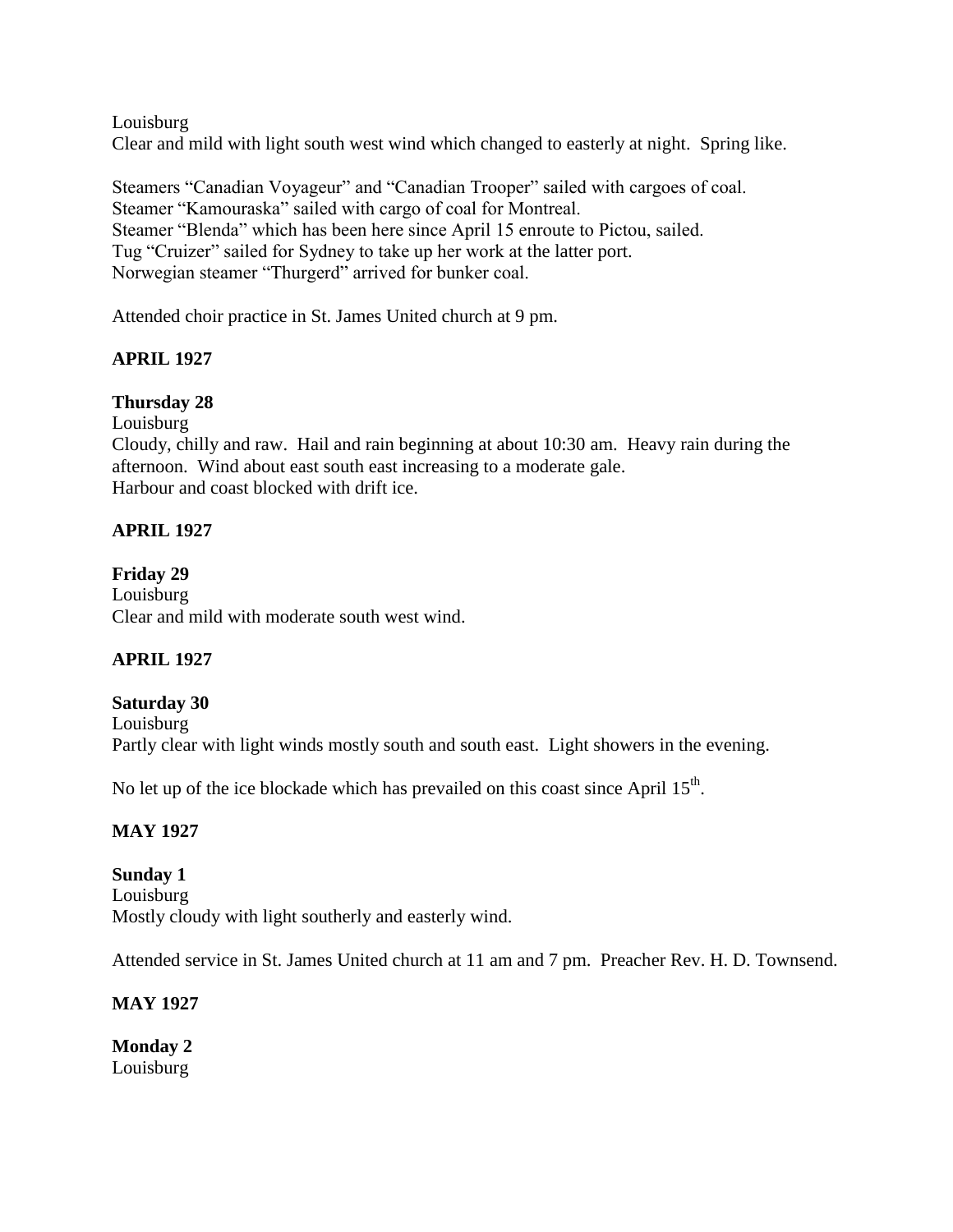Louisburg
Clear and mild with light south west wind which changed to easterly at night. Spring like.

Steamers “Canadian Voyageur” and “Canadian Trooper” sailed with cargoes of coal.
Steamer “Kamouraska” sailed with cargo of coal for Montreal.
Steamer “Blenda” which has been here since April 15 enroute to Pictou, sailed.
Tug “Cruizer” sailed for Sydney to take up her work at the latter port.
Norwegian steamer “Thurgerd” arrived for bunker coal.

Attended choir practice in St. James United church at 9 pm.

**APRIL 1927**

**Thursday 28**
Louisburg
Cloudy, chilly and raw. Hail and rain beginning at about 10:30 am. Heavy rain during the afternoon. Wind about east south east increasing to a moderate gale.
Harbour and coast blocked with drift ice.

**APRIL 1927**

**Friday 29**
Louisburg
Clear and mild with moderate south west wind.

**APRIL 1927**

**Saturday 30**
Louisburg
Partly clear with light winds mostly south and south east. Light showers in the evening.

No let up of the ice blockade which has prevailed on this coast since April 15th.

**MAY 1927**

**Sunday 1**
Louisburg
Mostly cloudy with light southerly and easterly wind.

Attended service in St. James United church at 11 am and 7 pm. Preacher Rev. H. D. Townsend.

**MAY 1927**

**Monday 2**
Louisburg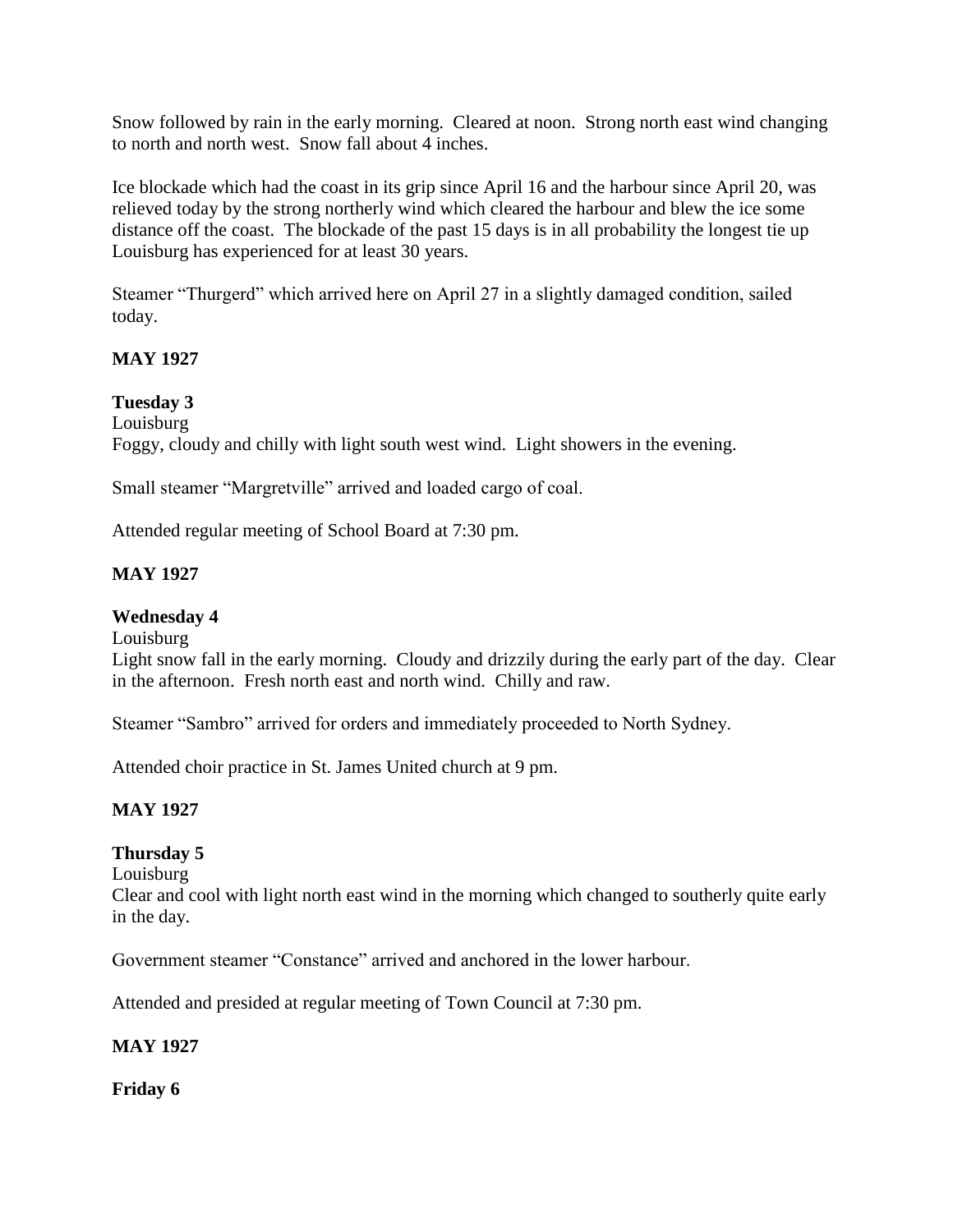Snow followed by rain in the early morning. Cleared at noon. Strong north east wind changing to north and north west. Snow fall about 4 inches.

Ice blockade which had the coast in its grip since April 16 and the harbour since April 20, was relieved today by the strong northerly wind which cleared the harbour and blew the ice some distance off the coast. The blockade of the past 15 days is in all probability the longest tie up Louisburg has experienced for at least 30 years.

Steamer "Thurgerd" which arrived here on April 27 in a slightly damaged condition, sailed today.

**MAY 1927**

**Tuesday 3**

Louisburg

Foggy, cloudy and chilly with light south west wind. Light showers in the evening.

Small steamer "Margretville" arrived and loaded cargo of coal.

Attended regular meeting of School Board at 7:30 pm.

**MAY 1927**

**Wednesday 4**

Louisburg

Light snow fall in the early morning. Cloudy and drizzily during the early part of the day. Clear in the afternoon. Fresh north east and north wind. Chilly and raw.

Steamer "Sambro" arrived for orders and immediately proceeded to North Sydney.

Attended choir practice in St. James United church at 9 pm.

**MAY 1927**

**Thursday 5**

Louisburg

Clear and cool with light north east wind in the morning which changed to southerly quite early in the day.

Government steamer "Constance" arrived and anchored in the lower harbour.

Attended and presided at regular meeting of Town Council at 7:30 pm.

**MAY 1927**

**Friday 6**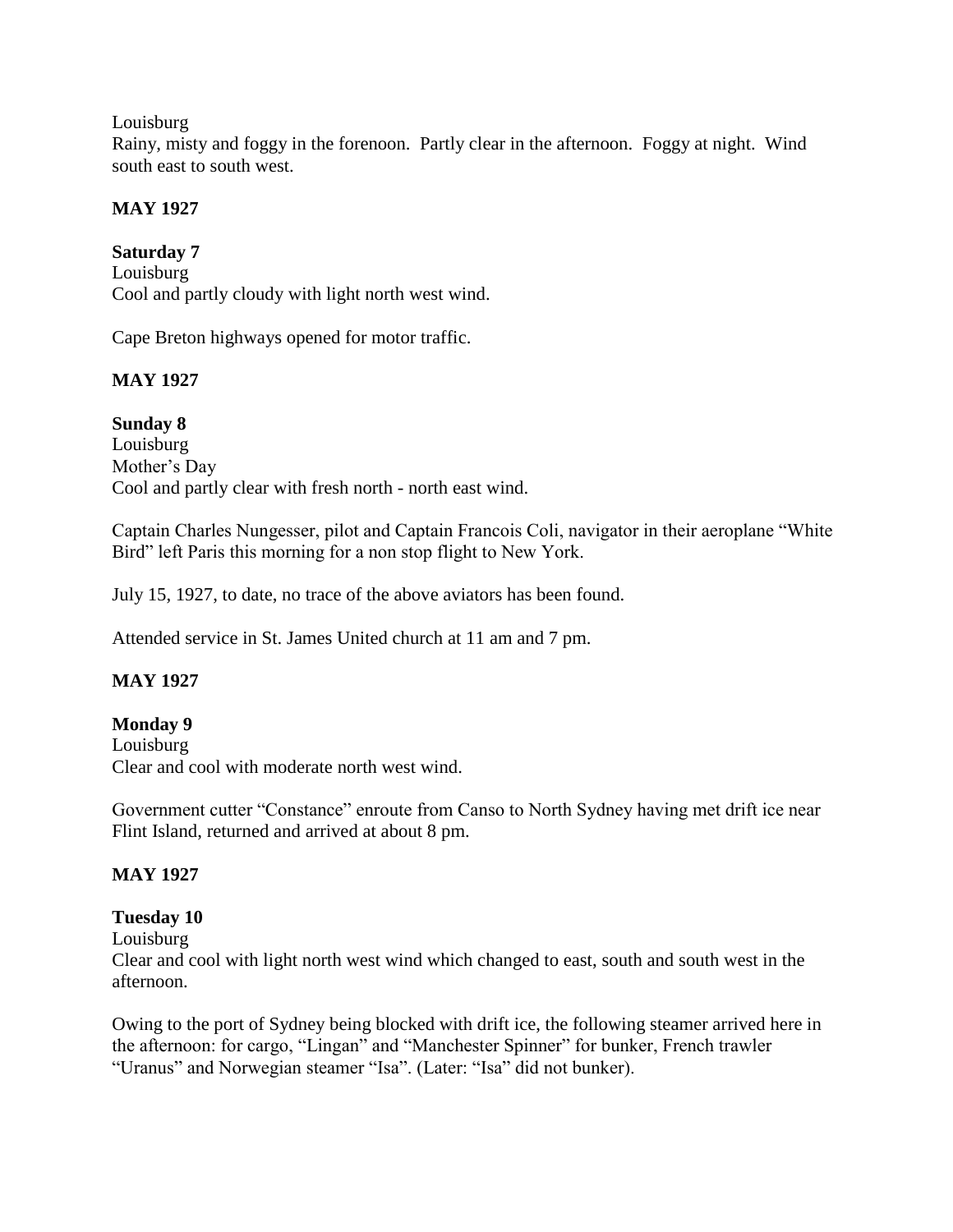Louisburg
Rainy, misty and foggy in the forenoon. Partly clear in the afternoon. Foggy at night. Wind south east to south west.

**MAY 1927**

**Saturday 7**
Louisburg
Cool and partly cloudy with light north west wind.

Cape Breton highways opened for motor traffic.

**MAY 1927**

**Sunday 8**
Louisburg
Mother's Day
Cool and partly clear with fresh north - north east wind.

Captain Charles Nungesser, pilot and Captain Francois Coli, navigator in their aeroplane "White Bird" left Paris this morning for a non stop flight to New York.

July 15, 1927, to date, no trace of the above aviators has been found.

Attended service in St. James United church at 11 am and 7 pm.

**MAY 1927**

**Monday 9**
Louisburg
Clear and cool with moderate north west wind.

Government cutter "Constance" enroute from Canso to North Sydney having met drift ice near Flint Island, returned and arrived at about 8 pm.

**MAY 1927**

**Tuesday 10**
Louisburg
Clear and cool with light north west wind which changed to east, south and south west in the afternoon.

Owing to the port of Sydney being blocked with drift ice, the following steamer arrived here in the afternoon: for cargo, "Lingan" and "Manchester Spinner" for bunker, French trawler "Uranus" and Norwegian steamer "Isa". (Later: "Isa" did not bunker).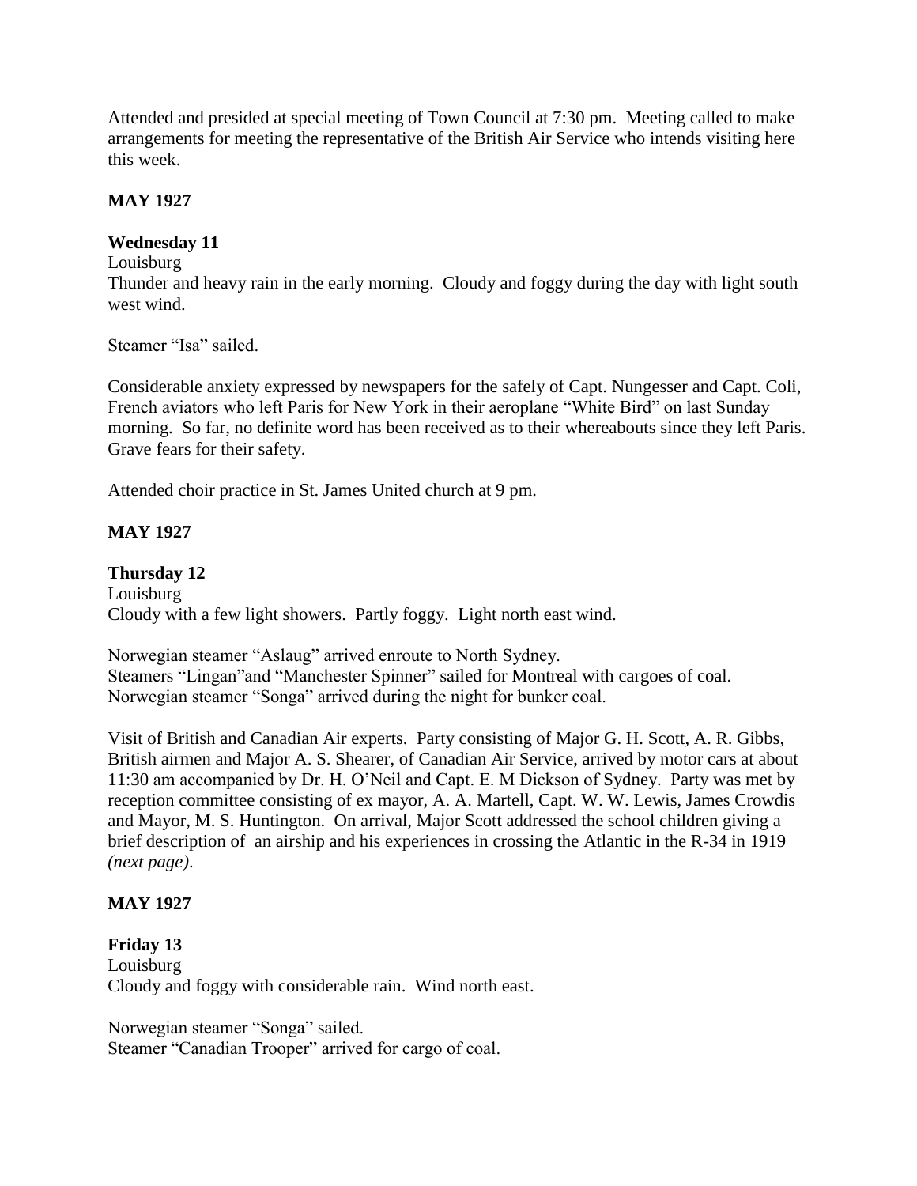Attended and presided at special meeting of Town Council at 7:30 pm. Meeting called to make arrangements for meeting the representative of the British Air Service who intends visiting here this week.

**MAY 1927**

**Wednesday 11**

Louisburg

Thunder and heavy rain in the early morning. Cloudy and foggy during the day with light south west wind.

Steamer "Isa" sailed.

Considerable anxiety expressed by newspapers for the safely of Capt. Nungesser and Capt. Coli, French aviators who left Paris for New York in their aeroplane "White Bird" on last Sunday morning. So far, no definite word has been received as to their whereabouts since they left Paris. Grave fears for their safety.

Attended choir practice in St. James United church at 9 pm.

**MAY 1927**

**Thursday 12**

Louisburg

Cloudy with a few light showers. Partly foggy. Light north east wind.

Norwegian steamer "Aslaug" arrived enroute to North Sydney.
Steamers "Lingan"and "Manchester Spinner" sailed for Montreal with cargoes of coal.
Norwegian steamer "Songa" arrived during the night for bunker coal.

Visit of British and Canadian Air experts. Party consisting of Major G. H. Scott, A. R. Gibbs, British airmen and Major A. S. Shearer, of Canadian Air Service, arrived by motor cars at about 11:30 am accompanied by Dr. H. O'Neil and Capt. E. M Dickson of Sydney. Party was met by reception committee consisting of ex mayor, A. A. Martell, Capt. W. W. Lewis, James Crowdis and Mayor, M. S. Huntington. On arrival, Major Scott addressed the school children giving a brief description of an airship and his experiences in crossing the Atlantic in the R-34 in 1919 *(next page)*.

**MAY 1927**

**Friday 13**

Louisburg

Cloudy and foggy with considerable rain. Wind north east.

Norwegian steamer "Songa" sailed.
Steamer "Canadian Trooper" arrived for cargo of coal.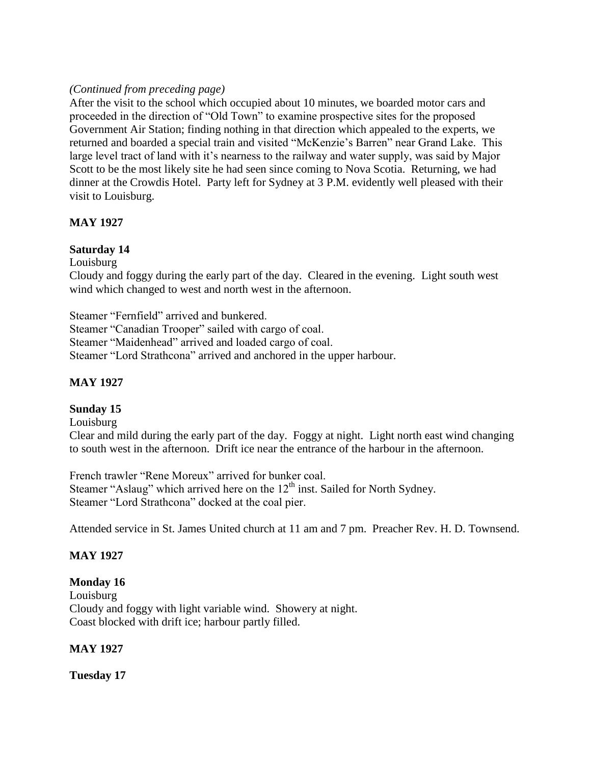*(Continued from preceding page)*

After the visit to the school which occupied about 10 minutes, we boarded motor cars and proceeded in the direction of "Old Town" to examine prospective sites for the proposed Government Air Station; finding nothing in that direction which appealed to the experts, we returned and boarded a special train and visited "McKenzie's Barren" near Grand Lake. This large level tract of land with it's nearness to the railway and water supply, was said by Major Scott to be the most likely site he had seen since coming to Nova Scotia. Returning, we had dinner at the Crowdis Hotel. Party left for Sydney at 3 P.M. evidently well pleased with their visit to Louisburg.

**MAY 1927**

**Saturday 14**

Louisburg

Cloudy and foggy during the early part of the day. Cleared in the evening. Light south west wind which changed to west and north west in the afternoon.

Steamer "Fernfield" arrived and bunkered.
Steamer "Canadian Trooper" sailed with cargo of coal.
Steamer "Maidenhead" arrived and loaded cargo of coal.
Steamer "Lord Strathcona" arrived and anchored in the upper harbour.

**MAY 1927**

**Sunday 15**

Louisburg

Clear and mild during the early part of the day. Foggy at night. Light north east wind changing to south west in the afternoon. Drift ice near the entrance of the harbour in the afternoon.

French trawler "Rene Moreux" arrived for bunker coal.
Steamer "Aslaug" which arrived here on the 12th inst. Sailed for North Sydney.
Steamer "Lord Strathcona" docked at the coal pier.

Attended service in St. James United church at 11 am and 7 pm. Preacher Rev. H. D. Townsend.

**MAY 1927**

**Monday 16**

Louisburg

Cloudy and foggy with light variable wind. Showery at night.
Coast blocked with drift ice; harbour partly filled.

**MAY 1927**

**Tuesday 17**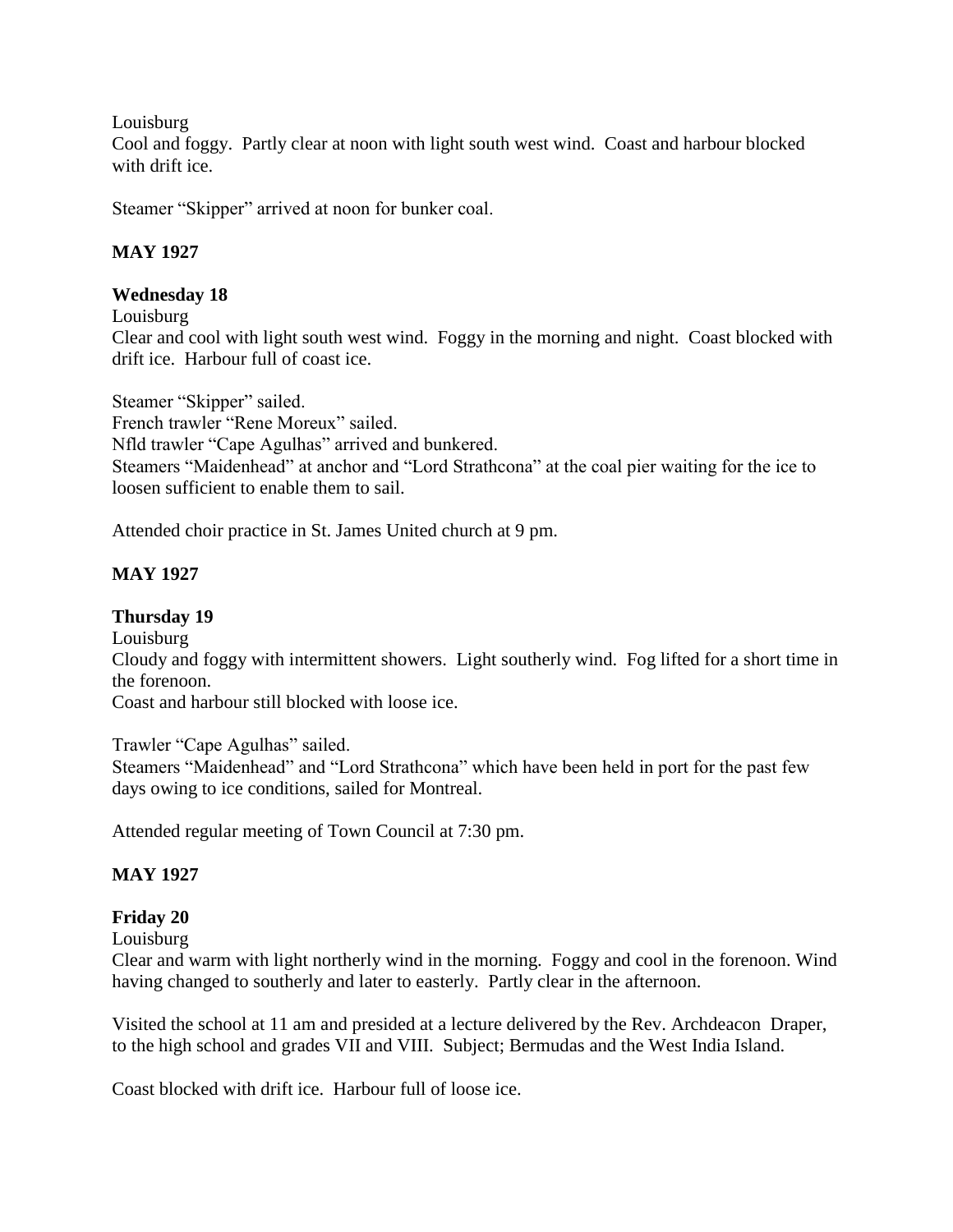Louisburg
Cool and foggy. Partly clear at noon with light south west wind. Coast and harbour blocked with drift ice.

Steamer "Skipper" arrived at noon for bunker coal.

**MAY 1927**

**Wednesday 18**

Louisburg
Clear and cool with light south west wind. Foggy in the morning and night. Coast blocked with drift ice. Harbour full of coast ice.

Steamer "Skipper" sailed.
French trawler "Rene Moreux" sailed.
Nfld trawler "Cape Agulhas" arrived and bunkered.
Steamers "Maidenhead" at anchor and "Lord Strathcona" at the coal pier waiting for the ice to loosen sufficient to enable them to sail.

Attended choir practice in St. James United church at 9 pm.

**MAY 1927**

**Thursday 19**

Louisburg
Cloudy and foggy with intermittent showers. Light southerly wind. Fog lifted for a short time in the forenoon.
Coast and harbour still blocked with loose ice.

Trawler "Cape Agulhas" sailed.
Steamers "Maidenhead" and "Lord Strathcona" which have been held in port for the past few days owing to ice conditions, sailed for Montreal.

Attended regular meeting of Town Council at 7:30 pm.

**MAY 1927**

**Friday 20**

Louisburg
Clear and warm with light northerly wind in the morning. Foggy and cool in the forenoon. Wind having changed to southerly and later to easterly. Partly clear in the afternoon.

Visited the school at 11 am and presided at a lecture delivered by the Rev. Archdeacon Draper, to the high school and grades VII and VIII. Subject; Bermudas and the West India Island.

Coast blocked with drift ice. Harbour full of loose ice.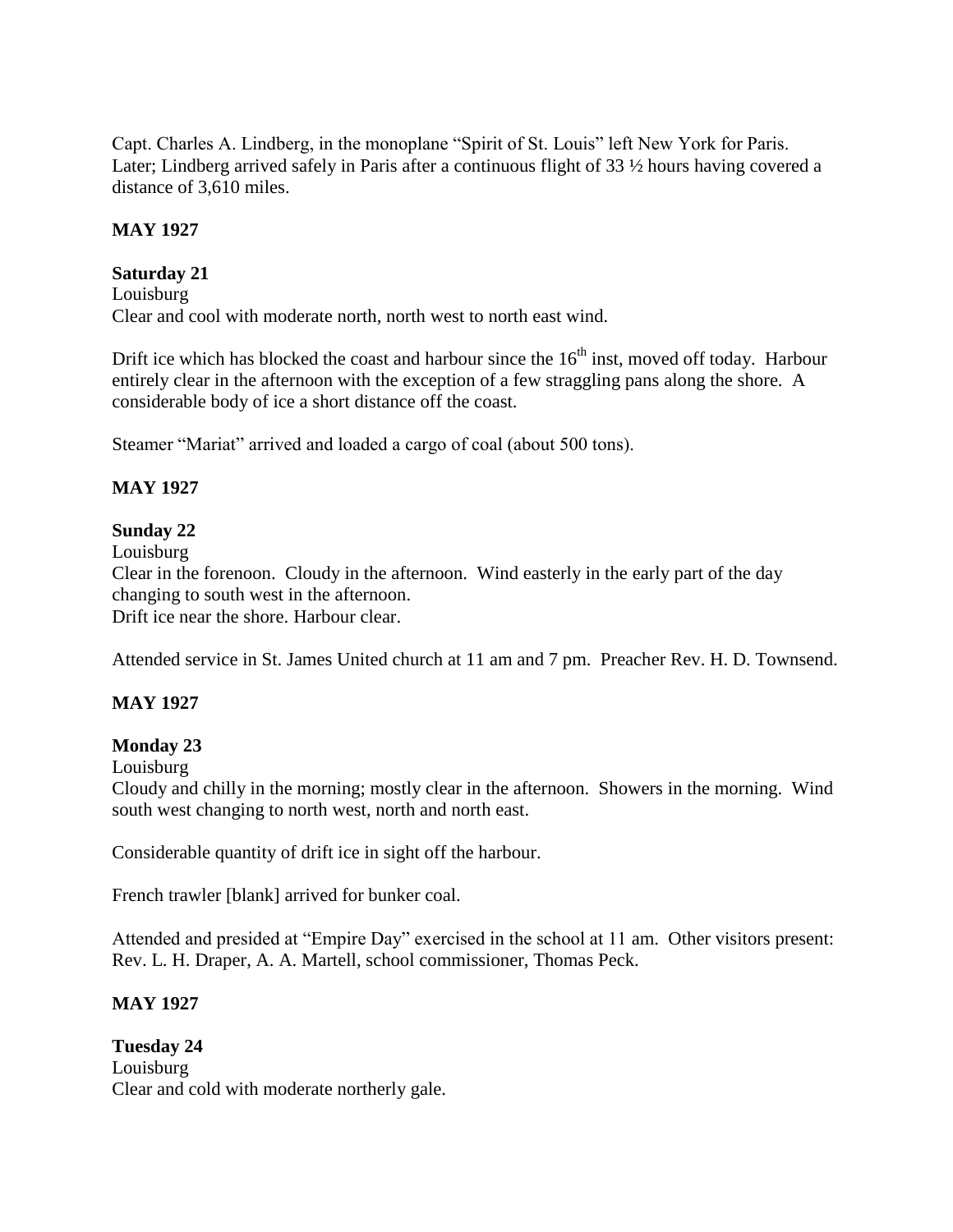Capt. Charles A. Lindberg, in the monoplane "Spirit of St. Louis" left New York for Paris. Later; Lindberg arrived safely in Paris after a continuous flight of 33 ½ hours having covered a distance of 3,610 miles.

**MAY 1927**

**Saturday 21**
Louisburg
Clear and cool with moderate north, north west to north east wind.

Drift ice which has blocked the coast and harbour since the 16th inst, moved off today. Harbour entirely clear in the afternoon with the exception of a few straggling pans along the shore. A considerable body of ice a short distance off the coast.

Steamer "Mariat" arrived and loaded a cargo of coal (about 500 tons).

**MAY 1927**

**Sunday 22**
Louisburg
Clear in the forenoon. Cloudy in the afternoon. Wind easterly in the early part of the day changing to south west in the afternoon.
Drift ice near the shore. Harbour clear.

Attended service in St. James United church at 11 am and 7 pm. Preacher Rev. H. D. Townsend.

**MAY 1927**

**Monday 23**
Louisburg
Cloudy and chilly in the morning; mostly clear in the afternoon. Showers in the morning. Wind south west changing to north west, north and north east.

Considerable quantity of drift ice in sight off the harbour.

French trawler [blank] arrived for bunker coal.

Attended and presided at "Empire Day" exercised in the school at 11 am. Other visitors present: Rev. L. H. Draper, A. A. Martell, school commissioner, Thomas Peck.

**MAY 1927**

**Tuesday 24**
Louisburg
Clear and cold with moderate northerly gale.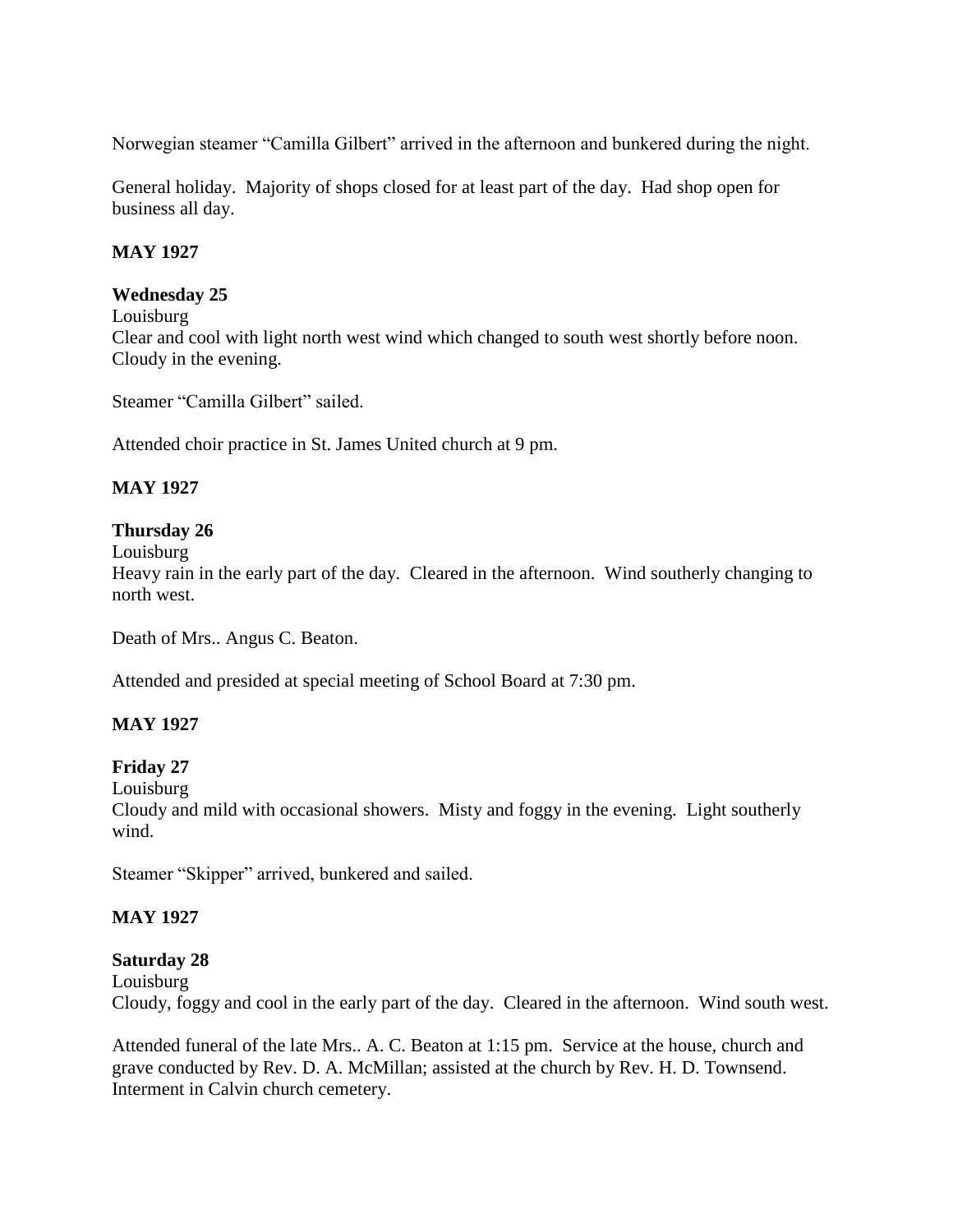Norwegian steamer "Camilla Gilbert" arrived in the afternoon and bunkered during the night.

General holiday. Majority of shops closed for at least part of the day. Had shop open for business all day.

**MAY 1927**

**Wednesday 25**

Louisburg

Clear and cool with light north west wind which changed to south west shortly before noon. Cloudy in the evening.

Steamer "Camilla Gilbert" sailed.

Attended choir practice in St. James United church at 9 pm.

**MAY 1927**

**Thursday 26**

Louisburg

Heavy rain in the early part of the day. Cleared in the afternoon. Wind southerly changing to north west.

Death of Mrs.. Angus C. Beaton.

Attended and presided at special meeting of School Board at 7:30 pm.

**MAY 1927**

**Friday 27**

Louisburg

Cloudy and mild with occasional showers. Misty and foggy in the evening. Light southerly wind.

Steamer "Skipper" arrived, bunkered and sailed.

**MAY 1927**

**Saturday 28**

Louisburg

Cloudy, foggy and cool in the early part of the day. Cleared in the afternoon. Wind south west.

Attended funeral of the late Mrs.. A. C. Beaton at 1:15 pm. Service at the house, church and grave conducted by Rev. D. A. McMillan; assisted at the church by Rev. H. D. Townsend. Interment in Calvin church cemetery.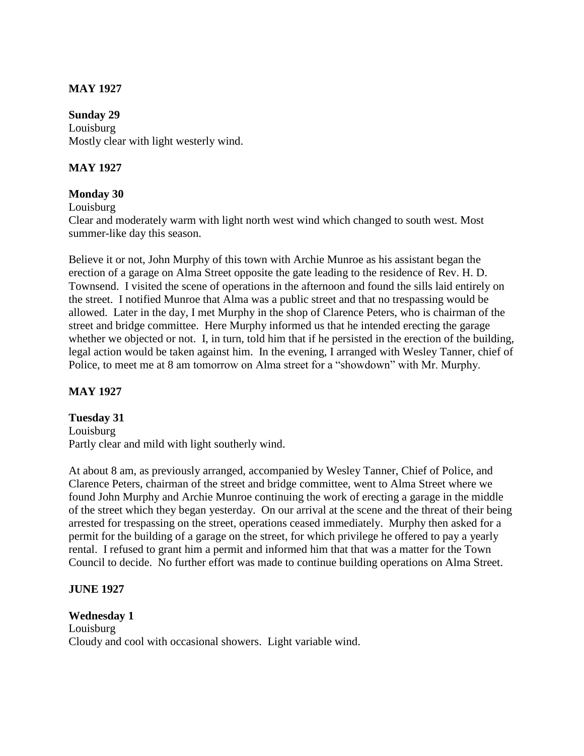**MAY 1927**

**Sunday 29**
Louisburg
Mostly clear with light westerly wind.

**MAY 1927**

**Monday 30**
Louisburg
Clear and moderately warm with light north west wind which changed to south west. Most summer-like day this season.

Believe it or not, John Murphy of this town with Archie Munroe as his assistant began the erection of a garage on Alma Street opposite the gate leading to the residence of Rev. H. D. Townsend. I visited the scene of operations in the afternoon and found the sills laid entirely on the street. I notified Munroe that Alma was a public street and that no trespassing would be allowed. Later in the day, I met Murphy in the shop of Clarence Peters, who is chairman of the street and bridge committee. Here Murphy informed us that he intended erecting the garage whether we objected or not. I, in turn, told him that if he persisted in the erection of the building, legal action would be taken against him. In the evening, I arranged with Wesley Tanner, chief of Police, to meet me at 8 am tomorrow on Alma street for a "showdown" with Mr. Murphy.

**MAY 1927**

**Tuesday 31**
Louisburg
Partly clear and mild with light southerly wind.

At about 8 am, as previously arranged, accompanied by Wesley Tanner, Chief of Police, and Clarence Peters, chairman of the street and bridge committee, went to Alma Street where we found John Murphy and Archie Munroe continuing the work of erecting a garage in the middle of the street which they began yesterday. On our arrival at the scene and the threat of their being arrested for trespassing on the street, operations ceased immediately. Murphy then asked for a permit for the building of a garage on the street, for which privilege he offered to pay a yearly rental. I refused to grant him a permit and informed him that that was a matter for the Town Council to decide. No further effort was made to continue building operations on Alma Street.

**JUNE 1927**

**Wednesday 1**
Louisburg
Cloudy and cool with occasional showers. Light variable wind.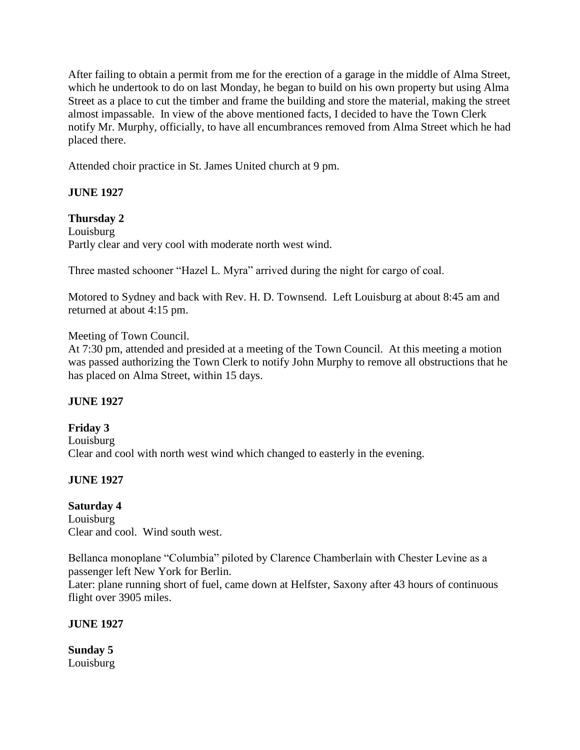After failing to obtain a permit from me for the erection of a garage in the middle of Alma Street, which he undertook to do on last Monday, he began to build on his own property but using Alma Street as a place to cut the timber and frame the building and store the material, making the street almost impassable. In view of the above mentioned facts, I decided to have the Town Clerk notify Mr. Murphy, officially, to have all encumbrances removed from Alma Street which he had placed there.

Attended choir practice in St. James United church at 9 pm.

**JUNE 1927**

**Thursday 2**
Louisburg
Partly clear and very cool with moderate north west wind.

Three masted schooner "Hazel L. Myra" arrived during the night for cargo of coal.

Motored to Sydney and back with Rev. H. D. Townsend. Left Louisburg at about 8:45 am and returned at about 4:15 pm.

Meeting of Town Council.
At 7:30 pm, attended and presided at a meeting of the Town Council. At this meeting a motion was passed authorizing the Town Clerk to notify John Murphy to remove all obstructions that he has placed on Alma Street, within 15 days.

**JUNE 1927**

**Friday 3**
Louisburg
Clear and cool with north west wind which changed to easterly in the evening.

**JUNE 1927**

**Saturday 4**
Louisburg
Clear and cool. Wind south west.

Bellanca monoplane "Columbia" piloted by Clarence Chamberlain with Chester Levine as a passenger left New York for Berlin.
Later: plane running short of fuel, came down at Helfster, Saxony after 43 hours of continuous flight over 3905 miles.

**JUNE 1927**

**Sunday 5**
Louisburg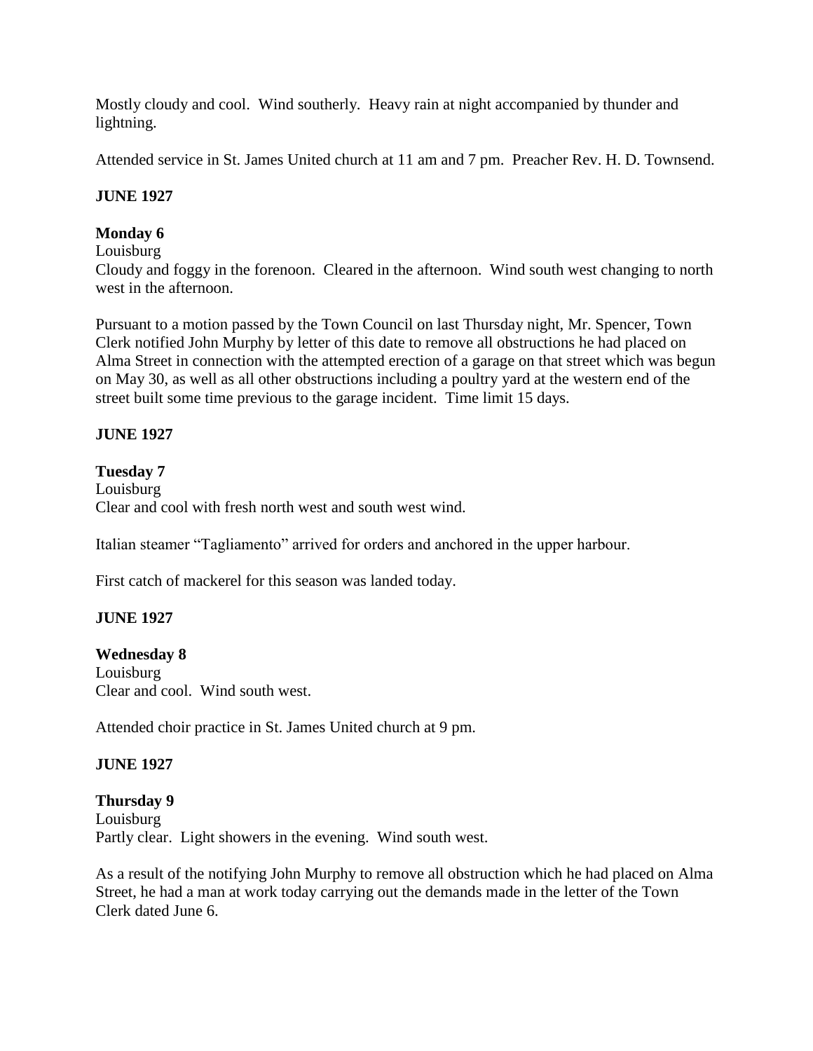Mostly cloudy and cool. Wind southerly. Heavy rain at night accompanied by thunder and lightning.

Attended service in St. James United church at 11 am and 7 pm. Preacher Rev. H. D. Townsend.

**JUNE 1927**

**Monday 6**

Louisburg

Cloudy and foggy in the forenoon. Cleared in the afternoon. Wind south west changing to north west in the afternoon.

Pursuant to a motion passed by the Town Council on last Thursday night, Mr. Spencer, Town Clerk notified John Murphy by letter of this date to remove all obstructions he had placed on Alma Street in connection with the attempted erection of a garage on that street which was begun on May 30, as well as all other obstructions including a poultry yard at the western end of the street built some time previous to the garage incident. Time limit 15 days.

**JUNE 1927**

**Tuesday 7**

Louisburg

Clear and cool with fresh north west and south west wind.

Italian steamer "Tagliamento" arrived for orders and anchored in the upper harbour.

First catch of mackerel for this season was landed today.

**JUNE 1927**

**Wednesday 8**

Louisburg

Clear and cool. Wind south west.

Attended choir practice in St. James United church at 9 pm.

**JUNE 1927**

**Thursday 9**

Louisburg

Partly clear. Light showers in the evening. Wind south west.

As a result of the notifying John Murphy to remove all obstruction which he had placed on Alma Street, he had a man at work today carrying out the demands made in the letter of the Town Clerk dated June 6.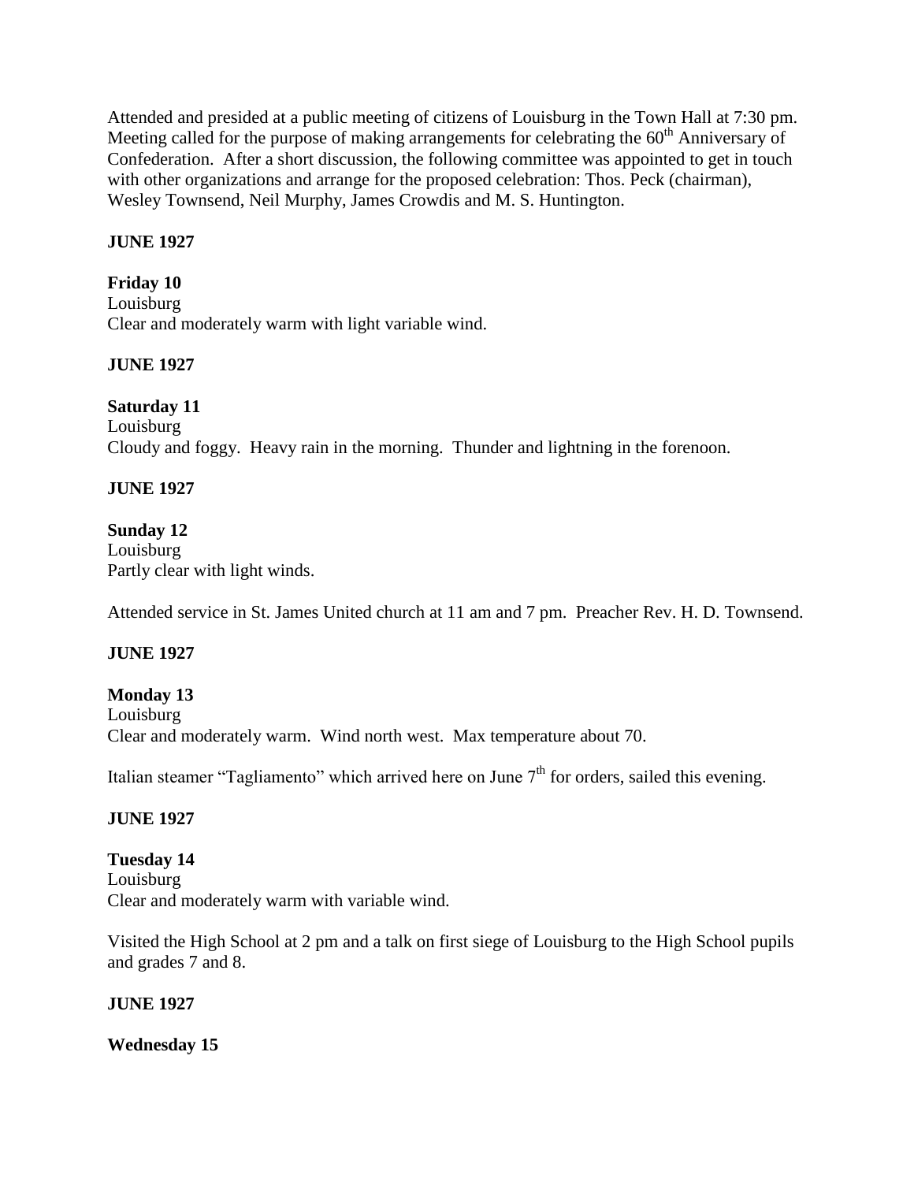Attended and presided at a public meeting of citizens of Louisburg in the Town Hall at 7:30 pm. Meeting called for the purpose of making arrangements for celebrating the 60th Anniversary of Confederation. After a short discussion, the following committee was appointed to get in touch with other organizations and arrange for the proposed celebration: Thos. Peck (chairman), Wesley Townsend, Neil Murphy, James Crowdis and M. S. Huntington.

**JUNE 1927**

**Friday 10**
Louisburg
Clear and moderately warm with light variable wind.

**JUNE 1927**

**Saturday 11**
Louisburg
Cloudy and foggy. Heavy rain in the morning. Thunder and lightning in the forenoon.

**JUNE 1927**

**Sunday 12**
Louisburg
Partly clear with light winds.

Attended service in St. James United church at 11 am and 7 pm. Preacher Rev. H. D. Townsend.

**JUNE 1927**

**Monday 13**
Louisburg
Clear and moderately warm. Wind north west. Max temperature about 70.

Italian steamer "Tagliamento" which arrived here on June 7th for orders, sailed this evening.

**JUNE 1927**

**Tuesday 14**
Louisburg
Clear and moderately warm with variable wind.

Visited the High School at 2 pm and a talk on first siege of Louisburg to the High School pupils and grades 7 and 8.

**JUNE 1927**

**Wednesday 15**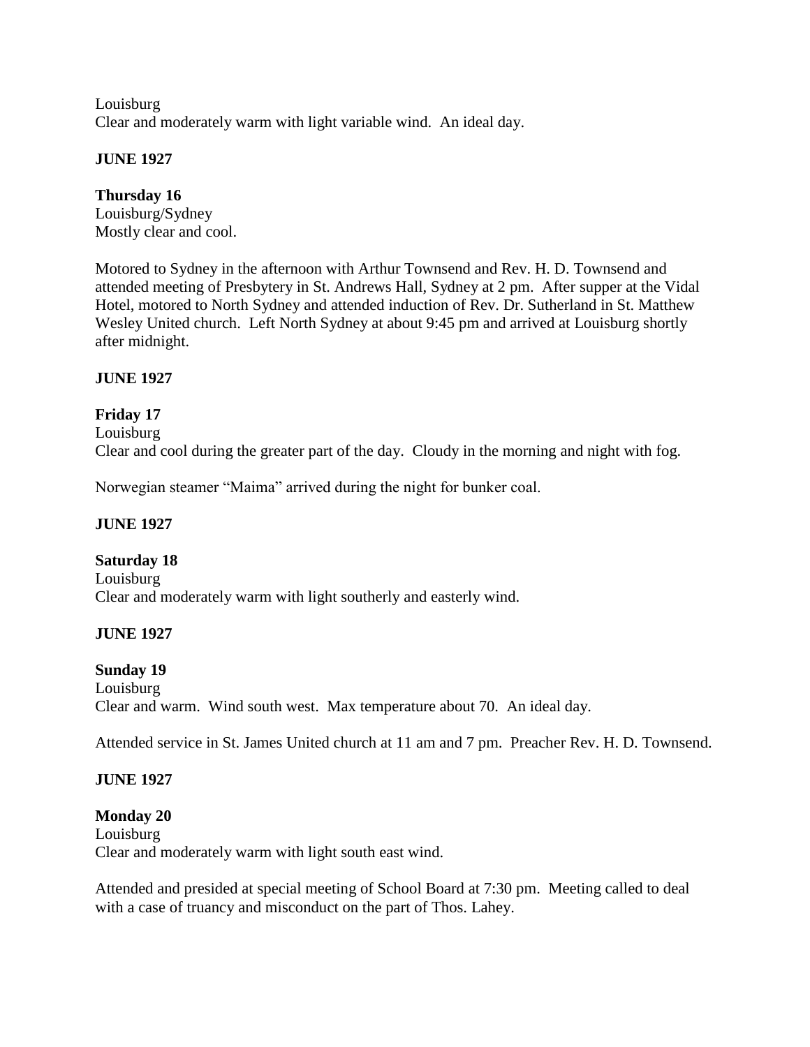Louisburg
Clear and moderately warm with light variable wind. An ideal day.

**JUNE 1927**

**Thursday 16**
Louisburg/Sydney
Mostly clear and cool.

Motored to Sydney in the afternoon with Arthur Townsend and Rev. H. D. Townsend and attended meeting of Presbytery in St. Andrews Hall, Sydney at 2 pm. After supper at the Vidal Hotel, motored to North Sydney and attended induction of Rev. Dr. Sutherland in St. Matthew Wesley United church. Left North Sydney at about 9:45 pm and arrived at Louisburg shortly after midnight.

**JUNE 1927**

**Friday 17**
Louisburg
Clear and cool during the greater part of the day. Cloudy in the morning and night with fog.

Norwegian steamer "Maima" arrived during the night for bunker coal.

**JUNE 1927**

**Saturday 18**
Louisburg
Clear and moderately warm with light southerly and easterly wind.

**JUNE 1927**

**Sunday 19**
Louisburg
Clear and warm. Wind south west. Max temperature about 70. An ideal day.

Attended service in St. James United church at 11 am and 7 pm. Preacher Rev. H. D. Townsend.

**JUNE 1927**

**Monday 20**
Louisburg
Clear and moderately warm with light south east wind.

Attended and presided at special meeting of School Board at 7:30 pm. Meeting called to deal with a case of truancy and misconduct on the part of Thos. Lahey.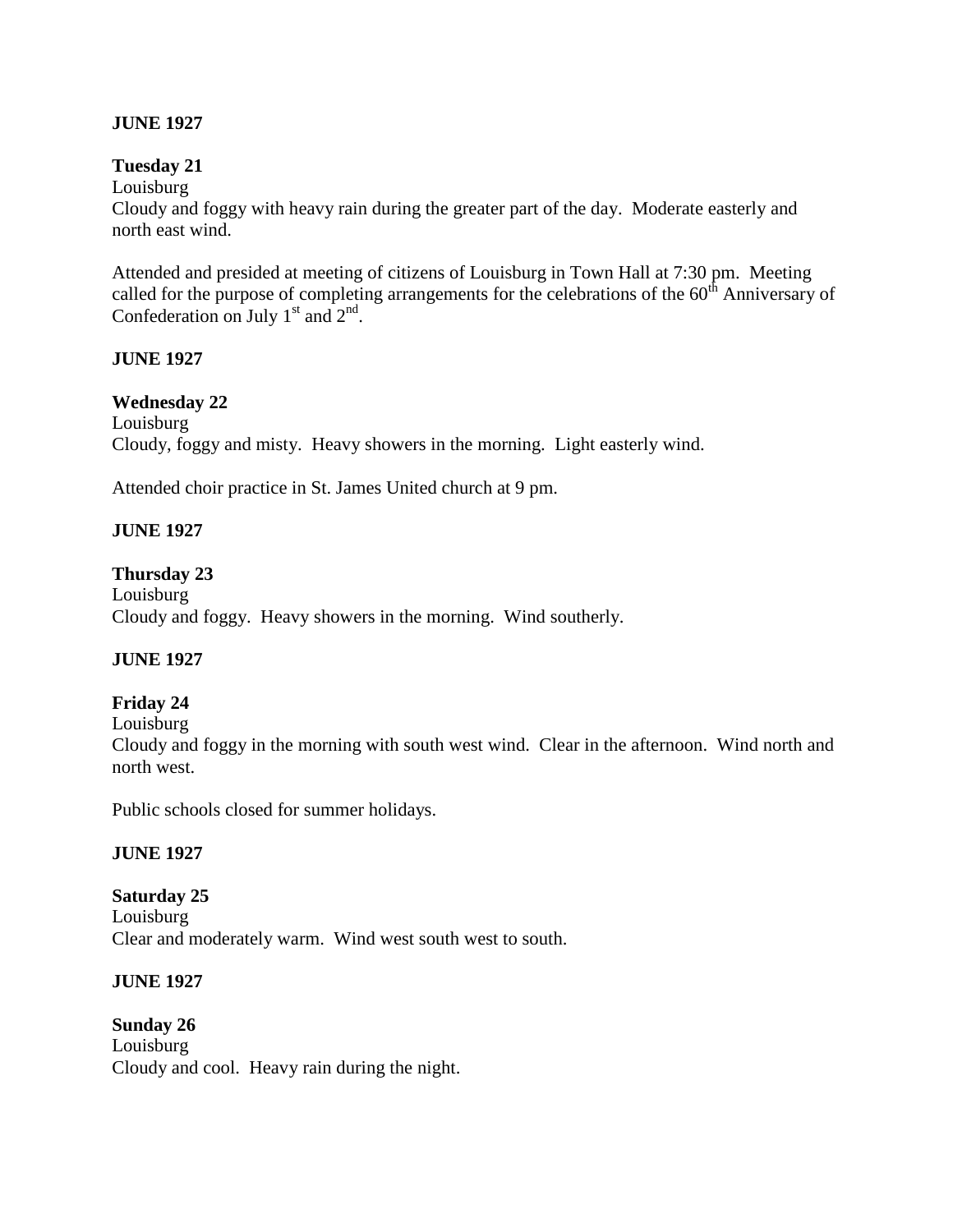**JUNE 1927**

**Tuesday 21**

Louisburg

Cloudy and foggy with heavy rain during the greater part of the day. Moderate easterly and north east wind.

Attended and presided at meeting of citizens of Louisburg in Town Hall at 7:30 pm. Meeting called for the purpose of completing arrangements for the celebrations of the 60th Anniversary of Confederation on July 1st and 2nd.

**JUNE 1927**

**Wednesday 22**

Louisburg

Cloudy, foggy and misty. Heavy showers in the morning. Light easterly wind.

Attended choir practice in St. James United church at 9 pm.

**JUNE 1927**

**Thursday 23**

Louisburg

Cloudy and foggy. Heavy showers in the morning. Wind southerly.

**JUNE 1927**

**Friday 24**

Louisburg

Cloudy and foggy in the morning with south west wind. Clear in the afternoon. Wind north and north west.

Public schools closed for summer holidays.

**JUNE 1927**

**Saturday 25**

Louisburg

Clear and moderately warm. Wind west south west to south.

**JUNE 1927**

**Sunday 26**

Louisburg

Cloudy and cool. Heavy rain during the night.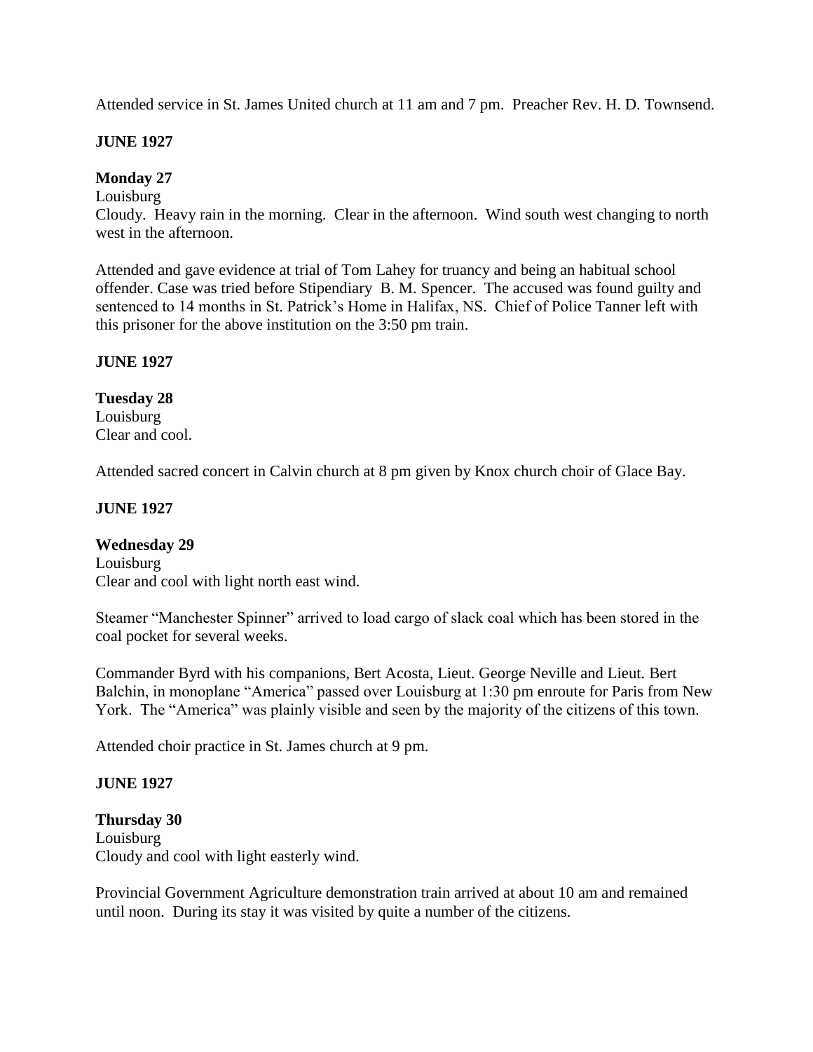Attended service in St. James United church at 11 am and 7 pm. Preacher Rev. H. D. Townsend.

**JUNE 1927**

**Monday 27**
Louisburg
Cloudy. Heavy rain in the morning. Clear in the afternoon. Wind south west changing to north west in the afternoon.

Attended and gave evidence at trial of Tom Lahey for truancy and being an habitual school offender. Case was tried before Stipendiary B. M. Spencer. The accused was found guilty and sentenced to 14 months in St. Patrick's Home in Halifax, NS. Chief of Police Tanner left with this prisoner for the above institution on the 3:50 pm train.

**JUNE 1927**

**Tuesday 28**
Louisburg
Clear and cool.

Attended sacred concert in Calvin church at 8 pm given by Knox church choir of Glace Bay.

**JUNE 1927**

**Wednesday 29**
Louisburg
Clear and cool with light north east wind.

Steamer "Manchester Spinner" arrived to load cargo of slack coal which has been stored in the coal pocket for several weeks.

Commander Byrd with his companions, Bert Acosta, Lieut. George Neville and Lieut. Bert Balchin, in monoplane "America" passed over Louisburg at 1:30 pm enroute for Paris from New York. The "America" was plainly visible and seen by the majority of the citizens of this town.

Attended choir practice in St. James church at 9 pm.

**JUNE 1927**

**Thursday 30**
Louisburg
Cloudy and cool with light easterly wind.

Provincial Government Agriculture demonstration train arrived at about 10 am and remained until noon. During its stay it was visited by quite a number of the citizens.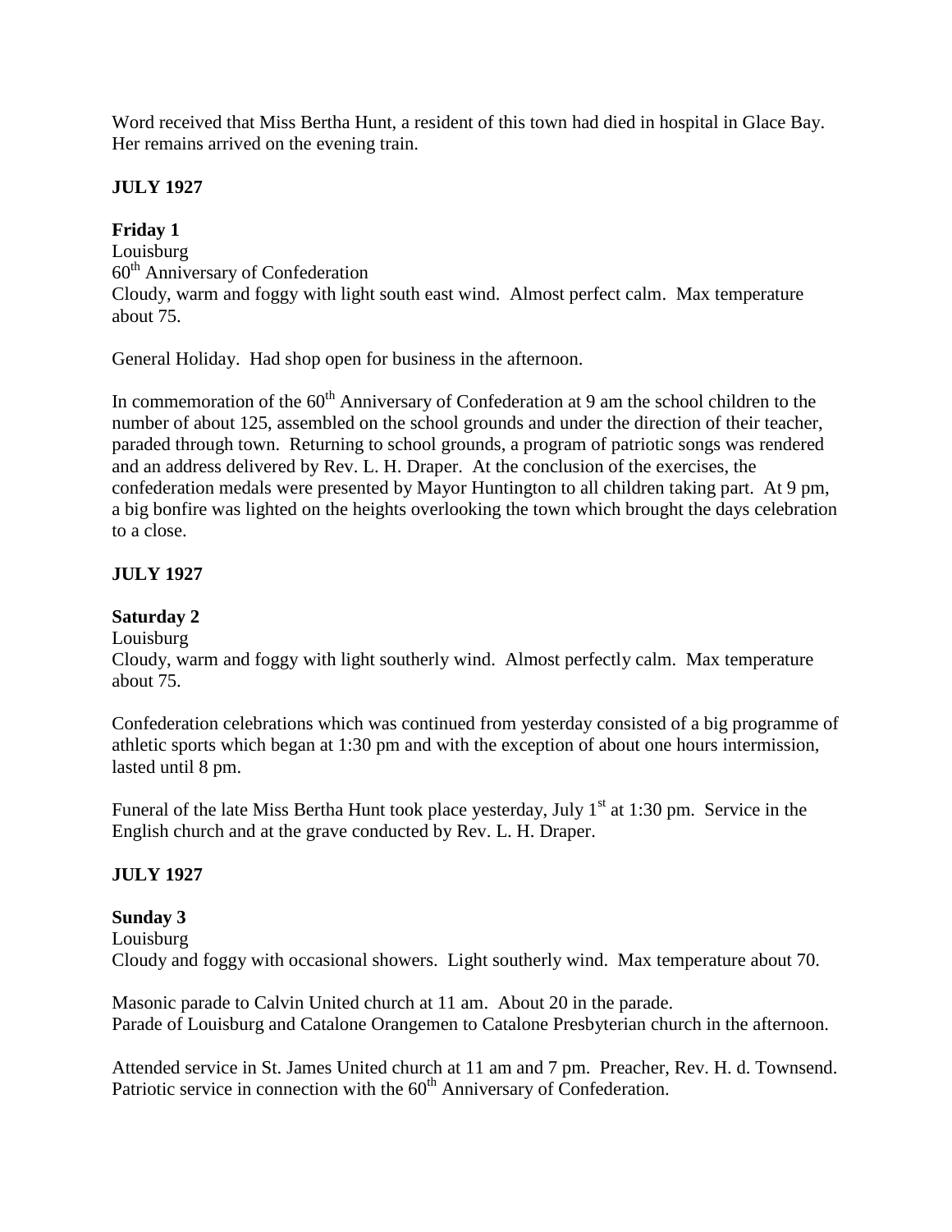Word received that Miss Bertha Hunt, a resident of this town had died in hospital in Glace Bay. Her remains arrived on the evening train.

**JULY 1927**

**Friday 1**
Louisburg
60th Anniversary of Confederation
Cloudy, warm and foggy with light south east wind. Almost perfect calm. Max temperature about 75.

General Holiday. Had shop open for business in the afternoon.

In commemoration of the 60th Anniversary of Confederation at 9 am the school children to the number of about 125, assembled on the school grounds and under the direction of their teacher, paraded through town. Returning to school grounds, a program of patriotic songs was rendered and an address delivered by Rev. L. H. Draper. At the conclusion of the exercises, the confederation medals were presented by Mayor Huntington to all children taking part. At 9 pm, a big bonfire was lighted on the heights overlooking the town which brought the days celebration to a close.

**JULY 1927**

**Saturday 2**
Louisburg
Cloudy, warm and foggy with light southerly wind. Almost perfectly calm. Max temperature about 75.

Confederation celebrations which was continued from yesterday consisted of a big programme of athletic sports which began at 1:30 pm and with the exception of about one hours intermission, lasted until 8 pm.

Funeral of the late Miss Bertha Hunt took place yesterday, July 1st at 1:30 pm. Service in the English church and at the grave conducted by Rev. L. H. Draper.

**JULY 1927**

**Sunday 3**
Louisburg
Cloudy and foggy with occasional showers. Light southerly wind. Max temperature about 70.

Masonic parade to Calvin United church at 11 am. About 20 in the parade.
Parade of Louisburg and Catalone Orangemen to Catalone Presbyterian church in the afternoon.

Attended service in St. James United church at 11 am and 7 pm. Preacher, Rev. H. d. Townsend. Patriotic service in connection with the 60th Anniversary of Confederation.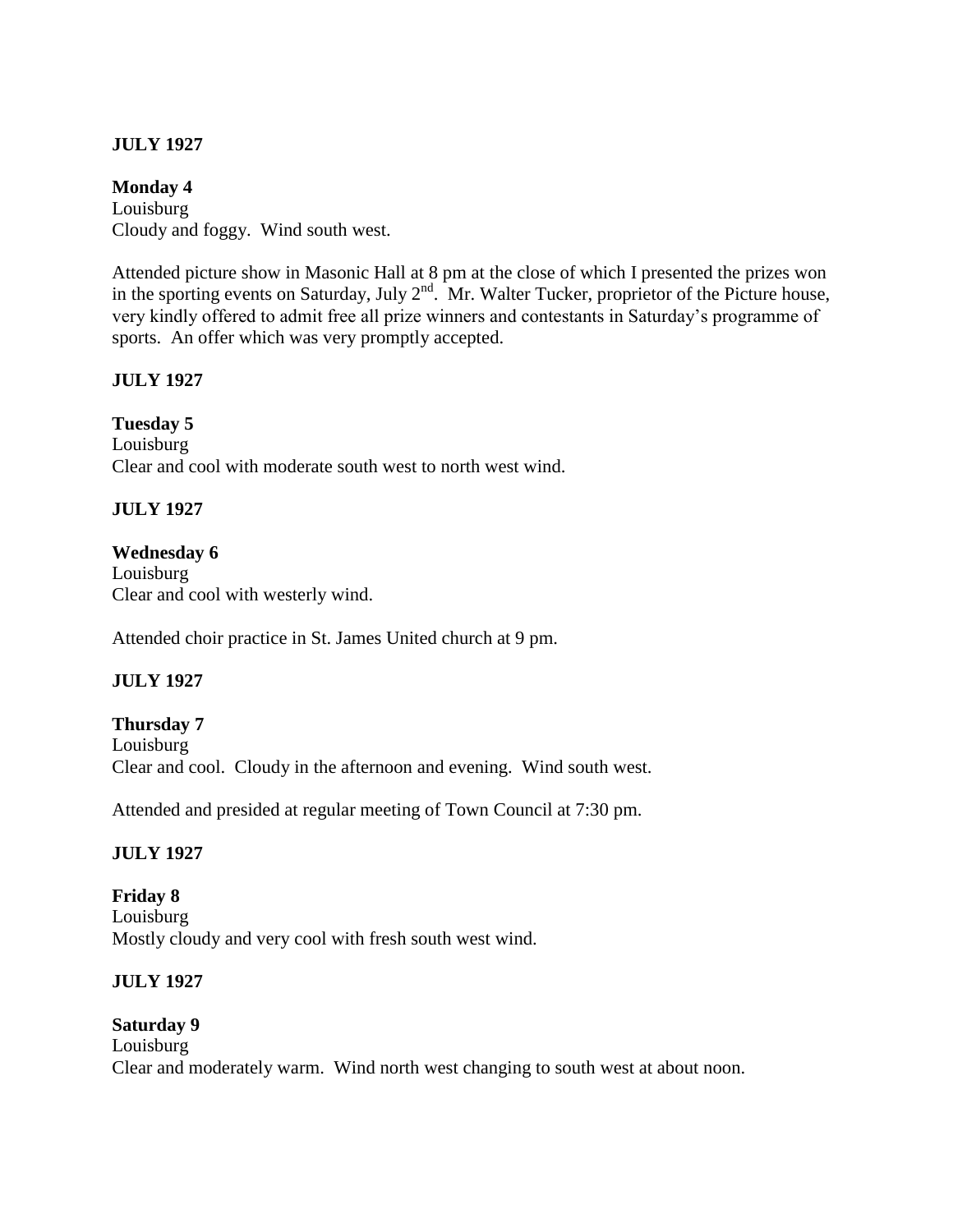**JULY 1927**

**Monday 4**
Louisburg
Cloudy and foggy. Wind south west.

Attended picture show in Masonic Hall at 8 pm at the close of which I presented the prizes won in the sporting events on Saturday, July 2nd. Mr. Walter Tucker, proprietor of the Picture house, very kindly offered to admit free all prize winners and contestants in Saturday's programme of sports. An offer which was very promptly accepted.

**JULY 1927**

**Tuesday 5**
Louisburg
Clear and cool with moderate south west to north west wind.

**JULY 1927**

**Wednesday 6**
Louisburg
Clear and cool with westerly wind.

Attended choir practice in St. James United church at 9 pm.

**JULY 1927**

**Thursday 7**
Louisburg
Clear and cool. Cloudy in the afternoon and evening. Wind south west.

Attended and presided at regular meeting of Town Council at 7:30 pm.

**JULY 1927**

**Friday 8**
Louisburg
Mostly cloudy and very cool with fresh south west wind.

**JULY 1927**

**Saturday 9**
Louisburg
Clear and moderately warm. Wind north west changing to south west at about noon.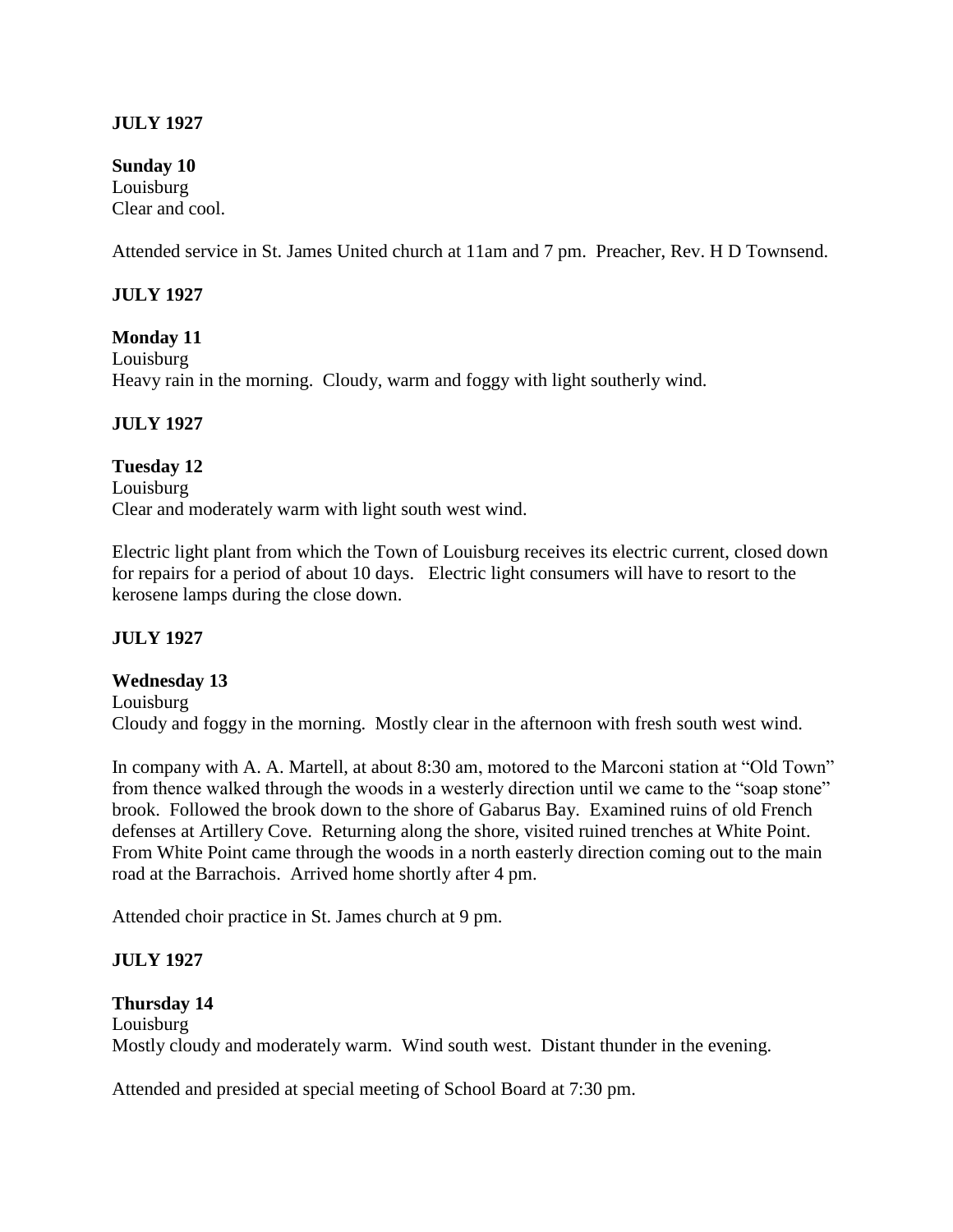**JULY 1927**

**Sunday 10**
Louisburg
Clear and cool.

Attended service in St. James United church at 11am and 7 pm. Preacher, Rev. H D Townsend.

**JULY 1927**

**Monday 11**
Louisburg
Heavy rain in the morning. Cloudy, warm and foggy with light southerly wind.

**JULY 1927**

**Tuesday 12**
Louisburg
Clear and moderately warm with light south west wind.

Electric light plant from which the Town of Louisburg receives its electric current, closed down for repairs for a period of about 10 days. Electric light consumers will have to resort to the kerosene lamps during the close down.

**JULY 1927**

**Wednesday 13**
Louisburg
Cloudy and foggy in the morning. Mostly clear in the afternoon with fresh south west wind.

In company with A. A. Martell, at about 8:30 am, motored to the Marconi station at "Old Town" from thence walked through the woods in a westerly direction until we came to the "soap stone" brook. Followed the brook down to the shore of Gabarus Bay. Examined ruins of old French defenses at Artillery Cove. Returning along the shore, visited ruined trenches at White Point. From White Point came through the woods in a north easterly direction coming out to the main road at the Barrachois. Arrived home shortly after 4 pm.

Attended choir practice in St. James church at 9 pm.

**JULY 1927**

**Thursday 14**
Louisburg
Mostly cloudy and moderately warm. Wind south west. Distant thunder in the evening.

Attended and presided at special meeting of School Board at 7:30 pm.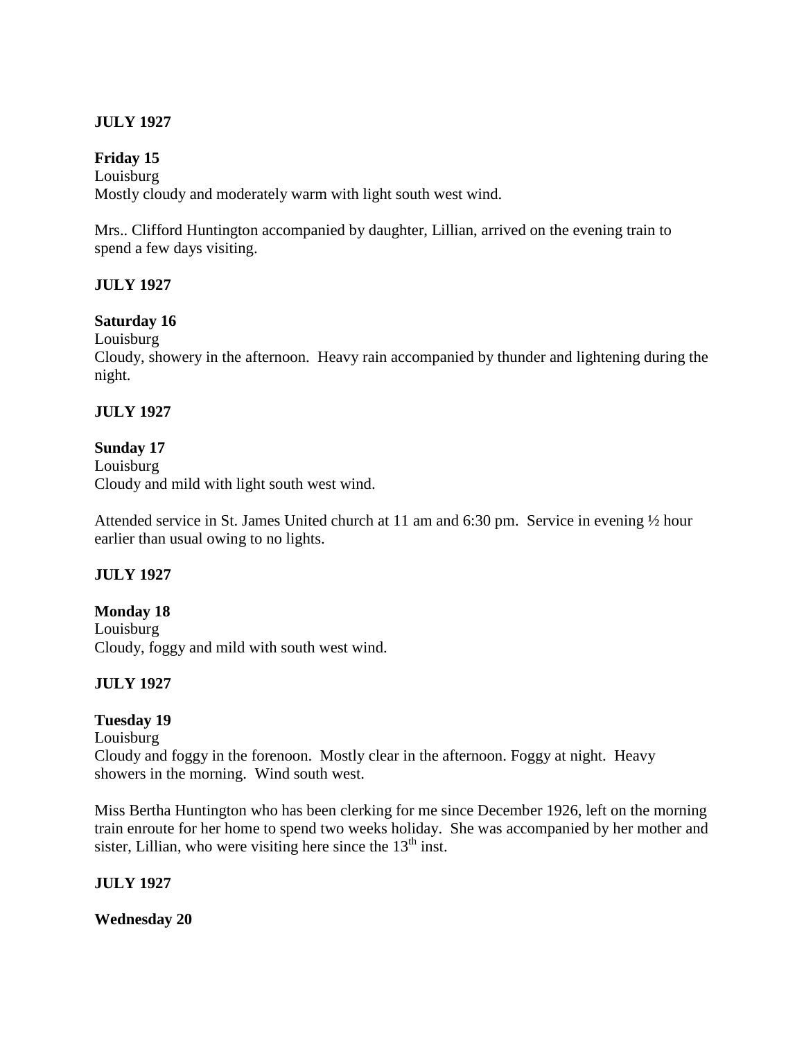**JULY 1927**

**Friday 15**
Louisburg
Mostly cloudy and moderately warm with light south west wind.

Mrs.. Clifford Huntington accompanied by daughter, Lillian, arrived on the evening train to spend a few days visiting.

**JULY 1927**

**Saturday 16**
Louisburg
Cloudy, showery in the afternoon. Heavy rain accompanied by thunder and lightening during the night.

**JULY 1927**

**Sunday 17**
Louisburg
Cloudy and mild with light south west wind.

Attended service in St. James United church at 11 am and 6:30 pm. Service in evening ½ hour earlier than usual owing to no lights.

**JULY 1927**

**Monday 18**
Louisburg
Cloudy, foggy and mild with south west wind.

**JULY 1927**

**Tuesday 19**
Louisburg
Cloudy and foggy in the forenoon. Mostly clear in the afternoon. Foggy at night. Heavy showers in the morning. Wind south west.

Miss Bertha Huntington who has been clerking for me since December 1926, left on the morning train enroute for her home to spend two weeks holiday. She was accompanied by her mother and sister, Lillian, who were visiting here since the 13th inst.

**JULY 1927**

**Wednesday 20**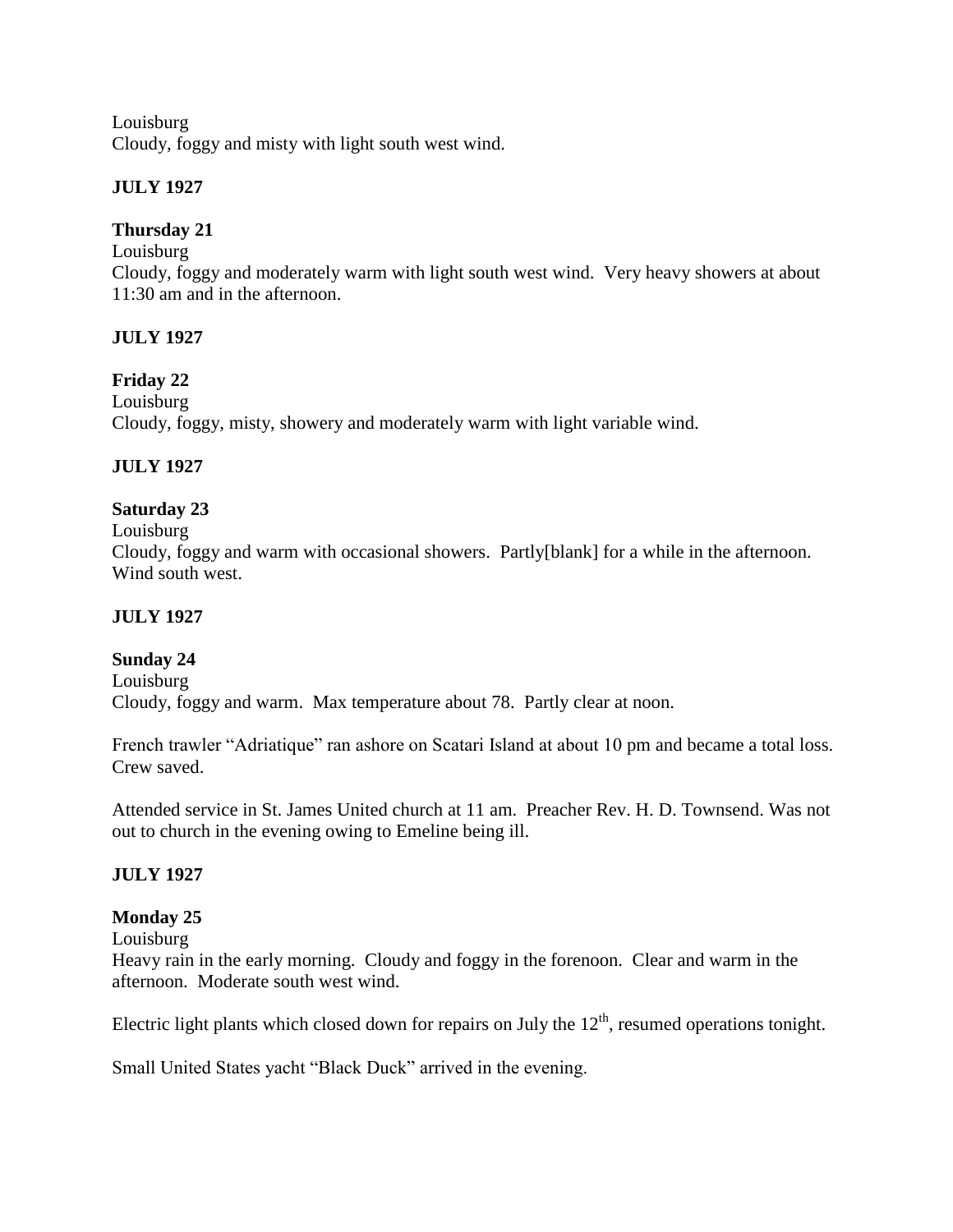Louisburg
Cloudy, foggy and misty with light south west wind.

**JULY 1927**

**Thursday 21**
Louisburg
Cloudy, foggy and moderately warm with light south west wind. Very heavy showers at about 11:30 am and in the afternoon.

**JULY 1927**

**Friday 22**
Louisburg
Cloudy, foggy, misty, showery and moderately warm with light variable wind.

**JULY 1927**

**Saturday 23**
Louisburg
Cloudy, foggy and warm with occasional showers. Partly[blank] for a while in the afternoon. Wind south west.

**JULY 1927**

**Sunday 24**
Louisburg
Cloudy, foggy and warm. Max temperature about 78. Partly clear at noon.

French trawler "Adriatique" ran ashore on Scatari Island at about 10 pm and became a total loss. Crew saved.

Attended service in St. James United church at 11 am. Preacher Rev. H. D. Townsend. Was not out to church in the evening owing to Emeline being ill.

**JULY 1927**

**Monday 25**
Louisburg
Heavy rain in the early morning. Cloudy and foggy in the forenoon. Clear and warm in the afternoon. Moderate south west wind.

Electric light plants which closed down for repairs on July the 12th, resumed operations tonight.

Small United States yacht "Black Duck" arrived in the evening.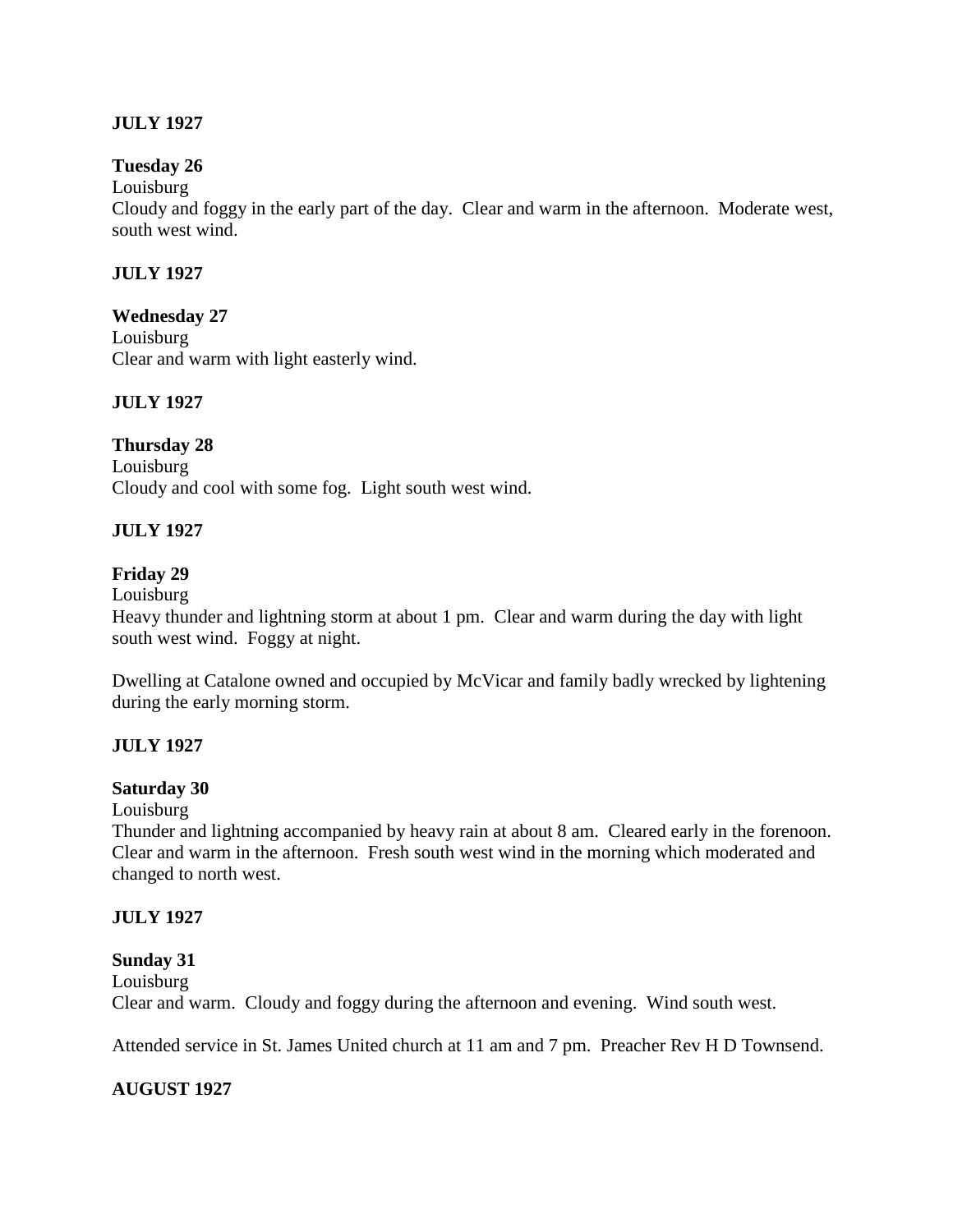**JULY 1927**

**Tuesday 26**
Louisburg
Cloudy and foggy in the early part of the day. Clear and warm in the afternoon. Moderate west, south west wind.

**JULY 1927**

**Wednesday 27**
Louisburg
Clear and warm with light easterly wind.

**JULY 1927**

**Thursday 28**
Louisburg
Cloudy and cool with some fog. Light south west wind.

**JULY 1927**

**Friday 29**
Louisburg
Heavy thunder and lightning storm at about 1 pm. Clear and warm during the day with light south west wind. Foggy at night.

Dwelling at Catalone owned and occupied by McVicar and family badly wrecked by lightening during the early morning storm.

**JULY 1927**

**Saturday 30**
Louisburg
Thunder and lightning accompanied by heavy rain at about 8 am. Cleared early in the forenoon. Clear and warm in the afternoon. Fresh south west wind in the morning which moderated and changed to north west.

**JULY 1927**

**Sunday 31**
Louisburg
Clear and warm. Cloudy and foggy during the afternoon and evening. Wind south west.

Attended service in St. James United church at 11 am and 7 pm. Preacher Rev H D Townsend.

**AUGUST 1927**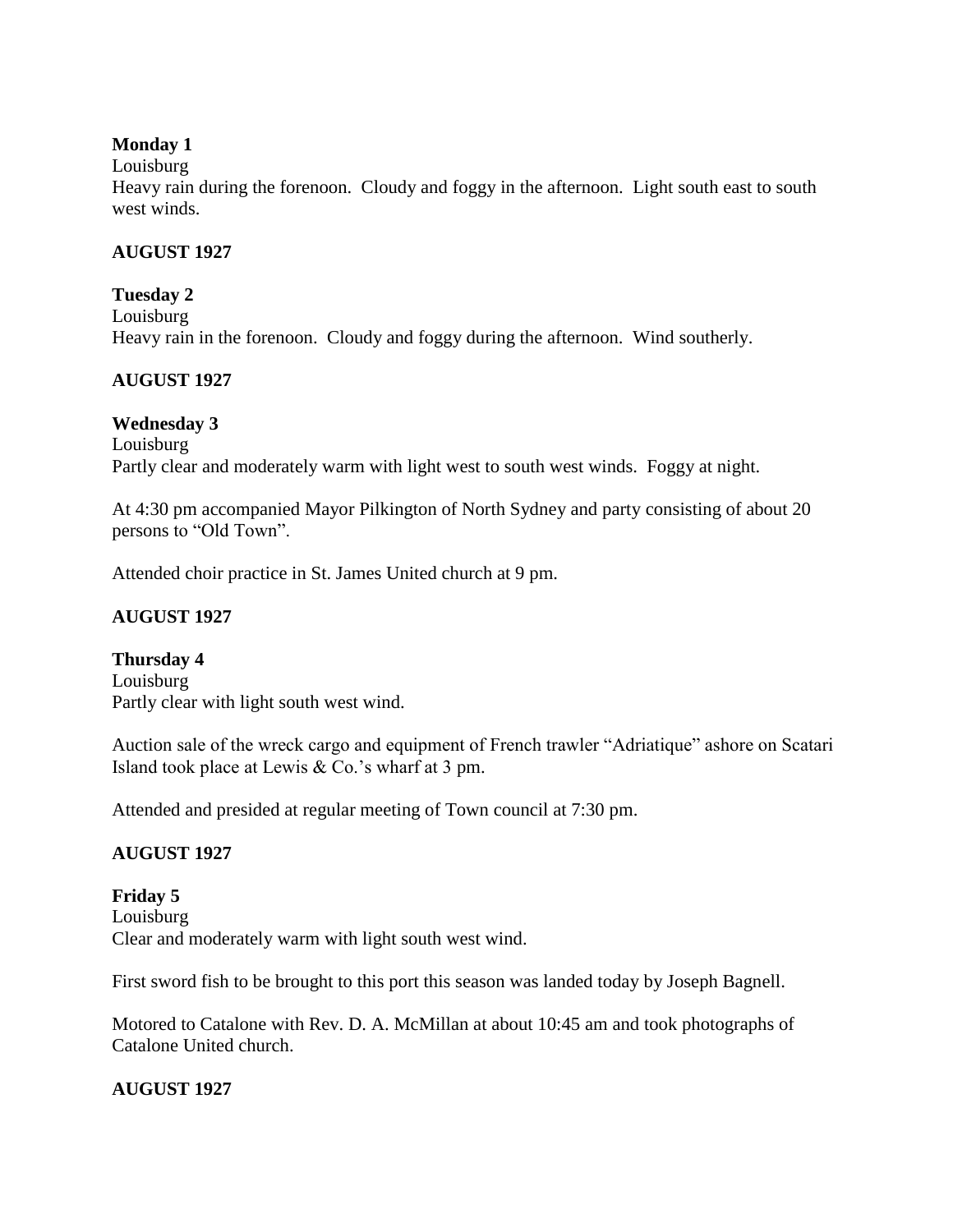**Monday 1**

Louisburg

Heavy rain during the forenoon. Cloudy and foggy in the afternoon. Light south east to south west winds.

**AUGUST 1927**

**Tuesday 2**

Louisburg

Heavy rain in the forenoon. Cloudy and foggy during the afternoon. Wind southerly.

**AUGUST 1927**

**Wednesday 3**

Louisburg

Partly clear and moderately warm with light west to south west winds. Foggy at night.

At 4:30 pm accompanied Mayor Pilkington of North Sydney and party consisting of about 20 persons to "Old Town".

Attended choir practice in St. James United church at 9 pm.

**AUGUST 1927**

**Thursday 4**

Louisburg

Partly clear with light south west wind.

Auction sale of the wreck cargo and equipment of French trawler "Adriatique" ashore on Scatari Island took place at Lewis & Co.'s wharf at 3 pm.

Attended and presided at regular meeting of Town council at 7:30 pm.

**AUGUST 1927**

**Friday 5**

Louisburg

Clear and moderately warm with light south west wind.

First sword fish to be brought to this port this season was landed today by Joseph Bagnell.

Motored to Catalone with Rev. D. A. McMillan at about 10:45 am and took photographs of Catalone United church.

**AUGUST 1927**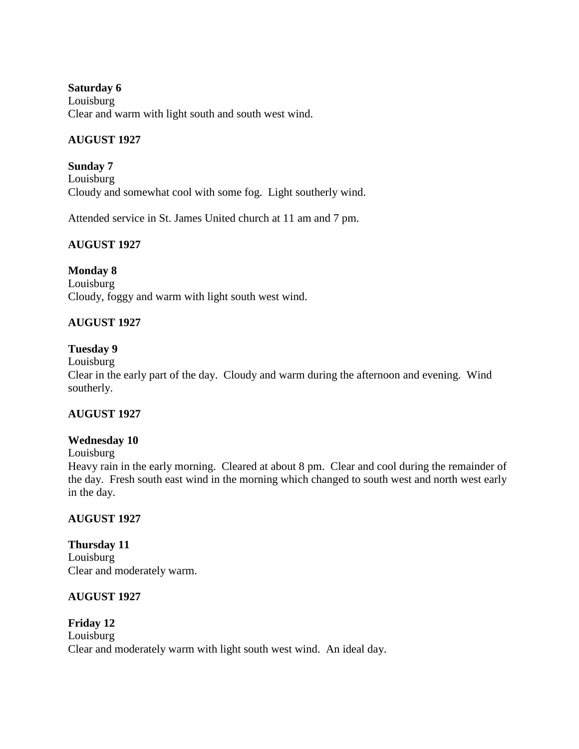**Saturday 6**
Louisburg
Clear and warm with light south and south west wind.

**AUGUST 1927**

**Sunday 7**
Louisburg
Cloudy and somewhat cool with some fog. Light southerly wind.

Attended service in St. James United church at 11 am and 7 pm.

**AUGUST 1927**

**Monday 8**
Louisburg
Cloudy, foggy and warm with light south west wind.

**AUGUST 1927**

**Tuesday 9**
Louisburg
Clear in the early part of the day. Cloudy and warm during the afternoon and evening. Wind southerly.

**AUGUST 1927**

**Wednesday 10**
Louisburg
Heavy rain in the early morning. Cleared at about 8 pm. Clear and cool during the remainder of the day. Fresh south east wind in the morning which changed to south west and north west early in the day.

**AUGUST 1927**

**Thursday 11**
Louisburg
Clear and moderately warm.

**AUGUST 1927**

**Friday 12**
Louisburg
Clear and moderately warm with light south west wind. An ideal day.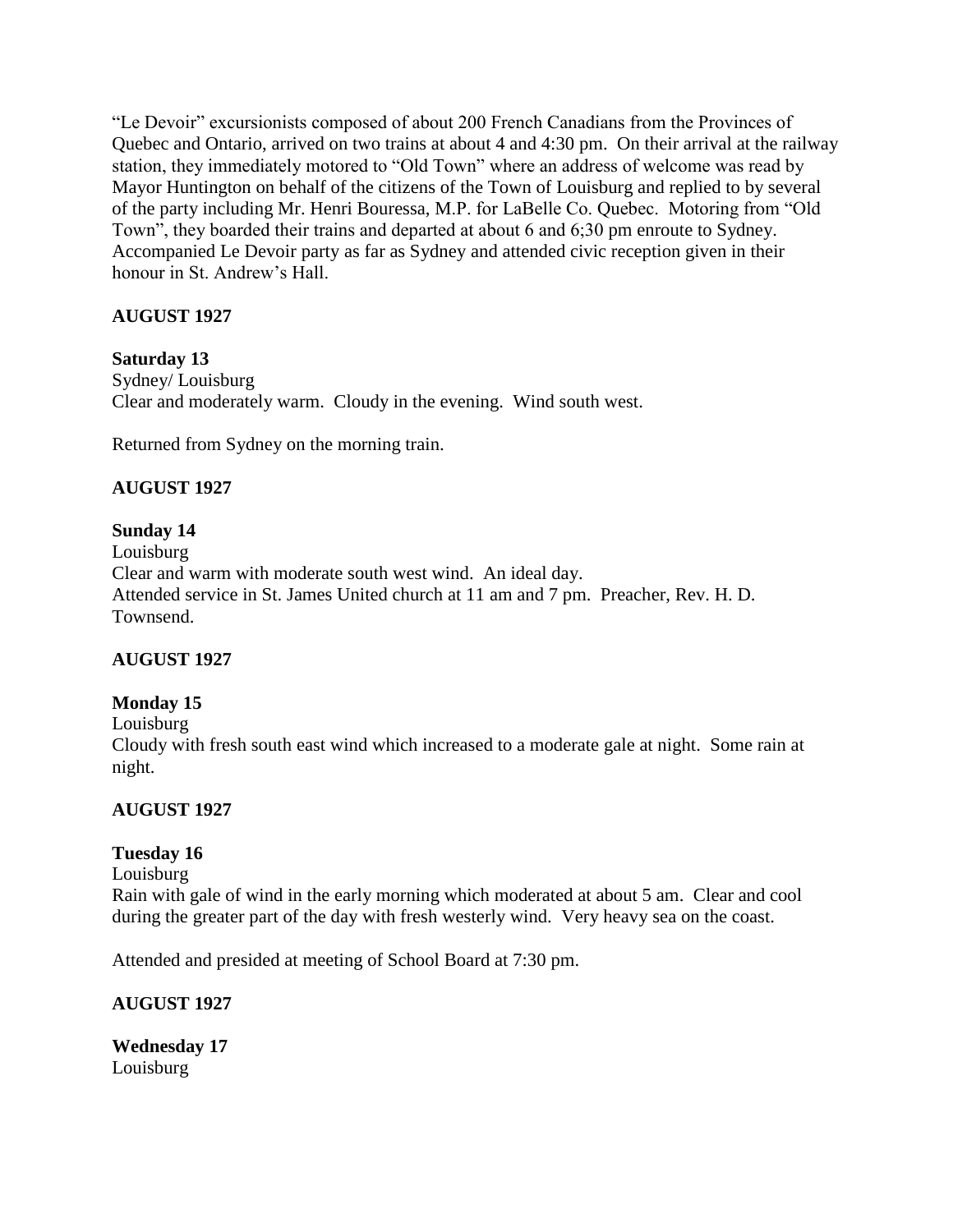"Le Devoir" excursionists composed of about 200 French Canadians from the Provinces of Quebec and Ontario, arrived on two trains at about 4 and 4:30 pm. On their arrival at the railway station, they immediately motored to "Old Town" where an address of welcome was read by Mayor Huntington on behalf of the citizens of the Town of Louisburg and replied to by several of the party including Mr. Henri Bouressa, M.P. for LaBelle Co. Quebec. Motoring from "Old Town", they boarded their trains and departed at about 6 and 6;30 pm enroute to Sydney. Accompanied Le Devoir party as far as Sydney and attended civic reception given in their honour in St. Andrew's Hall.

**AUGUST 1927**

**Saturday 13**
Sydney/ Louisburg
Clear and moderately warm. Cloudy in the evening. Wind south west.

Returned from Sydney on the morning train.

**AUGUST 1927**

**Sunday 14**
Louisburg
Clear and warm with moderate south west wind. An ideal day.
Attended service in St. James United church at 11 am and 7 pm. Preacher, Rev. H. D. Townsend.

**AUGUST 1927**

**Monday 15**
Louisburg
Cloudy with fresh south east wind which increased to a moderate gale at night. Some rain at night.

**AUGUST 1927**

**Tuesday 16**
Louisburg
Rain with gale of wind in the early morning which moderated at about 5 am. Clear and cool during the greater part of the day with fresh westerly wind. Very heavy sea on the coast.

Attended and presided at meeting of School Board at 7:30 pm.

**AUGUST 1927**

**Wednesday 17**
Louisburg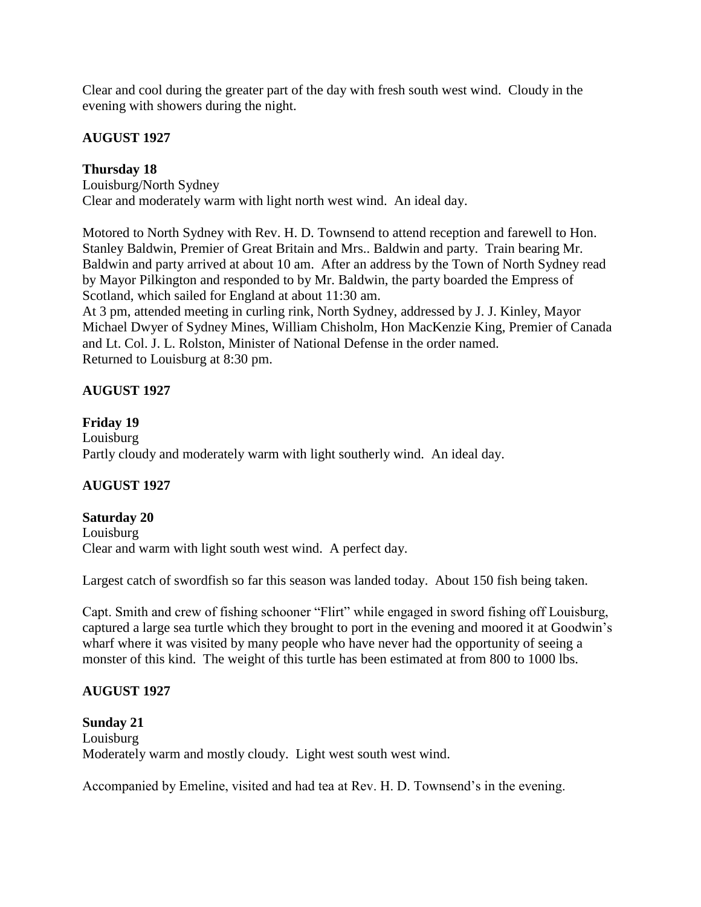Clear and cool during the greater part of the day with fresh south west wind. Cloudy in the evening with showers during the night.

**AUGUST 1927**

**Thursday 18**
Louisburg/North Sydney
Clear and moderately warm with light north west wind. An ideal day.

Motored to North Sydney with Rev. H. D. Townsend to attend reception and farewell to Hon. Stanley Baldwin, Premier of Great Britain and Mrs.. Baldwin and party. Train bearing Mr. Baldwin and party arrived at about 10 am. After an address by the Town of North Sydney read by Mayor Pilkington and responded to by Mr. Baldwin, the party boarded the Empress of Scotland, which sailed for England at about 11:30 am.
At 3 pm, attended meeting in curling rink, North Sydney, addressed by J. J. Kinley, Mayor Michael Dwyer of Sydney Mines, William Chisholm, Hon MacKenzie King, Premier of Canada and Lt. Col. J. L. Rolston, Minister of National Defense in the order named.
Returned to Louisburg at 8:30 pm.

**AUGUST 1927**

**Friday 19**
Louisburg
Partly cloudy and moderately warm with light southerly wind. An ideal day.

**AUGUST 1927**

**Saturday 20**
Louisburg
Clear and warm with light south west wind. A perfect day.

Largest catch of swordfish so far this season was landed today. About 150 fish being taken.

Capt. Smith and crew of fishing schooner "Flirt" while engaged in sword fishing off Louisburg, captured a large sea turtle which they brought to port in the evening and moored it at Goodwin's wharf where it was visited by many people who have never had the opportunity of seeing a monster of this kind. The weight of this turtle has been estimated at from 800 to 1000 lbs.

**AUGUST 1927**

**Sunday 21**
Louisburg
Moderately warm and mostly cloudy. Light west south west wind.

Accompanied by Emeline, visited and had tea at Rev. H. D. Townsend's in the evening.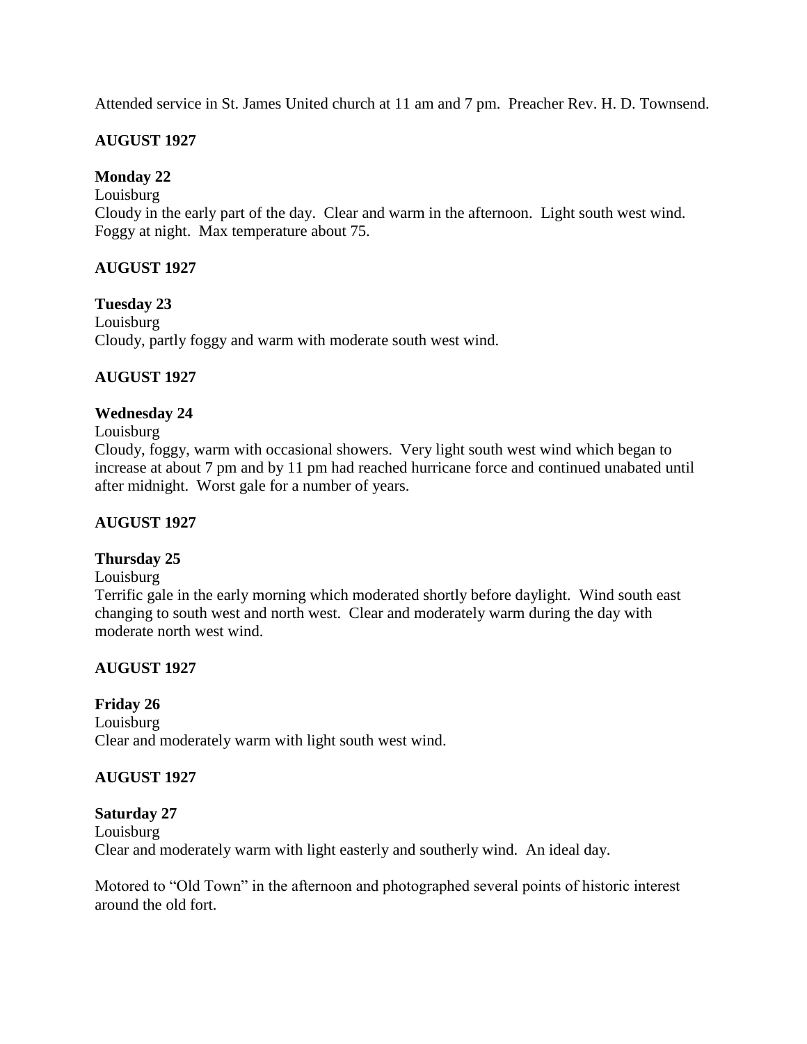Attended service in St. James United church at 11 am and 7 pm. Preacher Rev. H. D. Townsend.

**AUGUST 1927**

**Monday 22**

Louisburg

Cloudy in the early part of the day. Clear and warm in the afternoon. Light south west wind. Foggy at night. Max temperature about 75.

**AUGUST 1927**

**Tuesday 23**

Louisburg

Cloudy, partly foggy and warm with moderate south west wind.

**AUGUST 1927**

**Wednesday 24**

Louisburg

Cloudy, foggy, warm with occasional showers. Very light south west wind which began to increase at about 7 pm and by 11 pm had reached hurricane force and continued unabated until after midnight. Worst gale for a number of years.

**AUGUST 1927**

**Thursday 25**

Louisburg

Terrific gale in the early morning which moderated shortly before daylight. Wind south east changing to south west and north west. Clear and moderately warm during the day with moderate north west wind.

**AUGUST 1927**

**Friday 26**

Louisburg

Clear and moderately warm with light south west wind.

**AUGUST 1927**

**Saturday 27**

Louisburg

Clear and moderately warm with light easterly and southerly wind. An ideal day.

Motored to "Old Town" in the afternoon and photographed several points of historic interest around the old fort.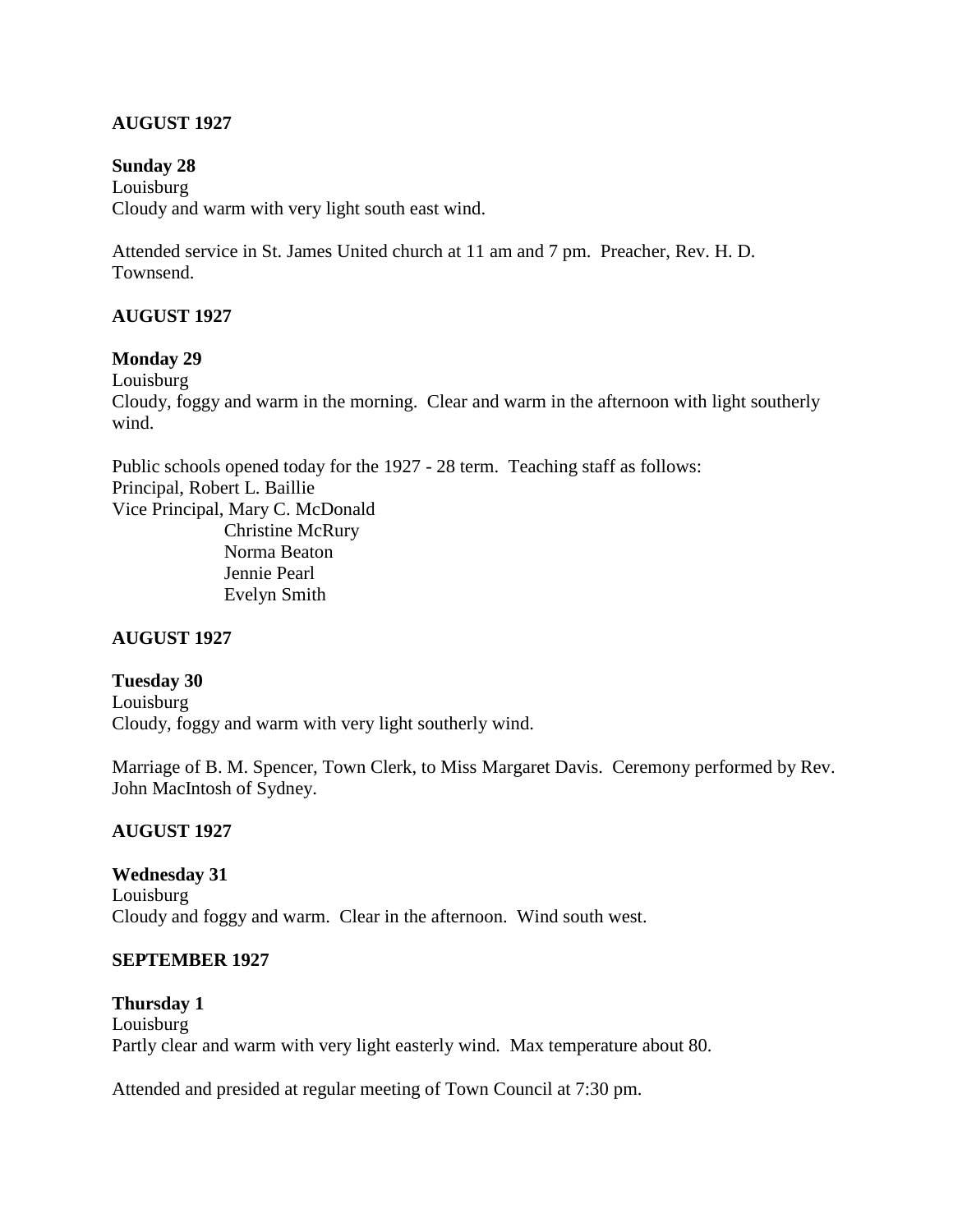**AUGUST 1927**

**Sunday 28**
Louisburg
Cloudy and warm with very light south east wind.

Attended service in St. James United church at 11 am and 7 pm. Preacher, Rev. H. D. Townsend.

**AUGUST 1927**

**Monday 29**
Louisburg
Cloudy, foggy and warm in the morning. Clear and warm in the afternoon with light southerly wind.

Public schools opened today for the 1927 - 28 term. Teaching staff as follows:
Principal, Robert L. Baillie
Vice Principal, Mary C. McDonald
Christine McRury
Norma Beaton
Jennie Pearl
Evelyn Smith

**AUGUST 1927**

**Tuesday 30**
Louisburg
Cloudy, foggy and warm with very light southerly wind.

Marriage of B. M. Spencer, Town Clerk, to Miss Margaret Davis. Ceremony performed by Rev. John MacIntosh of Sydney.

**AUGUST 1927**

**Wednesday 31**
Louisburg
Cloudy and foggy and warm. Clear in the afternoon. Wind south west.

**SEPTEMBER 1927**

**Thursday 1**
Louisburg
Partly clear and warm with very light easterly wind. Max temperature about 80.

Attended and presided at regular meeting of Town Council at 7:30 pm.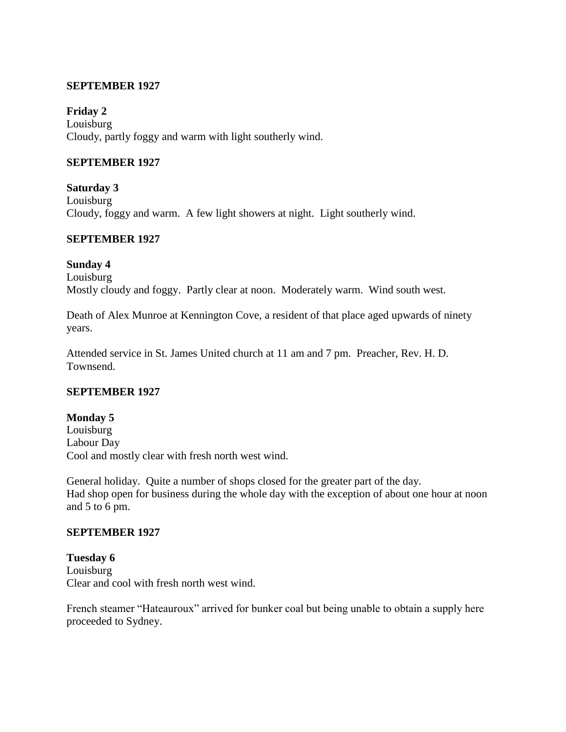**SEPTEMBER 1927**

**Friday 2**
Louisburg
Cloudy, partly foggy and warm with light southerly wind.

**SEPTEMBER 1927**

**Saturday 3**
Louisburg
Cloudy, foggy and warm. A few light showers at night. Light southerly wind.

**SEPTEMBER 1927**

**Sunday 4**
Louisburg
Mostly cloudy and foggy. Partly clear at noon. Moderately warm. Wind south west.

Death of Alex Munroe at Kennington Cove, a resident of that place aged upwards of ninety years.

Attended service in St. James United church at 11 am and 7 pm. Preacher, Rev. H. D. Townsend.

**SEPTEMBER 1927**

**Monday 5**
Louisburg
Labour Day
Cool and mostly clear with fresh north west wind.

General holiday. Quite a number of shops closed for the greater part of the day.
Had shop open for business during the whole day with the exception of about one hour at noon and 5 to 6 pm.

**SEPTEMBER 1927**

**Tuesday 6**
Louisburg
Clear and cool with fresh north west wind.

French steamer "Hateauroux" arrived for bunker coal but being unable to obtain a supply here proceeded to Sydney.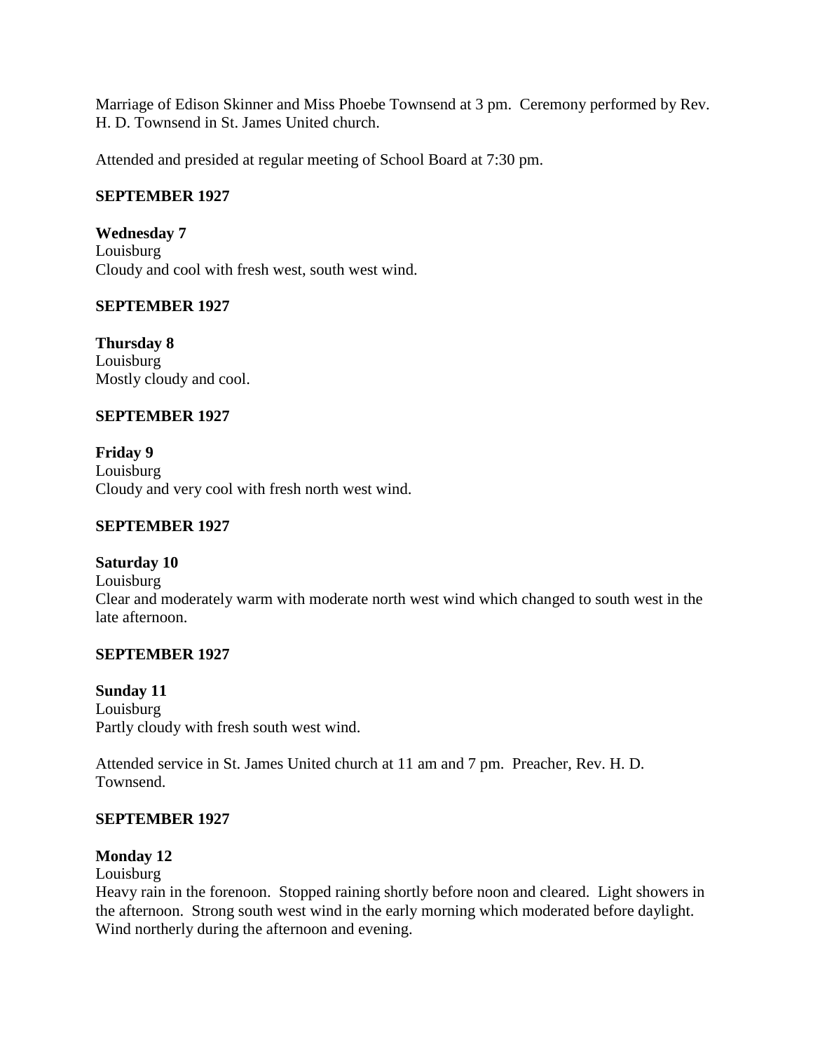Marriage of Edison Skinner and Miss Phoebe Townsend at 3 pm. Ceremony performed by Rev. H. D. Townsend in St. James United church.

Attended and presided at regular meeting of School Board at 7:30 pm.

**SEPTEMBER 1927**

**Wednesday 7**
Louisburg
Cloudy and cool with fresh west, south west wind.

**SEPTEMBER 1927**

**Thursday 8**
Louisburg
Mostly cloudy and cool.

**SEPTEMBER 1927**

**Friday 9**
Louisburg
Cloudy and very cool with fresh north west wind.

**SEPTEMBER 1927**

**Saturday 10**
Louisburg
Clear and moderately warm with moderate north west wind which changed to south west in the late afternoon.

**SEPTEMBER 1927**

**Sunday 11**
Louisburg
Partly cloudy with fresh south west wind.

Attended service in St. James United church at 11 am and 7 pm. Preacher, Rev. H. D. Townsend.

**SEPTEMBER 1927**

**Monday 12**
Louisburg
Heavy rain in the forenoon. Stopped raining shortly before noon and cleared. Light showers in the afternoon. Strong south west wind in the early morning which moderated before daylight. Wind northerly during the afternoon and evening.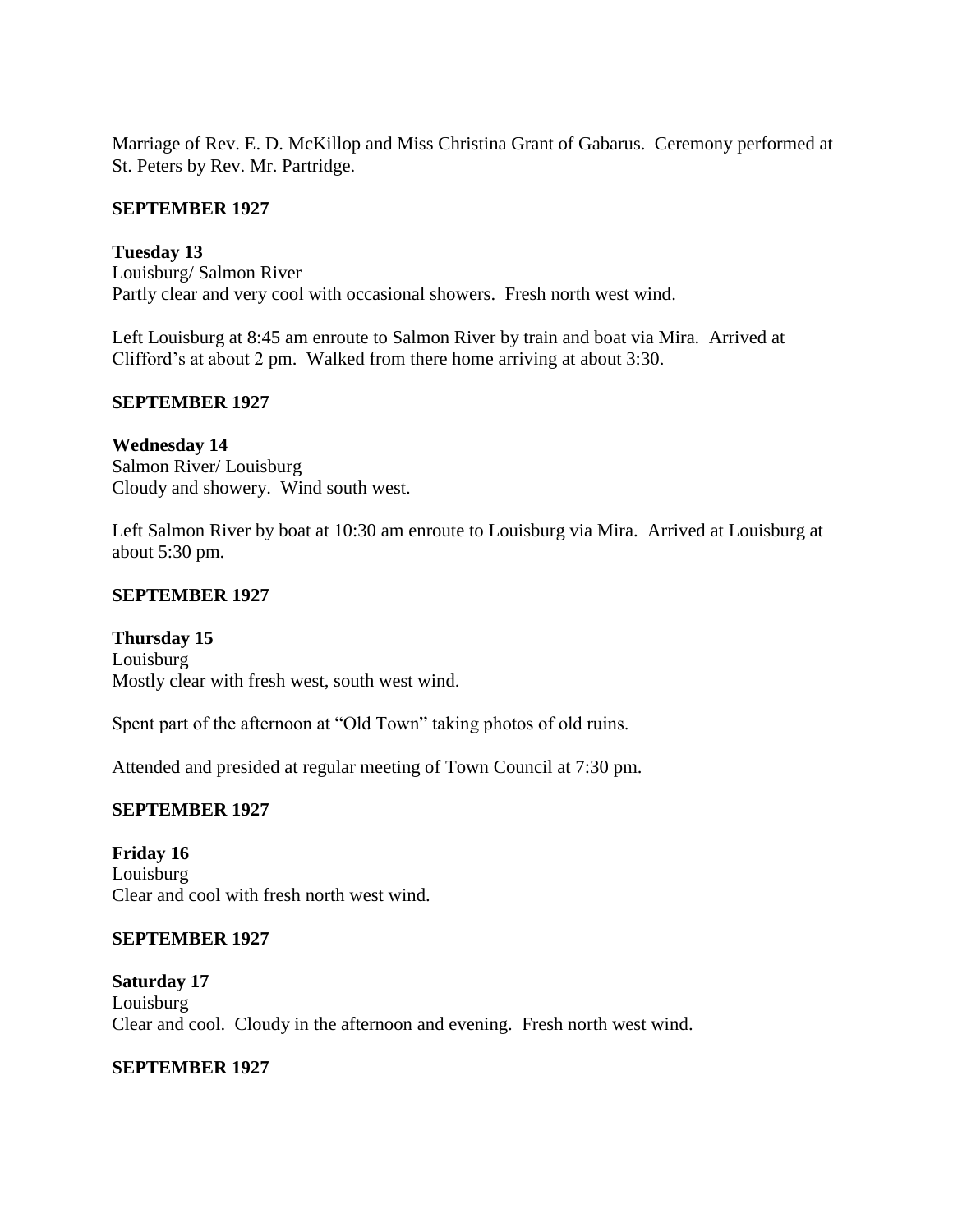Marriage of Rev. E. D. McKillop and Miss Christina Grant of Gabarus. Ceremony performed at St. Peters by Rev. Mr. Partridge.

**SEPTEMBER 1927**

**Tuesday 13**
Louisburg/ Salmon River
Partly clear and very cool with occasional showers. Fresh north west wind.

Left Louisburg at 8:45 am enroute to Salmon River by train and boat via Mira. Arrived at Clifford's at about 2 pm. Walked from there home arriving at about 3:30.

**SEPTEMBER 1927**

**Wednesday 14**
Salmon River/ Louisburg
Cloudy and showery. Wind south west.

Left Salmon River by boat at 10:30 am enroute to Louisburg via Mira. Arrived at Louisburg at about 5:30 pm.

**SEPTEMBER 1927**

**Thursday 15**
Louisburg
Mostly clear with fresh west, south west wind.

Spent part of the afternoon at "Old Town" taking photos of old ruins.

Attended and presided at regular meeting of Town Council at 7:30 pm.

**SEPTEMBER 1927**

**Friday 16**
Louisburg
Clear and cool with fresh north west wind.

**SEPTEMBER 1927**

**Saturday 17**
Louisburg
Clear and cool. Cloudy in the afternoon and evening. Fresh north west wind.

**SEPTEMBER 1927**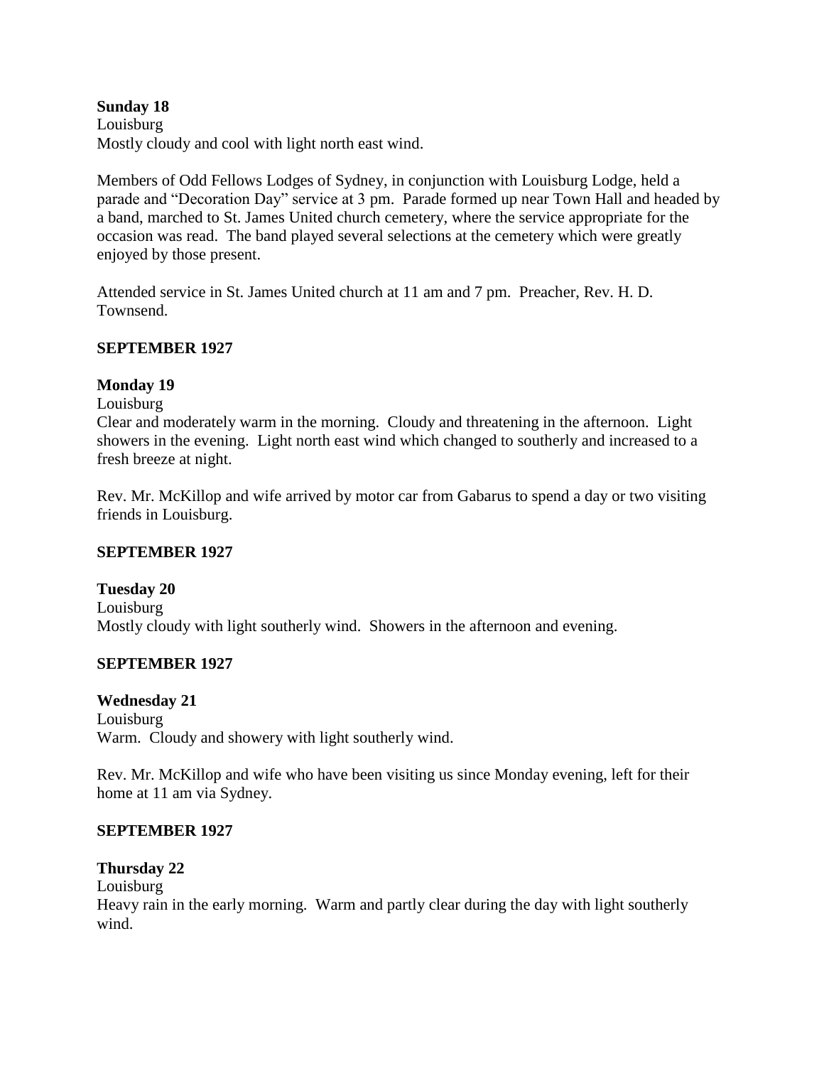**Sunday 18**
Louisburg
Mostly cloudy and cool with light north east wind.

Members of Odd Fellows Lodges of Sydney, in conjunction with Louisburg Lodge, held a parade and "Decoration Day" service at 3 pm. Parade formed up near Town Hall and headed by a band, marched to St. James United church cemetery, where the service appropriate for the occasion was read. The band played several selections at the cemetery which were greatly enjoyed by those present.

Attended service in St. James United church at 11 am and 7 pm. Preacher, Rev. H. D. Townsend.

**SEPTEMBER 1927**

**Monday 19**
Louisburg
Clear and moderately warm in the morning. Cloudy and threatening in the afternoon. Light showers in the evening. Light north east wind which changed to southerly and increased to a fresh breeze at night.

Rev. Mr. McKillop and wife arrived by motor car from Gabarus to spend a day or two visiting friends in Louisburg.

**SEPTEMBER 1927**

**Tuesday 20**
Louisburg
Mostly cloudy with light southerly wind. Showers in the afternoon and evening.

**SEPTEMBER 1927**

**Wednesday 21**
Louisburg
Warm. Cloudy and showery with light southerly wind.

Rev. Mr. McKillop and wife who have been visiting us since Monday evening, left for their home at 11 am via Sydney.

**SEPTEMBER 1927**

**Thursday 22**
Louisburg
Heavy rain in the early morning. Warm and partly clear during the day with light southerly wind.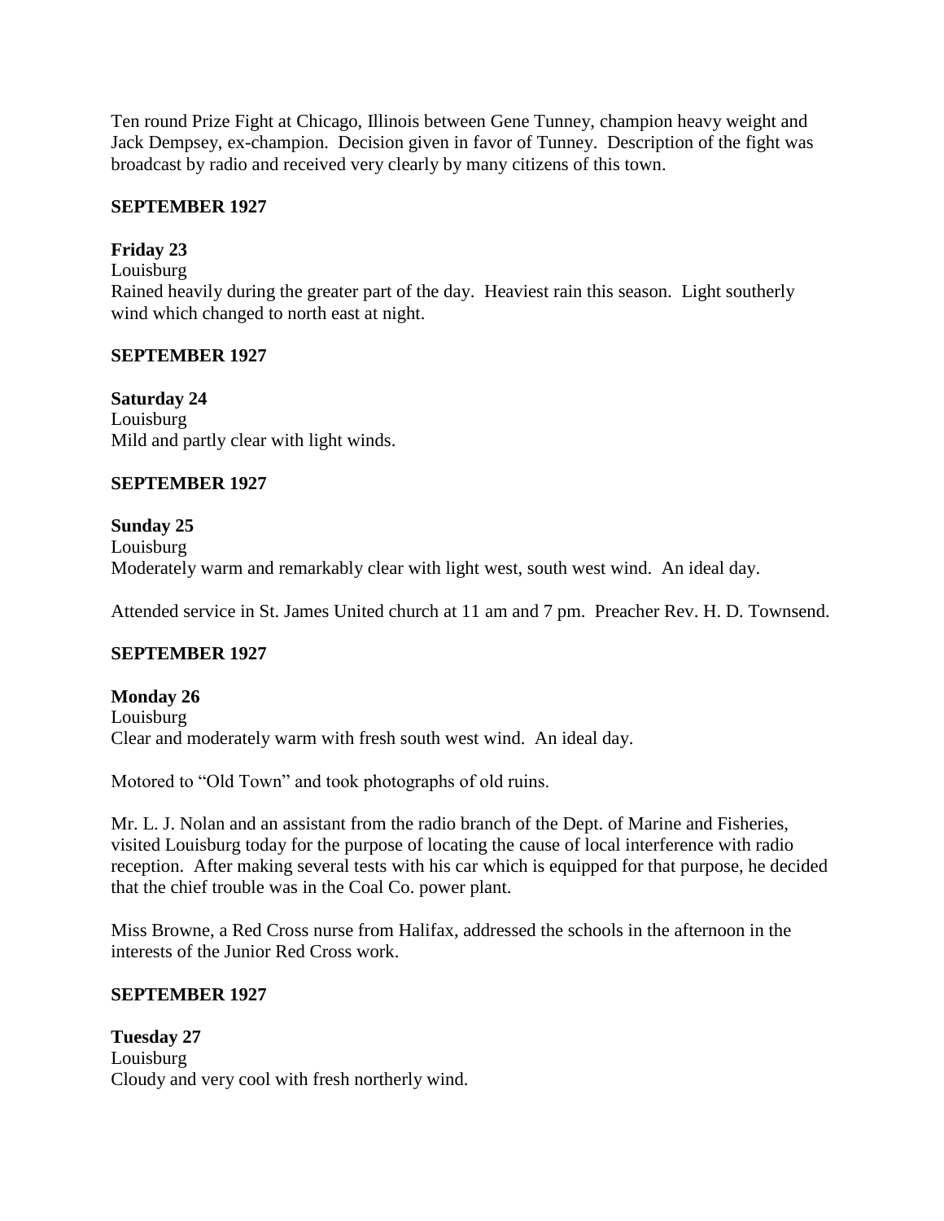Ten round Prize Fight at Chicago, Illinois between Gene Tunney, champion heavy weight and Jack Dempsey, ex-champion. Decision given in favor of Tunney. Description of the fight was broadcast by radio and received very clearly by many citizens of this town.

**SEPTEMBER 1927**

**Friday 23**
Louisburg
Rained heavily during the greater part of the day. Heaviest rain this season. Light southerly wind which changed to north east at night.

**SEPTEMBER 1927**

**Saturday 24**
Louisburg
Mild and partly clear with light winds.

**SEPTEMBER 1927**

**Sunday 25**
Louisburg
Moderately warm and remarkably clear with light west, south west wind. An ideal day.

Attended service in St. James United church at 11 am and 7 pm. Preacher Rev. H. D. Townsend.

**SEPTEMBER 1927**

**Monday 26**
Louisburg
Clear and moderately warm with fresh south west wind. An ideal day.

Motored to "Old Town" and took photographs of old ruins.

Mr. L. J. Nolan and an assistant from the radio branch of the Dept. of Marine and Fisheries, visited Louisburg today for the purpose of locating the cause of local interference with radio reception. After making several tests with his car which is equipped for that purpose, he decided that the chief trouble was in the Coal Co. power plant.

Miss Browne, a Red Cross nurse from Halifax, addressed the schools in the afternoon in the interests of the Junior Red Cross work.

**SEPTEMBER 1927**

**Tuesday 27**
Louisburg
Cloudy and very cool with fresh northerly wind.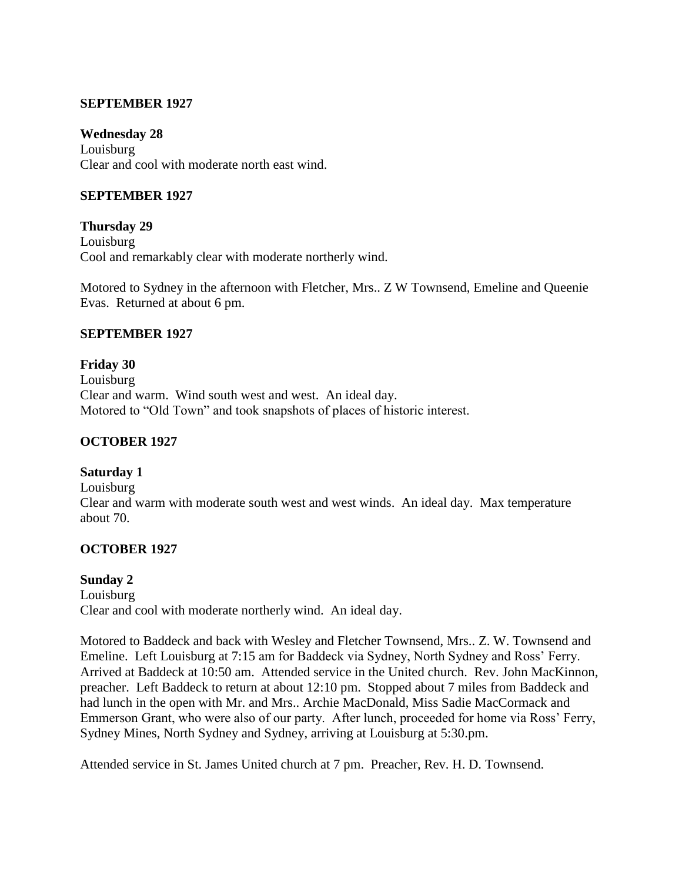**SEPTEMBER 1927**

**Wednesday 28**
Louisburg
Clear and cool with moderate north east wind.

**SEPTEMBER 1927**

**Thursday 29**
Louisburg
Cool and remarkably clear with moderate northerly wind.

Motored to Sydney in the afternoon with Fletcher, Mrs.. Z W Townsend, Emeline and Queenie Evas. Returned at about 6 pm.

**SEPTEMBER 1927**

**Friday 30**
Louisburg
Clear and warm. Wind south west and west. An ideal day.
Motored to "Old Town" and took snapshots of places of historic interest.

**OCTOBER 1927**

**Saturday 1**
Louisburg
Clear and warm with moderate south west and west winds. An ideal day. Max temperature about 70.

**OCTOBER 1927**

**Sunday 2**
Louisburg
Clear and cool with moderate northerly wind. An ideal day.

Motored to Baddeck and back with Wesley and Fletcher Townsend, Mrs.. Z. W. Townsend and Emeline. Left Louisburg at 7:15 am for Baddeck via Sydney, North Sydney and Ross' Ferry. Arrived at Baddeck at 10:50 am. Attended service in the United church. Rev. John MacKinnon, preacher. Left Baddeck to return at about 12:10 pm. Stopped about 7 miles from Baddeck and had lunch in the open with Mr. and Mrs.. Archie MacDonald, Miss Sadie MacCormack and Emmerson Grant, who were also of our party. After lunch, proceeded for home via Ross' Ferry, Sydney Mines, North Sydney and Sydney, arriving at Louisburg at 5:30.pm.

Attended service in St. James United church at 7 pm. Preacher, Rev. H. D. Townsend.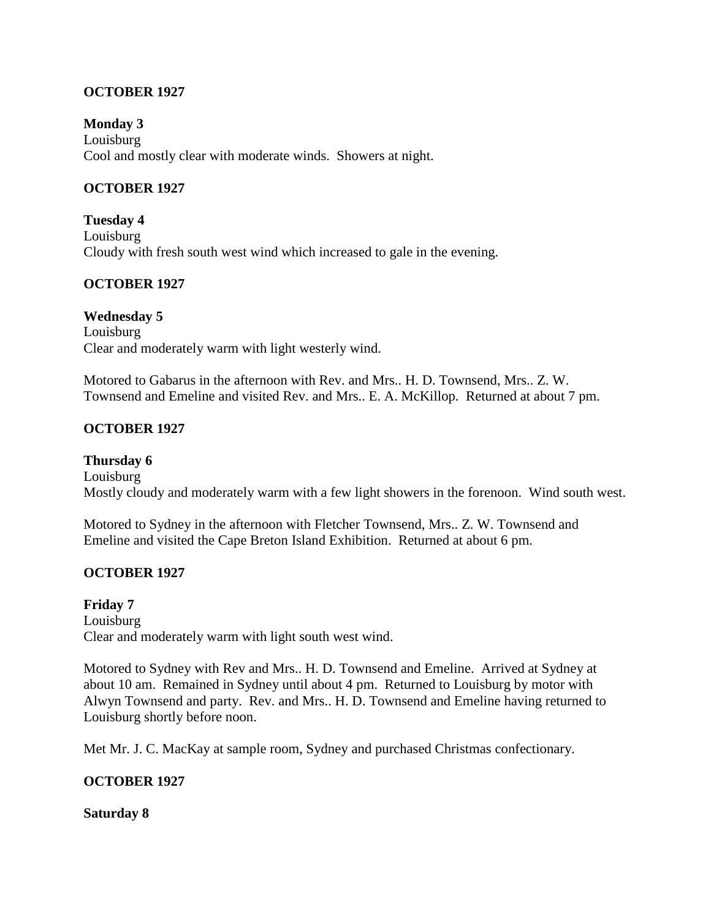**OCTOBER 1927**

**Monday 3**
Louisburg
Cool and mostly clear with moderate winds. Showers at night.

**OCTOBER 1927**

**Tuesday 4**
Louisburg
Cloudy with fresh south west wind which increased to gale in the evening.

**OCTOBER 1927**

**Wednesday 5**
Louisburg
Clear and moderately warm with light westerly wind.

Motored to Gabarus in the afternoon with Rev. and Mrs.. H. D. Townsend, Mrs.. Z. W. Townsend and Emeline and visited Rev. and Mrs.. E. A. McKillop. Returned at about 7 pm.

**OCTOBER 1927**

**Thursday 6**
Louisburg
Mostly cloudy and moderately warm with a few light showers in the forenoon. Wind south west.

Motored to Sydney in the afternoon with Fletcher Townsend, Mrs.. Z. W. Townsend and Emeline and visited the Cape Breton Island Exhibition. Returned at about 6 pm.

**OCTOBER 1927**

**Friday 7**
Louisburg
Clear and moderately warm with light south west wind.

Motored to Sydney with Rev and Mrs.. H. D. Townsend and Emeline. Arrived at Sydney at about 10 am. Remained in Sydney until about 4 pm. Returned to Louisburg by motor with Alwyn Townsend and party. Rev. and Mrs.. H. D. Townsend and Emeline having returned to Louisburg shortly before noon.

Met Mr. J. C. MacKay at sample room, Sydney and purchased Christmas confectionary.

**OCTOBER 1927**

**Saturday 8**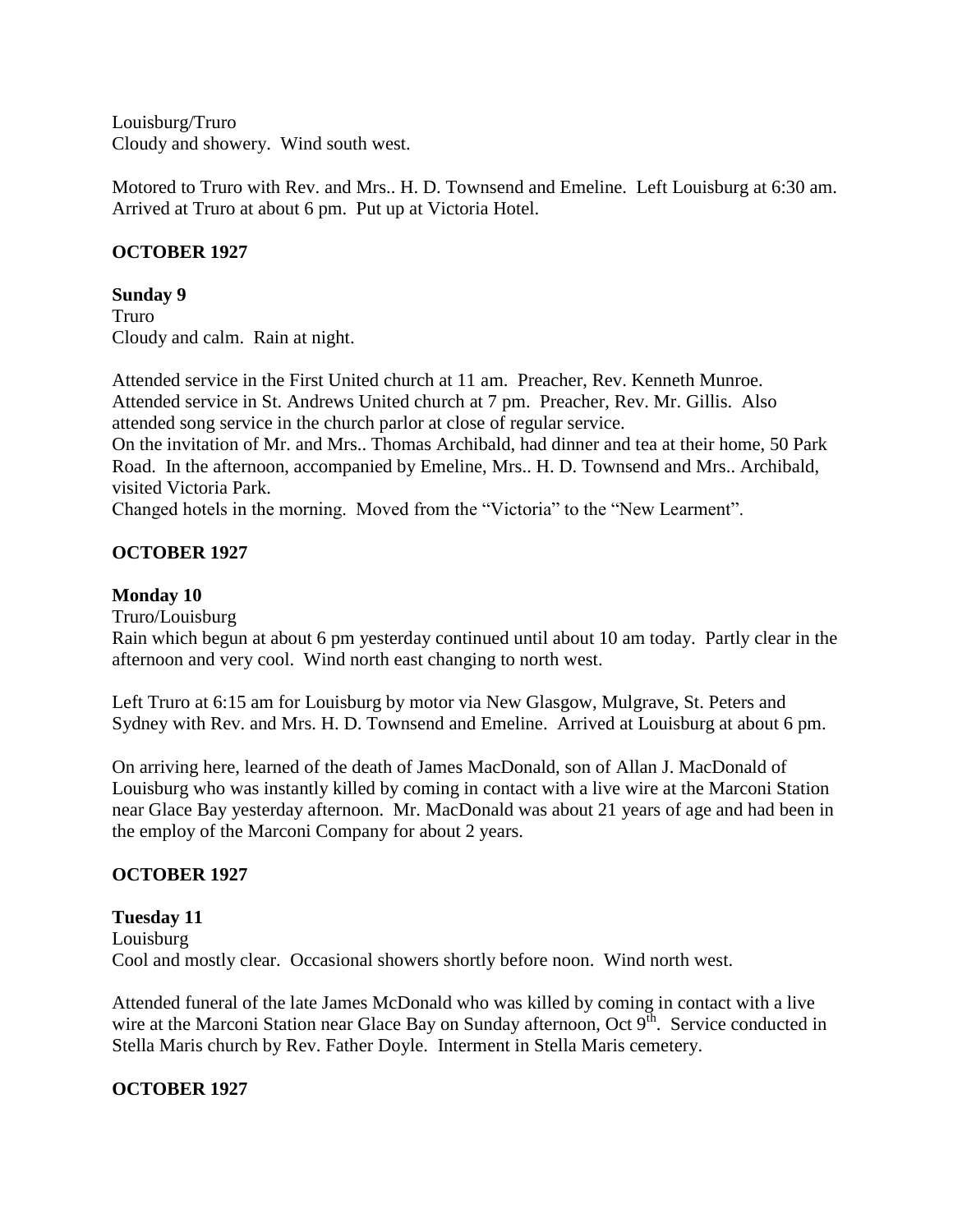Louisburg/Truro
Cloudy and showery.  Wind south west.

Motored to Truro with Rev. and Mrs.. H. D. Townsend and Emeline.  Left Louisburg at 6:30 am.  Arrived at Truro at about 6 pm.  Put up at Victoria Hotel.

**OCTOBER 1927**

**Sunday 9**
Truro
Cloudy and calm.  Rain at night.

Attended service in the First United church at 11 am.  Preacher, Rev. Kenneth Munroe.
Attended service in St. Andrews United church at 7 pm.  Preacher, Rev. Mr. Gillis.  Also attended song service in the church parlor at close of regular service.
On the invitation of Mr. and Mrs.. Thomas Archibald, had dinner and tea at their home, 50 Park Road.  In the afternoon, accompanied by Emeline, Mrs.. H. D. Townsend and Mrs.. Archibald, visited Victoria Park.
Changed hotels in the morning.  Moved from the "Victoria" to the "New Learment".

**OCTOBER 1927**

**Monday 10**
Truro/Louisburg
Rain which begun at about 6 pm yesterday continued until about 10 am today.  Partly clear in the afternoon and very cool.  Wind north east changing to north west.

Left Truro at 6:15 am for Louisburg by motor via New Glasgow, Mulgrave, St. Peters and Sydney with Rev. and Mrs. H. D. Townsend and Emeline.  Arrived at Louisburg at about 6 pm.

On arriving here, learned of the death of James MacDonald, son of Allan J. MacDonald of Louisburg who was instantly killed by coming in contact with a live wire at the Marconi Station near Glace Bay yesterday afternoon.  Mr. MacDonald was about 21 years of age and had been in the employ of the Marconi Company for about 2 years.

**OCTOBER 1927**

**Tuesday 11**
Louisburg
Cool and mostly clear.  Occasional showers shortly before noon.  Wind north west.

Attended funeral of the late James McDonald who was killed by coming in contact with a live wire at the Marconi Station near Glace Bay on Sunday afternoon, Oct 9th.  Service conducted in Stella Maris church by Rev. Father Doyle.  Interment in Stella Maris cemetery.

**OCTOBER 1927**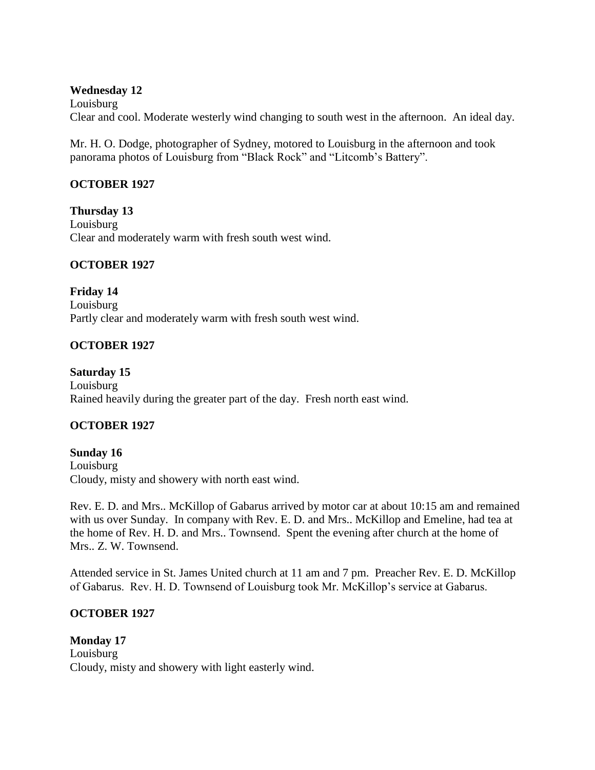**Wednesday 12**
Louisburg
Clear and cool. Moderate westerly wind changing to south west in the afternoon. An ideal day.

Mr. H. O. Dodge, photographer of Sydney, motored to Louisburg in the afternoon and took panorama photos of Louisburg from "Black Rock" and "Litcomb's Battery".

**OCTOBER 1927**

**Thursday 13**
Louisburg
Clear and moderately warm with fresh south west wind.

**OCTOBER 1927**

**Friday 14**
Louisburg
Partly clear and moderately warm with fresh south west wind.

**OCTOBER 1927**

**Saturday 15**
Louisburg
Rained heavily during the greater part of the day. Fresh north east wind.

**OCTOBER 1927**

**Sunday 16**
Louisburg
Cloudy, misty and showery with north east wind.

Rev. E. D. and Mrs.. McKillop of Gabarus arrived by motor car at about 10:15 am and remained with us over Sunday. In company with Rev. E. D. and Mrs.. McKillop and Emeline, had tea at the home of Rev. H. D. and Mrs.. Townsend. Spent the evening after church at the home of Mrs.. Z. W. Townsend.

Attended service in St. James United church at 11 am and 7 pm. Preacher Rev. E. D. McKillop of Gabarus. Rev. H. D. Townsend of Louisburg took Mr. McKillop's service at Gabarus.

**OCTOBER 1927**

**Monday 17**
Louisburg
Cloudy, misty and showery with light easterly wind.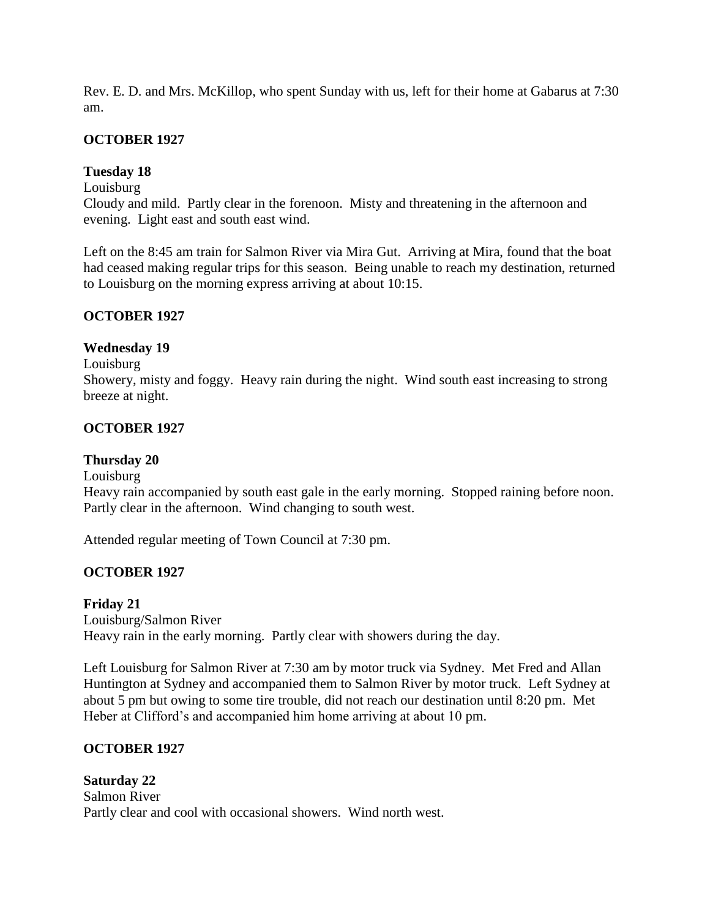Rev. E. D. and Mrs. McKillop, who spent Sunday with us, left for their home at Gabarus at 7:30 am.

**OCTOBER 1927**

**Tuesday 18**

Louisburg

Cloudy and mild. Partly clear in the forenoon. Misty and threatening in the afternoon and evening. Light east and south east wind.

Left on the 8:45 am train for Salmon River via Mira Gut. Arriving at Mira, found that the boat had ceased making regular trips for this season. Being unable to reach my destination, returned to Louisburg on the morning express arriving at about 10:15.

**OCTOBER 1927**

**Wednesday 19**

Louisburg

Showery, misty and foggy. Heavy rain during the night. Wind south east increasing to strong breeze at night.

**OCTOBER 1927**

**Thursday 20**

Louisburg

Heavy rain accompanied by south east gale in the early morning. Stopped raining before noon. Partly clear in the afternoon. Wind changing to south west.

Attended regular meeting of Town Council at 7:30 pm.

**OCTOBER 1927**

**Friday 21**

Louisburg/Salmon River

Heavy rain in the early morning. Partly clear with showers during the day.

Left Louisburg for Salmon River at 7:30 am by motor truck via Sydney. Met Fred and Allan Huntington at Sydney and accompanied them to Salmon River by motor truck. Left Sydney at about 5 pm but owing to some tire trouble, did not reach our destination until 8:20 pm. Met Heber at Clifford's and accompanied him home arriving at about 10 pm.

**OCTOBER 1927**

**Saturday 22**

Salmon River

Partly clear and cool with occasional showers. Wind north west.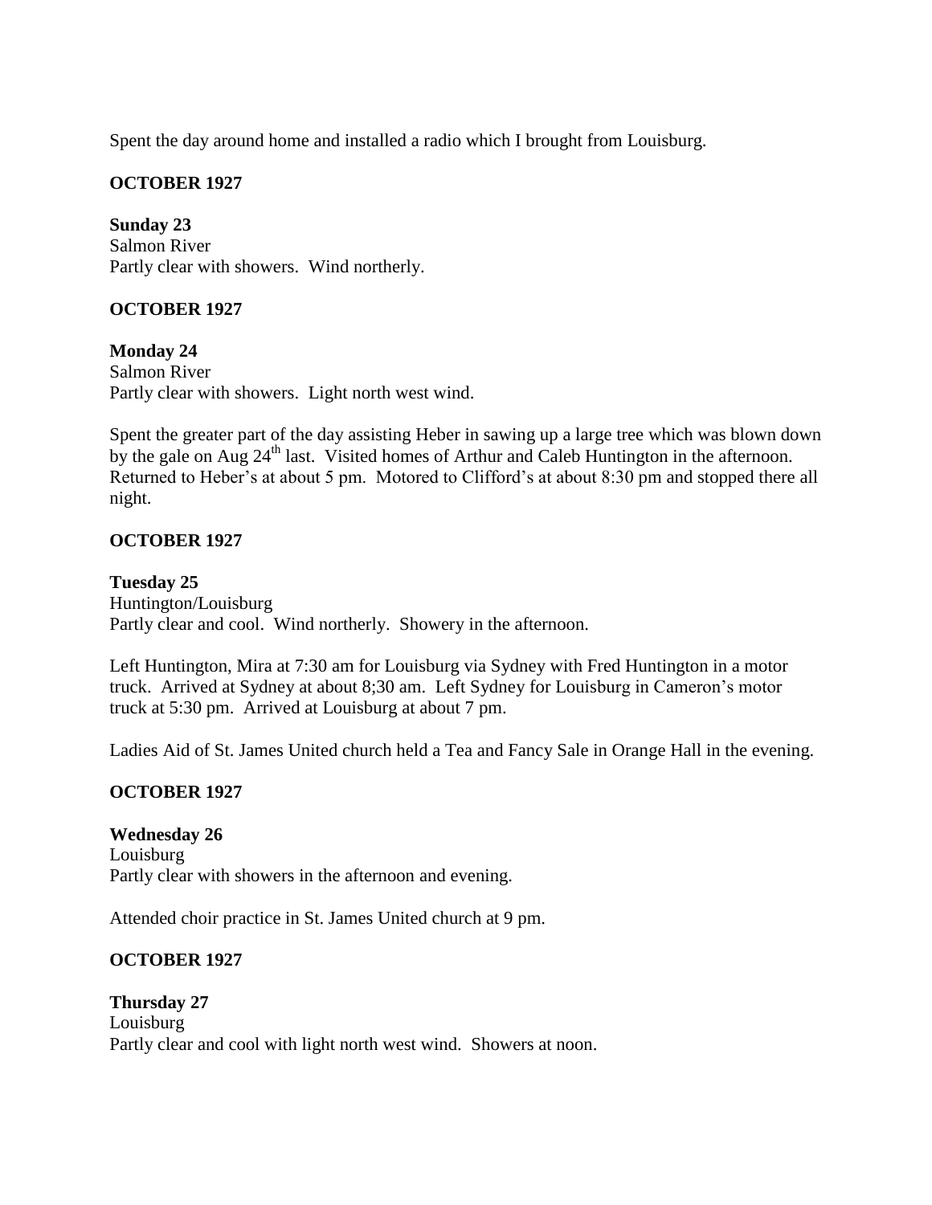Spent the day around home and installed a radio which I brought from Louisburg.

**OCTOBER 1927**

**Sunday 23**
Salmon River
Partly clear with showers. Wind northerly.

**OCTOBER 1927**

**Monday 24**
Salmon River
Partly clear with showers. Light north west wind.

Spent the greater part of the day assisting Heber in sawing up a large tree which was blown down by the gale on Aug 24th last. Visited homes of Arthur and Caleb Huntington in the afternoon. Returned to Heber's at about 5 pm. Motored to Clifford's at about 8:30 pm and stopped there all night.

**OCTOBER 1927**

**Tuesday 25**
Huntington/Louisburg
Partly clear and cool. Wind northerly. Showery in the afternoon.

Left Huntington, Mira at 7:30 am for Louisburg via Sydney with Fred Huntington in a motor truck. Arrived at Sydney at about 8;30 am. Left Sydney for Louisburg in Cameron's motor truck at 5:30 pm. Arrived at Louisburg at about 7 pm.

Ladies Aid of St. James United church held a Tea and Fancy Sale in Orange Hall in the evening.

**OCTOBER 1927**

**Wednesday 26**
Louisburg
Partly clear with showers in the afternoon and evening.

Attended choir practice in St. James United church at 9 pm.

**OCTOBER 1927**

**Thursday 27**
Louisburg
Partly clear and cool with light north west wind. Showers at noon.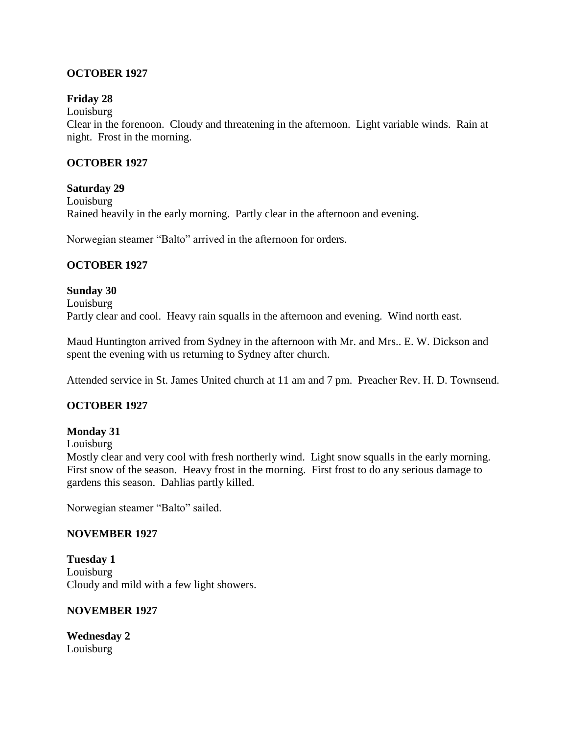**OCTOBER 1927**

**Friday 28**

Louisburg

Clear in the forenoon. Cloudy and threatening in the afternoon. Light variable winds. Rain at night. Frost in the morning.

**OCTOBER 1927**

**Saturday 29**

Louisburg

Rained heavily in the early morning. Partly clear in the afternoon and evening.

Norwegian steamer "Balto" arrived in the afternoon for orders.

**OCTOBER 1927**

**Sunday 30**

Louisburg

Partly clear and cool. Heavy rain squalls in the afternoon and evening. Wind north east.

Maud Huntington arrived from Sydney in the afternoon with Mr. and Mrs.. E. W. Dickson and spent the evening with us returning to Sydney after church.

Attended service in St. James United church at 11 am and 7 pm. Preacher Rev. H. D. Townsend.

**OCTOBER 1927**

**Monday 31**

Louisburg

Mostly clear and very cool with fresh northerly wind. Light snow squalls in the early morning. First snow of the season. Heavy frost in the morning. First frost to do any serious damage to gardens this season. Dahlias partly killed.

Norwegian steamer "Balto" sailed.

**NOVEMBER 1927**

**Tuesday 1**

Louisburg

Cloudy and mild with a few light showers.

**NOVEMBER 1927**

**Wednesday 2**

Louisburg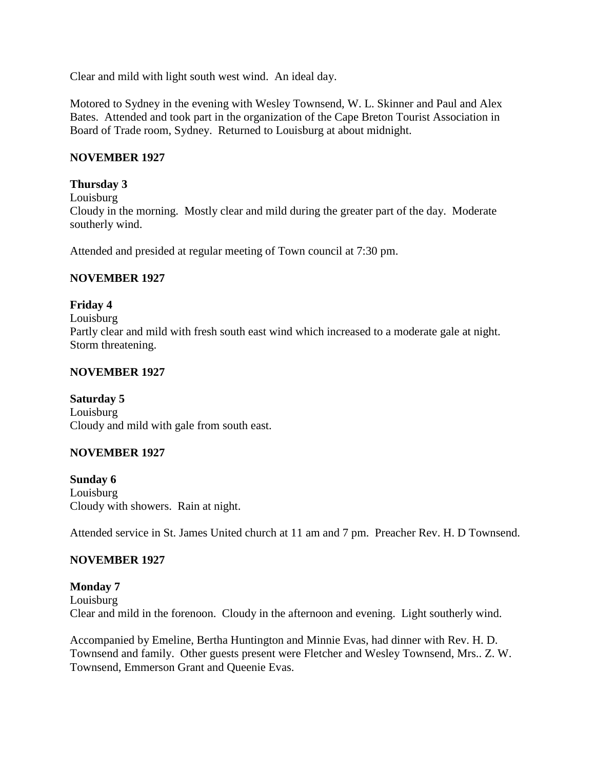Clear and mild with light south west wind.  An ideal day.

Motored to Sydney in the evening with Wesley Townsend, W. L. Skinner and Paul and Alex Bates.  Attended and took part in the organization of the Cape Breton Tourist Association in Board of Trade room, Sydney.  Returned to Louisburg at about midnight.

**NOVEMBER 1927**

**Thursday 3**
Louisburg
Cloudy in the morning.  Mostly clear and mild during the greater part of the day.  Moderate southerly wind.

Attended and presided at regular meeting of Town council at 7:30 pm.

**NOVEMBER 1927**

**Friday 4**
Louisburg
Partly clear and mild with fresh south east wind which increased to a moderate gale at night.  Storm threatening.

**NOVEMBER 1927**

**Saturday 5**
Louisburg
Cloudy and mild with gale from south east.

**NOVEMBER 1927**

**Sunday 6**
Louisburg
Cloudy with showers.  Rain at night.

Attended service in St. James United church at 11 am and 7 pm.  Preacher Rev. H. D Townsend.

**NOVEMBER 1927**

**Monday 7**
Louisburg
Clear and mild in the forenoon.  Cloudy in the afternoon and evening.  Light southerly wind.

Accompanied by Emeline, Bertha Huntington and Minnie Evas, had dinner with Rev. H. D. Townsend and family.  Other guests present were Fletcher and Wesley Townsend, Mrs.. Z. W. Townsend, Emmerson Grant and Queenie Evas.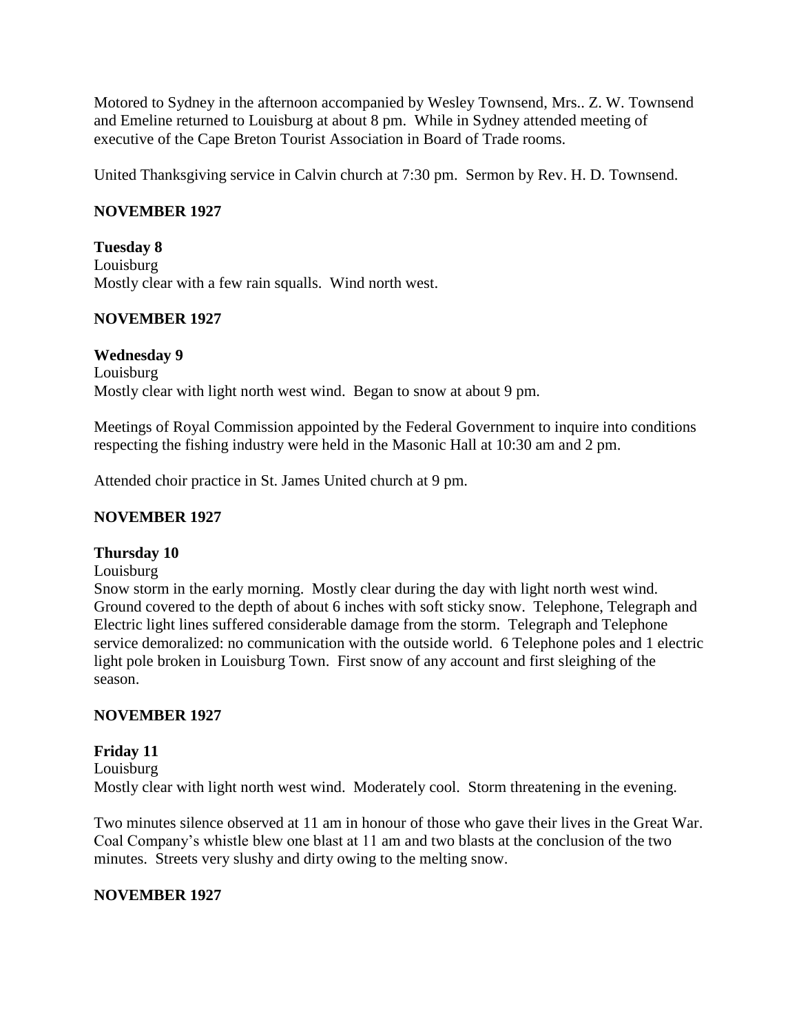Motored to Sydney in the afternoon accompanied by Wesley Townsend, Mrs.. Z. W. Townsend and Emeline returned to Louisburg at about 8 pm. While in Sydney attended meeting of executive of the Cape Breton Tourist Association in Board of Trade rooms.

United Thanksgiving service in Calvin church at 7:30 pm. Sermon by Rev. H. D. Townsend.

**NOVEMBER 1927**

**Tuesday 8**
Louisburg
Mostly clear with a few rain squalls. Wind north west.

**NOVEMBER 1927**

**Wednesday 9**
Louisburg
Mostly clear with light north west wind. Began to snow at about 9 pm.

Meetings of Royal Commission appointed by the Federal Government to inquire into conditions respecting the fishing industry were held in the Masonic Hall at 10:30 am and 2 pm.

Attended choir practice in St. James United church at 9 pm.

**NOVEMBER 1927**

**Thursday 10**
Louisburg
Snow storm in the early morning. Mostly clear during the day with light north west wind. Ground covered to the depth of about 6 inches with soft sticky snow. Telephone, Telegraph and Electric light lines suffered considerable damage from the storm. Telegraph and Telephone service demoralized: no communication with the outside world. 6 Telephone poles and 1 electric light pole broken in Louisburg Town. First snow of any account and first sleighing of the season.

**NOVEMBER 1927**

**Friday 11**
Louisburg
Mostly clear with light north west wind. Moderately cool. Storm threatening in the evening.

Two minutes silence observed at 11 am in honour of those who gave their lives in the Great War. Coal Company's whistle blew one blast at 11 am and two blasts at the conclusion of the two minutes. Streets very slushy and dirty owing to the melting snow.

**NOVEMBER 1927**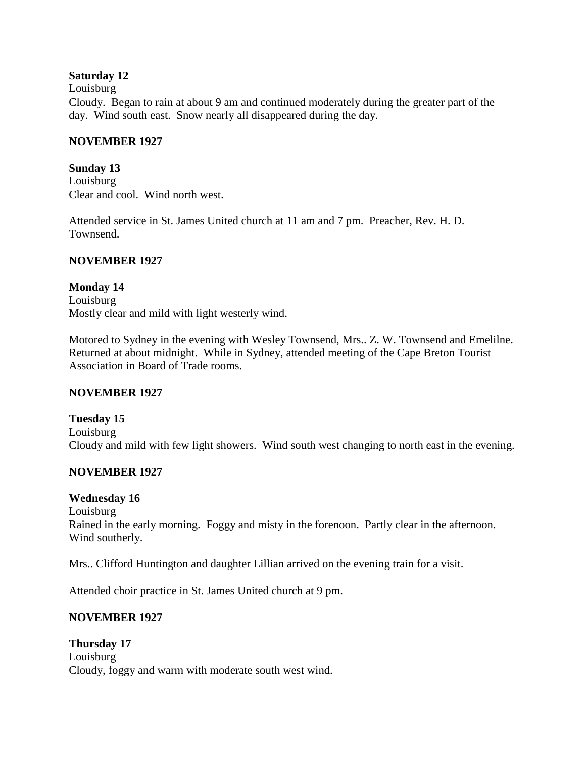**Saturday 12**
Louisburg
Cloudy. Began to rain at about 9 am and continued moderately during the greater part of the day. Wind south east. Snow nearly all disappeared during the day.

**NOVEMBER 1927**

**Sunday 13**
Louisburg
Clear and cool. Wind north west.

Attended service in St. James United church at 11 am and 7 pm. Preacher, Rev. H. D. Townsend.

**NOVEMBER 1927**

**Monday 14**
Louisburg
Mostly clear and mild with light westerly wind.

Motored to Sydney in the evening with Wesley Townsend, Mrs.. Z. W. Townsend and Emelilne. Returned at about midnight. While in Sydney, attended meeting of the Cape Breton Tourist Association in Board of Trade rooms.

**NOVEMBER 1927**

**Tuesday 15**
Louisburg
Cloudy and mild with few light showers. Wind south west changing to north east in the evening.

**NOVEMBER 1927**

**Wednesday 16**
Louisburg
Rained in the early morning. Foggy and misty in the forenoon. Partly clear in the afternoon. Wind southerly.

Mrs.. Clifford Huntington and daughter Lillian arrived on the evening train for a visit.

Attended choir practice in St. James United church at 9 pm.

**NOVEMBER 1927**

**Thursday 17**
Louisburg
Cloudy, foggy and warm with moderate south west wind.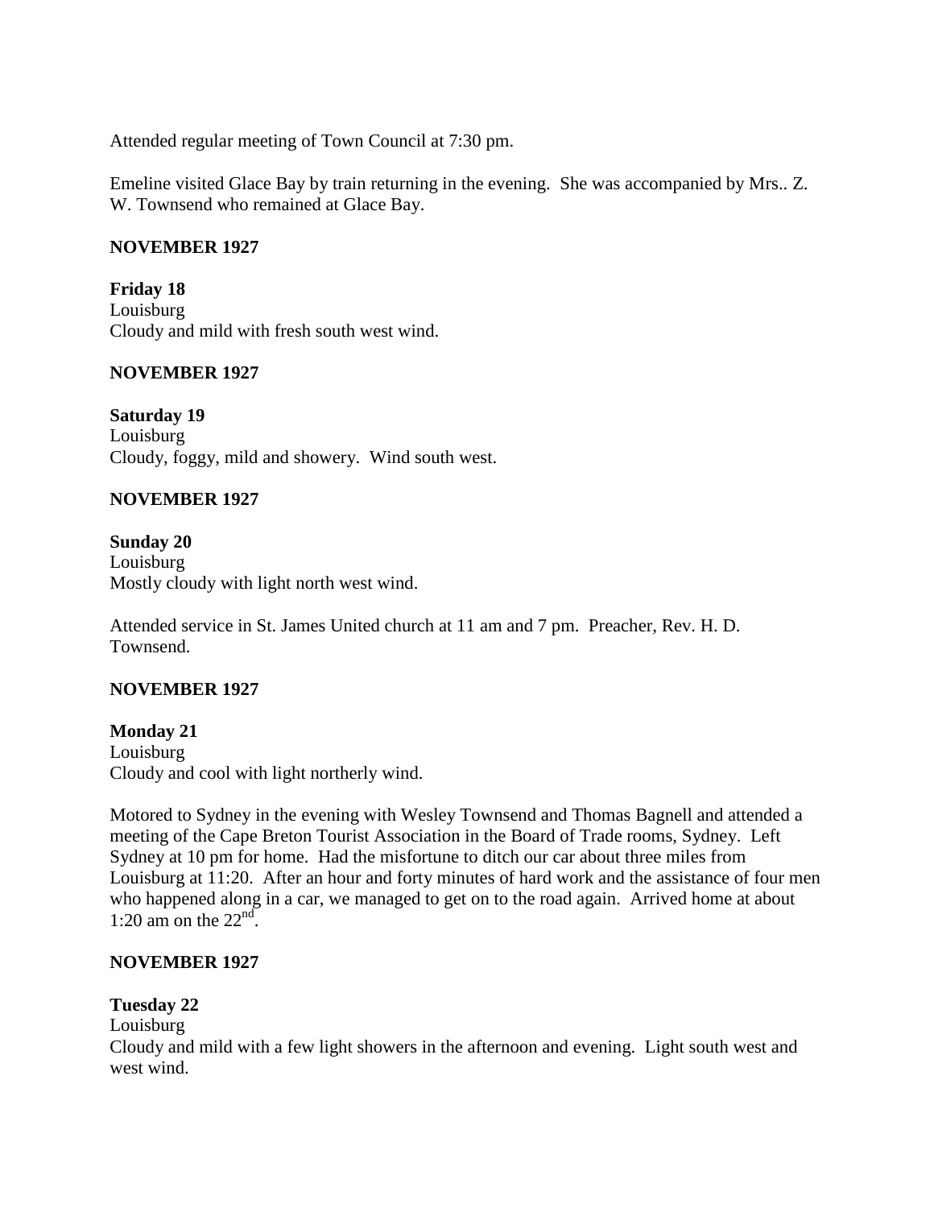Attended regular meeting of Town Council at 7:30 pm.

Emeline visited Glace Bay by train returning in the evening. She was accompanied by Mrs.. Z. W. Townsend who remained at Glace Bay.

**NOVEMBER 1927**

**Friday 18**
Louisburg
Cloudy and mild with fresh south west wind.

**NOVEMBER 1927**

**Saturday 19**
Louisburg
Cloudy, foggy, mild and showery. Wind south west.

**NOVEMBER 1927**

**Sunday 20**
Louisburg
Mostly cloudy with light north west wind.

Attended service in St. James United church at 11 am and 7 pm. Preacher, Rev. H. D. Townsend.

**NOVEMBER 1927**

**Monday 21**
Louisburg
Cloudy and cool with light northerly wind.

Motored to Sydney in the evening with Wesley Townsend and Thomas Bagnell and attended a meeting of the Cape Breton Tourist Association in the Board of Trade rooms, Sydney. Left Sydney at 10 pm for home. Had the misfortune to ditch our car about three miles from Louisburg at 11:20. After an hour and forty minutes of hard work and the assistance of four men who happened along in a car, we managed to get on to the road again. Arrived home at about 1:20 am on the 22nd.

**NOVEMBER 1927**

**Tuesday 22**
Louisburg
Cloudy and mild with a few light showers in the afternoon and evening. Light south west and west wind.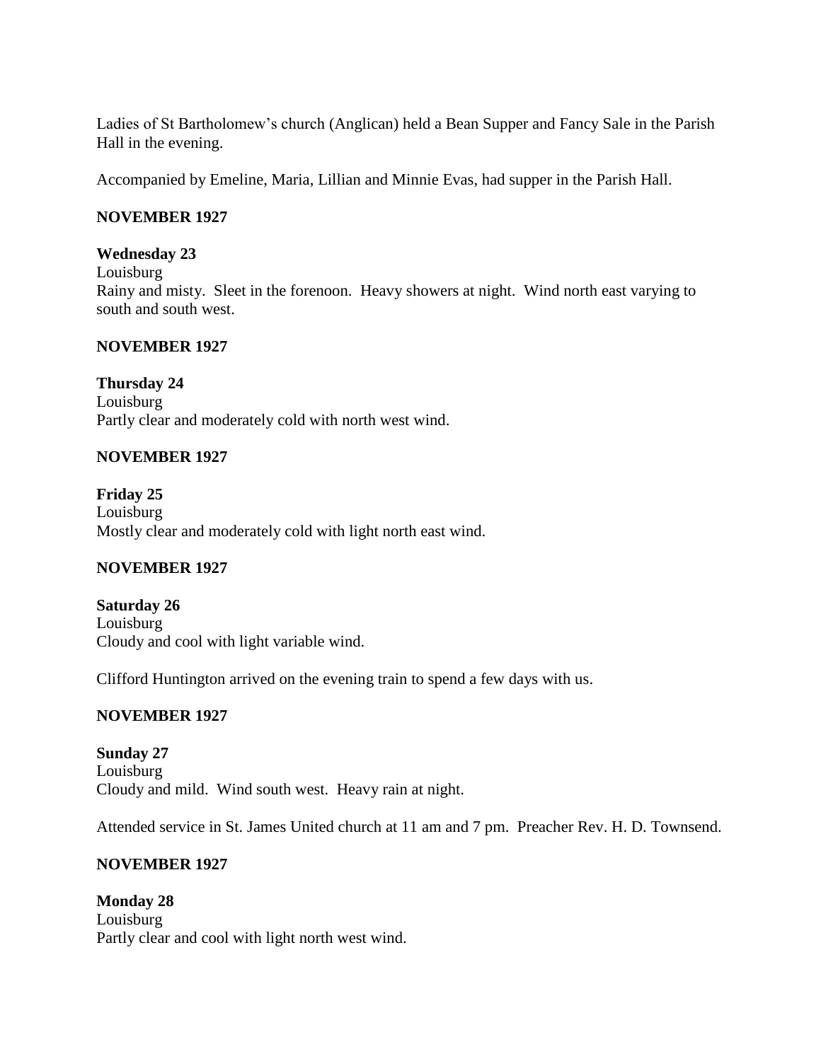Ladies of St Bartholomew's church (Anglican) held a Bean Supper and Fancy Sale in the Parish Hall in the evening.

Accompanied by Emeline, Maria, Lillian and Minnie Evas, had supper in the Parish Hall.

**NOVEMBER 1927**

**Wednesday 23**
Louisburg
Rainy and misty. Sleet in the forenoon. Heavy showers at night. Wind north east varying to south and south west.

**NOVEMBER 1927**

**Thursday 24**
Louisburg
Partly clear and moderately cold with north west wind.

**NOVEMBER 1927**

**Friday 25**
Louisburg
Mostly clear and moderately cold with light north east wind.

**NOVEMBER 1927**

**Saturday 26**
Louisburg
Cloudy and cool with light variable wind.

Clifford Huntington arrived on the evening train to spend a few days with us.

**NOVEMBER 1927**

**Sunday 27**
Louisburg
Cloudy and mild. Wind south west. Heavy rain at night.

Attended service in St. James United church at 11 am and 7 pm. Preacher Rev. H. D. Townsend.

**NOVEMBER 1927**

**Monday 28**
Louisburg
Partly clear and cool with light north west wind.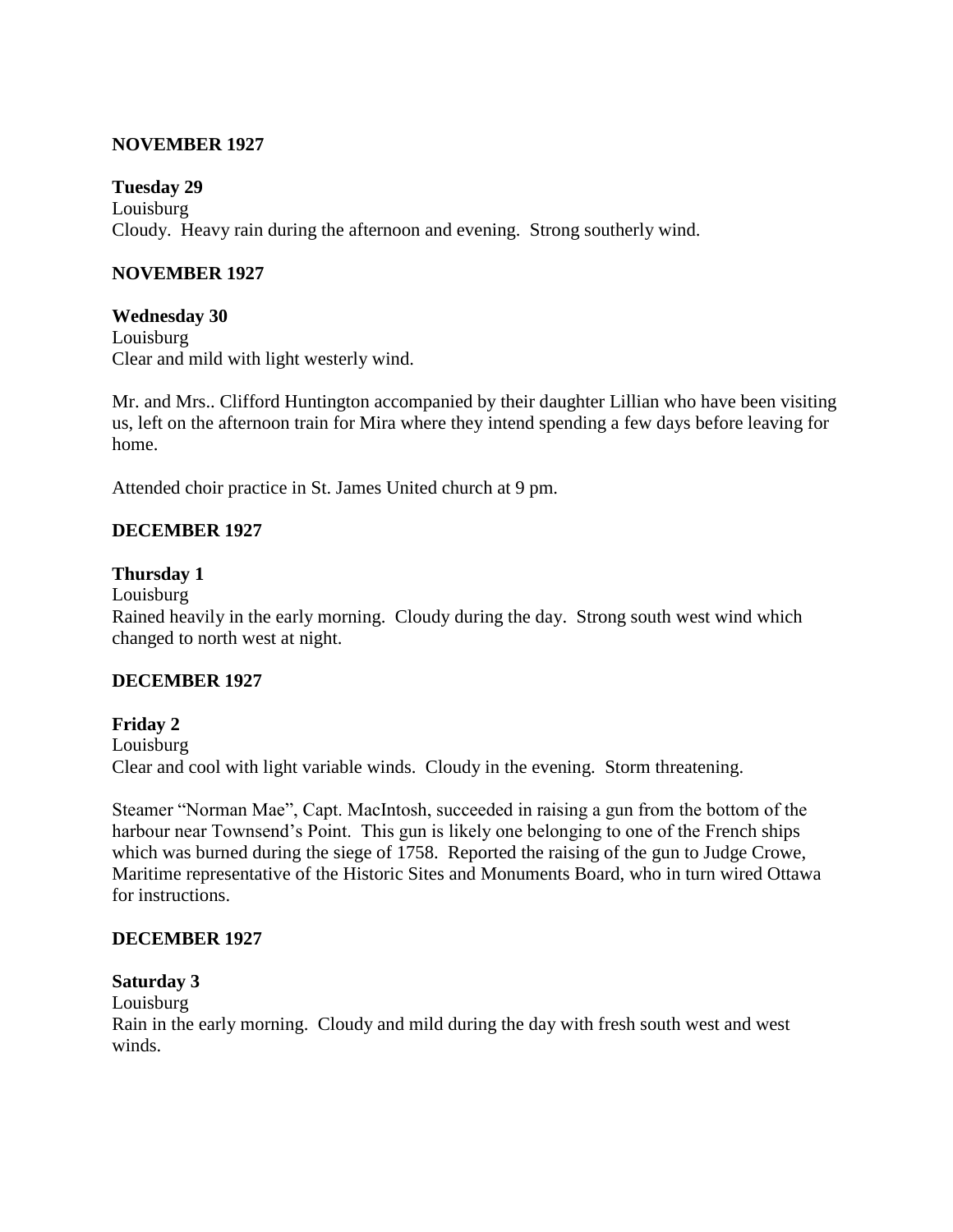**NOVEMBER 1927**

**Tuesday 29**
Louisburg
Cloudy. Heavy rain during the afternoon and evening. Strong southerly wind.

**NOVEMBER 1927**

**Wednesday 30**
Louisburg
Clear and mild with light westerly wind.

Mr. and Mrs.. Clifford Huntington accompanied by their daughter Lillian who have been visiting us, left on the afternoon train for Mira where they intend spending a few days before leaving for home.

Attended choir practice in St. James United church at 9 pm.

**DECEMBER 1927**

**Thursday 1**
Louisburg
Rained heavily in the early morning. Cloudy during the day. Strong south west wind which changed to north west at night.

**DECEMBER 1927**

**Friday 2**
Louisburg
Clear and cool with light variable winds. Cloudy in the evening. Storm threatening.

Steamer "Norman Mae", Capt. MacIntosh, succeeded in raising a gun from the bottom of the harbour near Townsend's Point. This gun is likely one belonging to one of the French ships which was burned during the siege of 1758. Reported the raising of the gun to Judge Crowe, Maritime representative of the Historic Sites and Monuments Board, who in turn wired Ottawa for instructions.

**DECEMBER 1927**

**Saturday 3**
Louisburg
Rain in the early morning. Cloudy and mild during the day with fresh south west and west winds.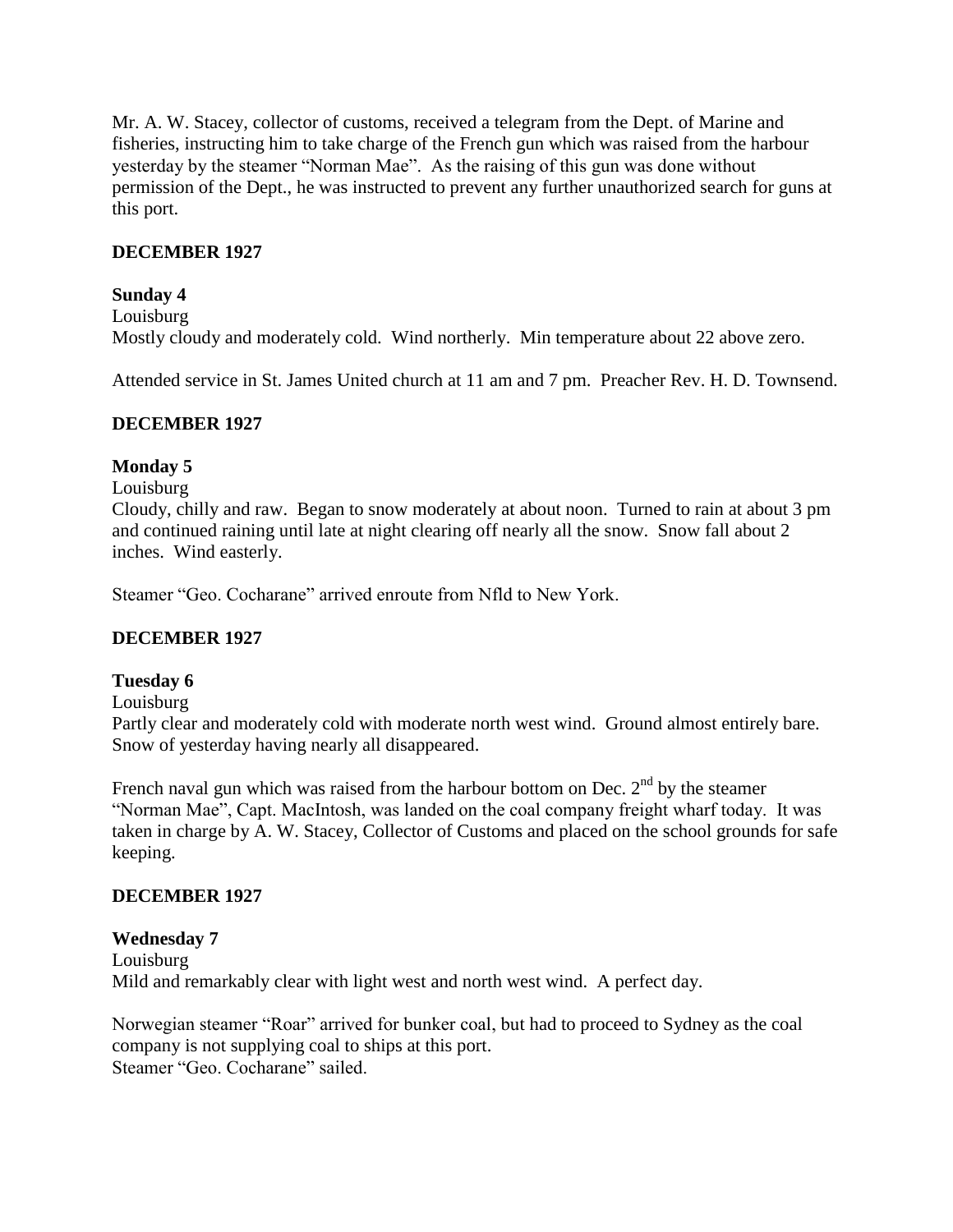Mr. A. W. Stacey, collector of customs, received a telegram from the Dept. of Marine and fisheries, instructing him to take charge of the French gun which was raised from the harbour yesterday by the steamer "Norman Mae". As the raising of this gun was done without permission of the Dept., he was instructed to prevent any further unauthorized search for guns at this port.

**DECEMBER 1927**

**Sunday 4**

Louisburg

Mostly cloudy and moderately cold. Wind northerly. Min temperature about 22 above zero.

Attended service in St. James United church at 11 am and 7 pm. Preacher Rev. H. D. Townsend.

**DECEMBER 1927**

**Monday 5**

Louisburg

Cloudy, chilly and raw. Began to snow moderately at about noon. Turned to rain at about 3 pm and continued raining until late at night clearing off nearly all the snow. Snow fall about 2 inches. Wind easterly.

Steamer "Geo. Cocharane" arrived enroute from Nfld to New York.

**DECEMBER 1927**

**Tuesday 6**

Louisburg

Partly clear and moderately cold with moderate north west wind. Ground almost entirely bare. Snow of yesterday having nearly all disappeared.

French naval gun which was raised from the harbour bottom on Dec. 2nd by the steamer "Norman Mae", Capt. MacIntosh, was landed on the coal company freight wharf today. It was taken in charge by A. W. Stacey, Collector of Customs and placed on the school grounds for safe keeping.

**DECEMBER 1927**

**Wednesday 7**

Louisburg

Mild and remarkably clear with light west and north west wind. A perfect day.

Norwegian steamer "Roar" arrived for bunker coal, but had to proceed to Sydney as the coal company is not supplying coal to ships at this port.

Steamer "Geo. Cocharane" sailed.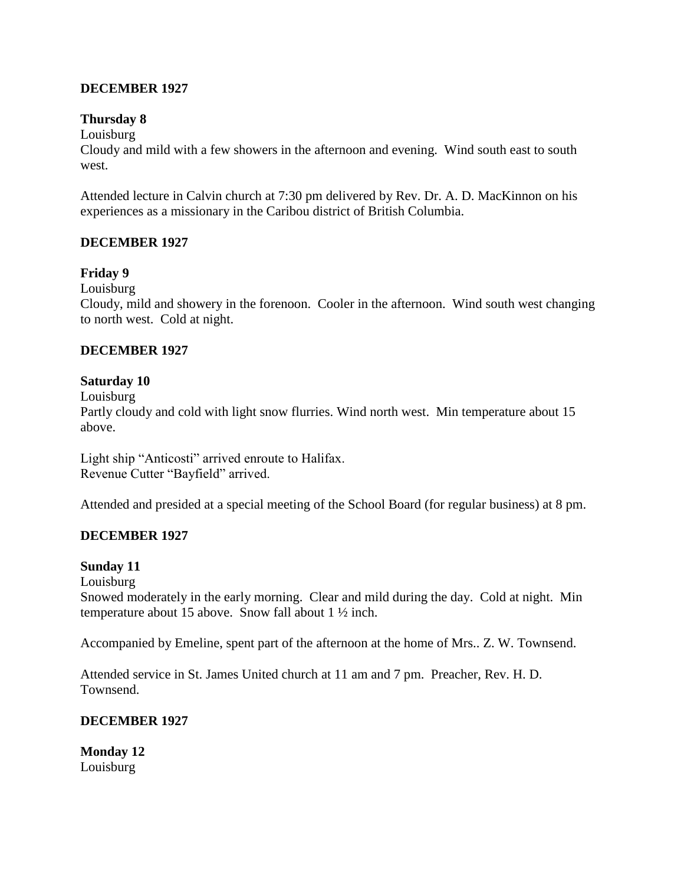**DECEMBER 1927**

**Thursday 8**
Louisburg
Cloudy and mild with a few showers in the afternoon and evening. Wind south east to south west.

Attended lecture in Calvin church at 7:30 pm delivered by Rev. Dr. A. D. MacKinnon on his experiences as a missionary in the Caribou district of British Columbia.

**DECEMBER 1927**

**Friday 9**
Louisburg
Cloudy, mild and showery in the forenoon. Cooler in the afternoon. Wind south west changing to north west. Cold at night.

**DECEMBER 1927**

**Saturday 10**
Louisburg
Partly cloudy and cold with light snow flurries. Wind north west. Min temperature about 15 above.

Light ship "Anticosti" arrived enroute to Halifax.
Revenue Cutter "Bayfield" arrived.

Attended and presided at a special meeting of the School Board (for regular business) at 8 pm.

**DECEMBER 1927**

**Sunday 11**
Louisburg
Snowed moderately in the early morning. Clear and mild during the day. Cold at night. Min temperature about 15 above. Snow fall about 1 ½ inch.

Accompanied by Emeline, spent part of the afternoon at the home of Mrs.. Z. W. Townsend.

Attended service in St. James United church at 11 am and 7 pm. Preacher, Rev. H. D. Townsend.

**DECEMBER 1927**

**Monday 12**
Louisburg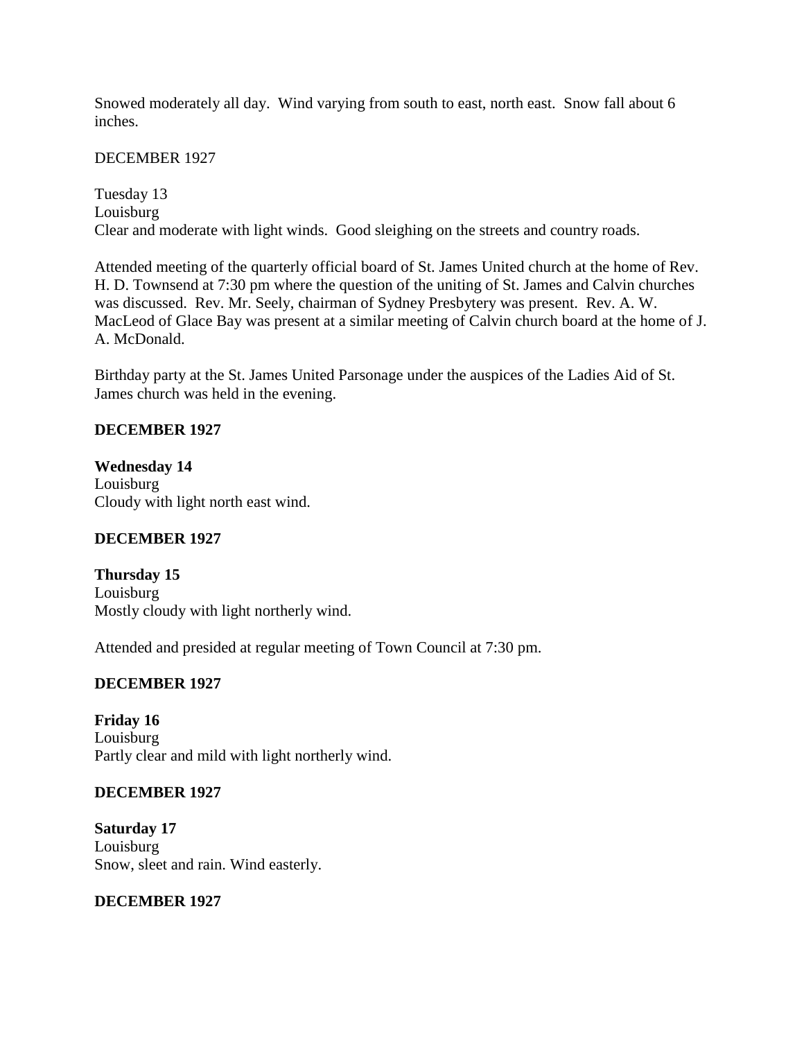Snowed moderately all day. Wind varying from south to east, north east. Snow fall about 6 inches.

DECEMBER 1927

Tuesday 13
Louisburg
Clear and moderate with light winds. Good sleighing on the streets and country roads.

Attended meeting of the quarterly official board of St. James United church at the home of Rev. H. D. Townsend at 7:30 pm where the question of the uniting of St. James and Calvin churches was discussed. Rev. Mr. Seely, chairman of Sydney Presbytery was present. Rev. A. W. MacLeod of Glace Bay was present at a similar meeting of Calvin church board at the home of J. A. McDonald.

Birthday party at the St. James United Parsonage under the auspices of the Ladies Aid of St. James church was held in the evening.

**DECEMBER 1927**

**Wednesday 14**
Louisburg
Cloudy with light north east wind.

**DECEMBER 1927**

**Thursday 15**
Louisburg
Mostly cloudy with light northerly wind.

Attended and presided at regular meeting of Town Council at 7:30 pm.

**DECEMBER 1927**

**Friday 16**
Louisburg
Partly clear and mild with light northerly wind.

**DECEMBER 1927**

**Saturday 17**
Louisburg
Snow, sleet and rain. Wind easterly.

**DECEMBER 1927**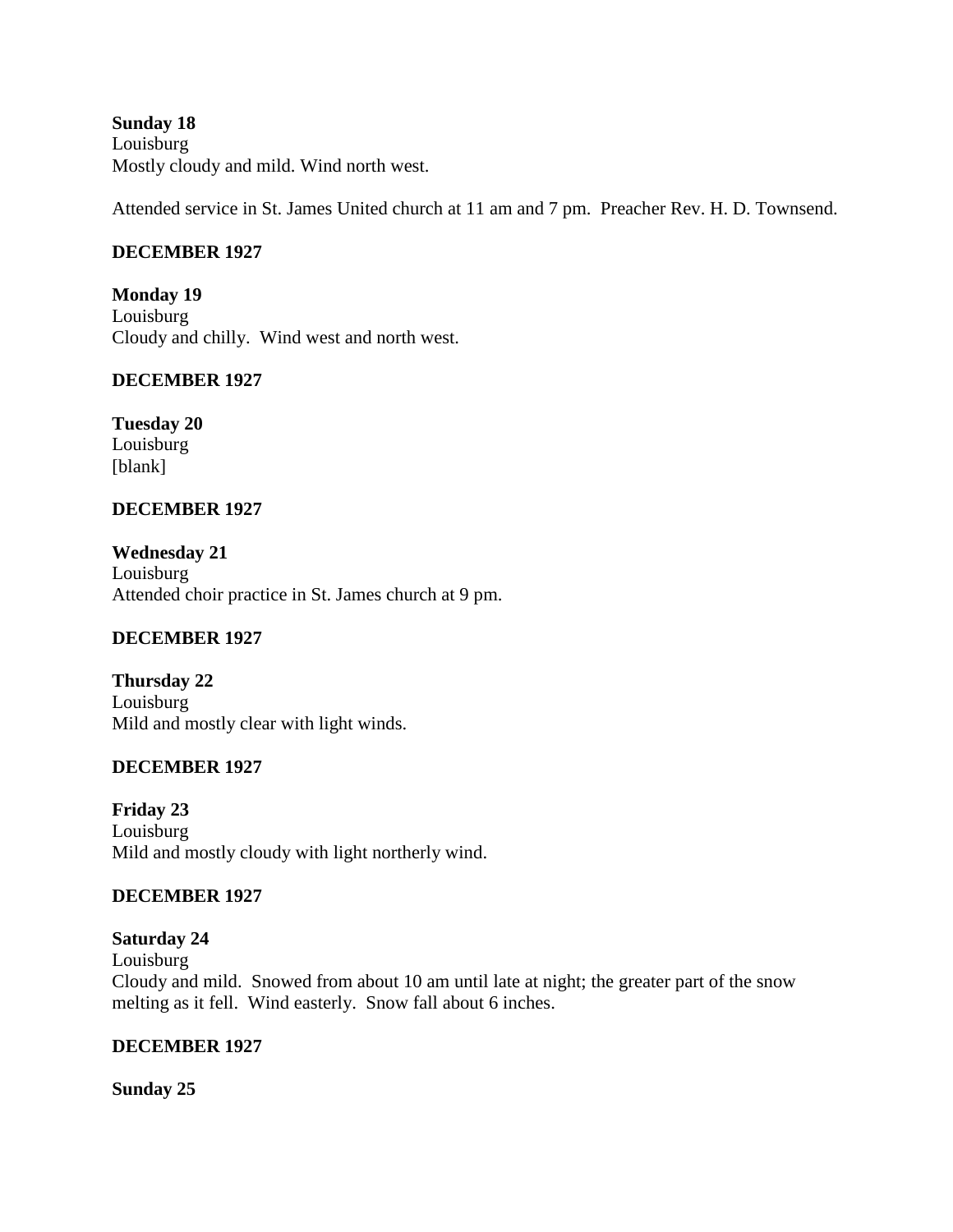**Sunday 18**
Louisburg
Mostly cloudy and mild. Wind north west.

Attended service in St. James United church at 11 am and 7 pm. Preacher Rev. H. D. Townsend.

**DECEMBER 1927**

**Monday 19**
Louisburg
Cloudy and chilly. Wind west and north west.

**DECEMBER 1927**

**Tuesday 20**
Louisburg
[blank]

**DECEMBER 1927**

**Wednesday 21**
Louisburg
Attended choir practice in St. James church at 9 pm.

**DECEMBER 1927**

**Thursday 22**
Louisburg
Mild and mostly clear with light winds.

**DECEMBER 1927**

**Friday 23**
Louisburg
Mild and mostly cloudy with light northerly wind.

**DECEMBER 1927**

**Saturday 24**
Louisburg
Cloudy and mild. Snowed from about 10 am until late at night; the greater part of the snow melting as it fell. Wind easterly. Snow fall about 6 inches.

**DECEMBER 1927**

**Sunday 25**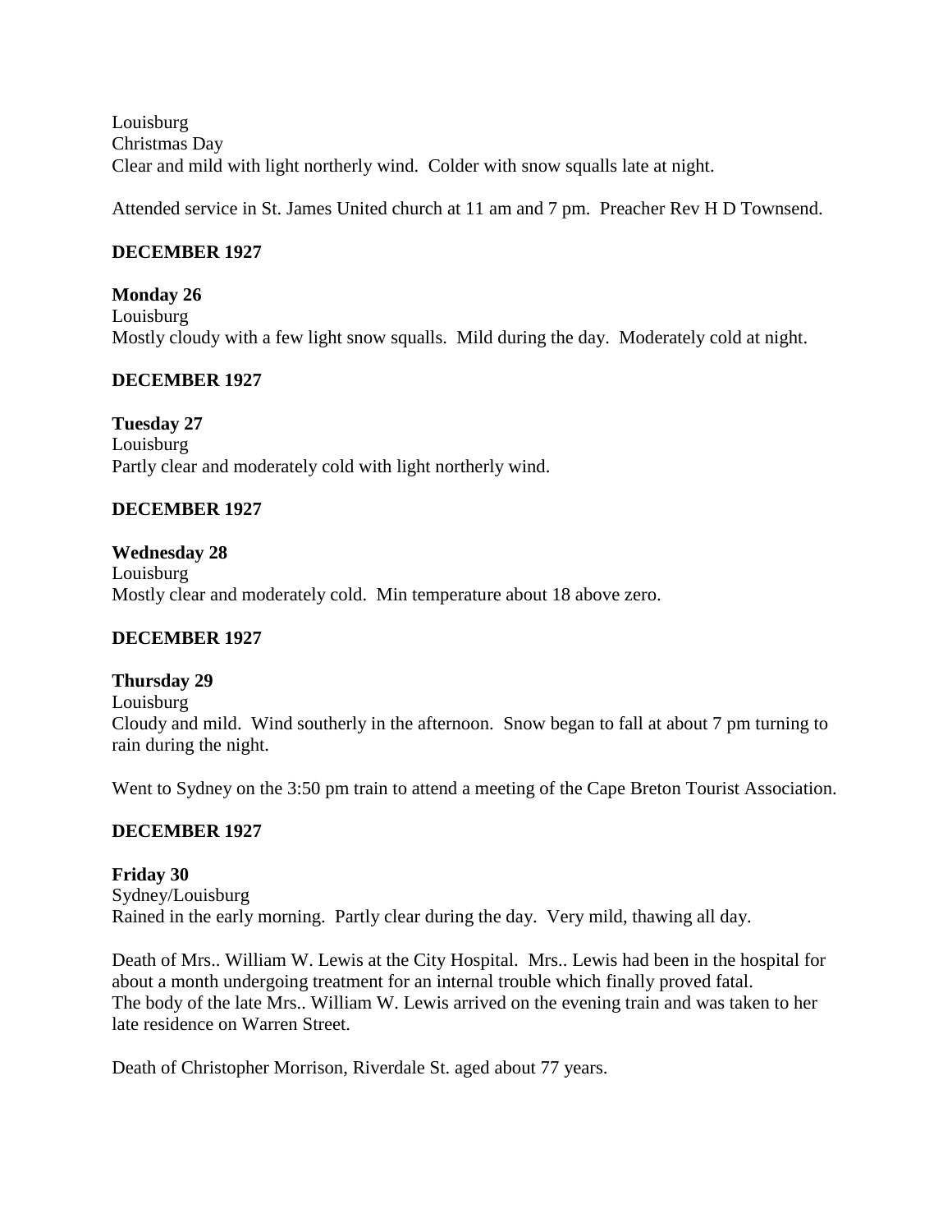Louisburg
Christmas Day
Clear and mild with light northerly wind.  Colder with snow squalls late at night.

Attended service in St. James United church at 11 am and 7 pm.  Preacher Rev H D Townsend.

**DECEMBER 1927**

**Monday 26**
Louisburg
Mostly cloudy with a few light snow squalls.  Mild during the day.  Moderately cold at night.

**DECEMBER 1927**

**Tuesday 27**
Louisburg
Partly clear and moderately cold with light northerly wind.

**DECEMBER 1927**

**Wednesday 28**
Louisburg
Mostly clear and moderately cold.  Min temperature about 18 above zero.

**DECEMBER 1927**

**Thursday 29**
Louisburg
Cloudy and mild.  Wind southerly in the afternoon.  Snow began to fall at about 7 pm turning to rain during the night.

Went to Sydney on the 3:50 pm train to attend a meeting of the Cape Breton Tourist Association.

**DECEMBER 1927**

**Friday 30**
Sydney/Louisburg
Rained in the early morning.  Partly clear during the day.  Very mild, thawing all day.

Death of Mrs.. William W. Lewis at the City Hospital.  Mrs.. Lewis had been in the hospital for about a month undergoing treatment for an internal trouble which finally proved fatal.
The body of the late Mrs.. William W. Lewis arrived on the evening train and was taken to her late residence on Warren Street.

Death of Christopher Morrison, Riverdale St. aged about 77 years.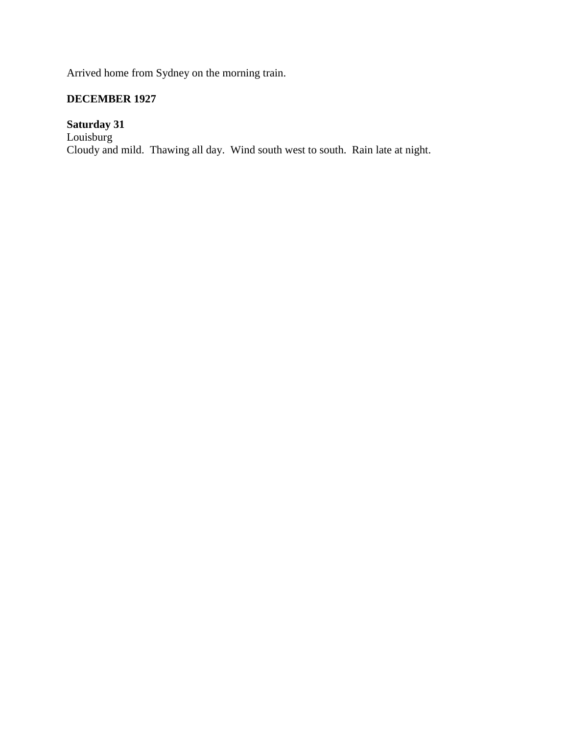Arrived home from Sydney on the morning train.

## DECEMBER 1927

**Saturday 31**
Louisburg
Cloudy and mild. Thawing all day. Wind south west to south. Rain late at night.